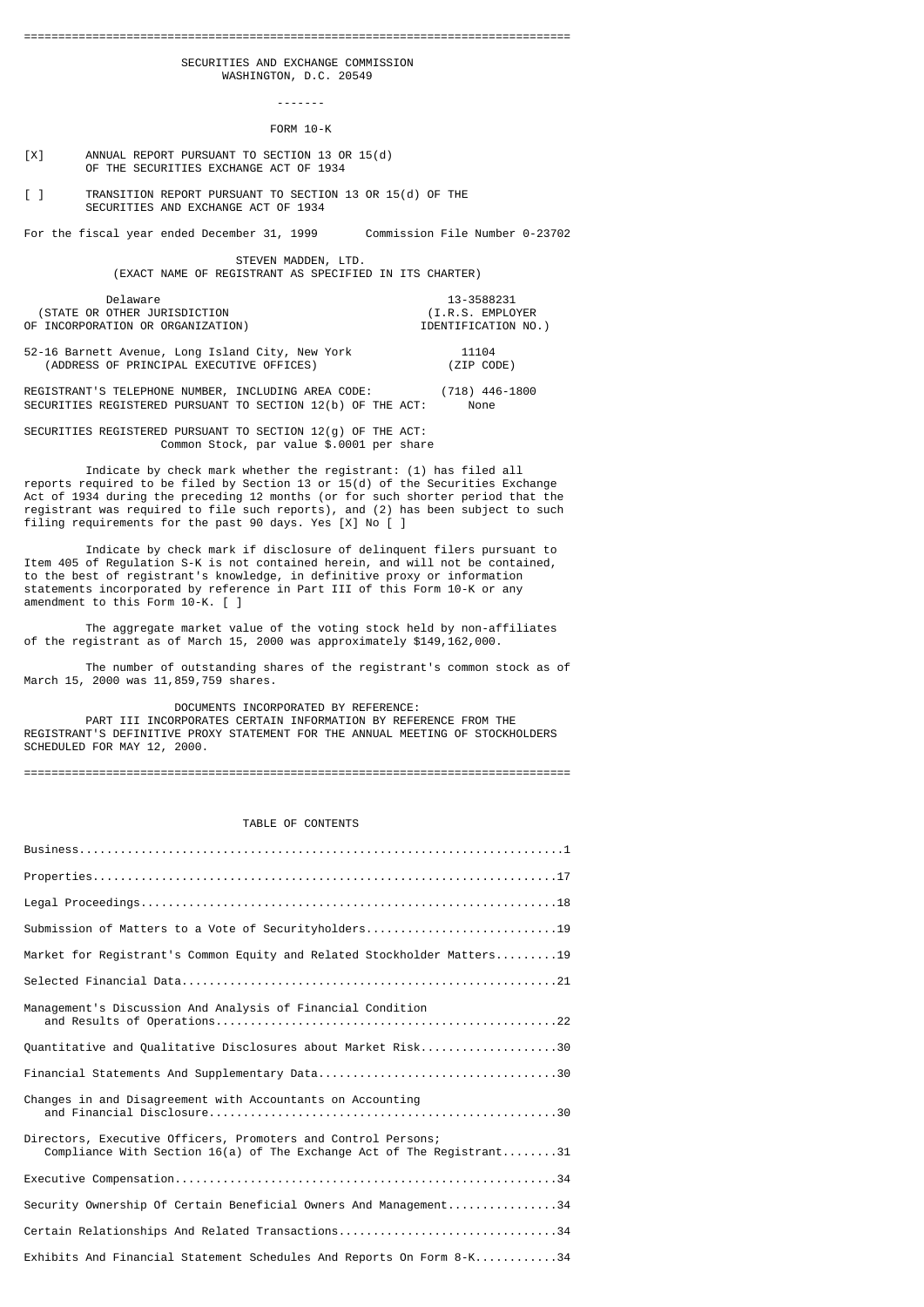# SECURITIES AND EXCHANGE COMMISSION
WASHINGTON, D.C. 20549

-------

## FORM 10-K

[X] ANNUAL REPORT PURSUANT TO SECTION 13 OR 15(d) OF THE SECURITIES EXCHANGE ACT OF 1934

[ ] TRANSITION REPORT PURSUANT TO SECTION 13 OR 15(d) OF THE SECURITIES AND EXCHANGE ACT OF 1934

For the fiscal year ended December 31, 1999 Commission File Number 0-23702

## STEVEN MADDEN, LTD.
(EXACT NAME OF REGISTRANT AS SPECIFIED IN ITS CHARTER)

| | |
|---|---|
| Delaware | 13-3588231 |
| (STATE OR OTHER JURISDICTION OF INCORPORATION OR ORGANIZATION) | (I.R.S. EMPLOYER IDENTIFICATION NO.) |
| 52-16 Barnett Avenue, Long Island City, New York | 11104 |
| (ADDRESS OF PRINCIPAL EXECUTIVE OFFICES) | (ZIP CODE) |

REGISTRANT'S TELEPHONE NUMBER, INCLUDING AREA CODE: (718) 446-1800

SECURITIES REGISTERED PURSUANT TO SECTION 12(b) OF THE ACT: None

SECURITIES REGISTERED PURSUANT TO SECTION 12(g) OF THE ACT:
Common Stock, par value $.0001 per share

Indicate by check mark whether the registrant: (1) has filed all reports required to be filed by Section 13 or 15(d) of the Securities Exchange Act of 1934 during the preceding 12 months (or for such shorter period that the registrant was required to file such reports), and (2) has been subject to such filing requirements for the past 90 days. Yes [X] No [ ]

Indicate by check mark if disclosure of delinquent filers pursuant to Item 405 of Regulation S-K is not contained herein, and will not be contained, to the best of registrant's knowledge, in definitive proxy or information statements incorporated by reference in Part III of this Form 10-K or any amendment to this Form 10-K. [ ]

The aggregate market value of the voting stock held by non-affiliates of the registrant as of March 15, 2000 was approximately $149,162,000.

The number of outstanding shares of the registrant's common stock as of March 15, 2000 was 11,859,759 shares.

DOCUMENTS INCORPORATED BY REFERENCE:
PART III INCORPORATES CERTAIN INFORMATION BY REFERENCE FROM THE REGISTRANT'S DEFINITIVE PROXY STATEMENT FOR THE ANNUAL MEETING OF STOCKHOLDERS SCHEDULED FOR MAY 12, 2000.

## TABLE OF CONTENTS

| | |
|---|---|
| Business | 1 |
| Properties | 17 |
| Legal Proceedings | 18 |
| Submission of Matters to a Vote of Securityholders | 19 |
| Market for Registrant's Common Equity and Related Stockholder Matters | 19 |
| Selected Financial Data | 21 |
| Management's Discussion And Analysis of Financial Condition and Results of Operations | 22 |
| Quantitative and Qualitative Disclosures about Market Risk | 30 |
| Financial Statements And Supplementary Data | 30 |
| Changes in and Disagreement with Accountants on Accounting and Financial Disclosure | 30 |
| Directors, Executive Officers, Promoters and Control Persons; Compliance With Section 16(a) of The Exchange Act of The Registrant | 31 |
| Executive Compensation | 34 |
| Security Ownership Of Certain Beneficial Owners And Management | 34 |
| Certain Relationships And Related Transactions | 34 |
| Exhibits And Financial Statement Schedules And Reports On Form 8-K | 34 |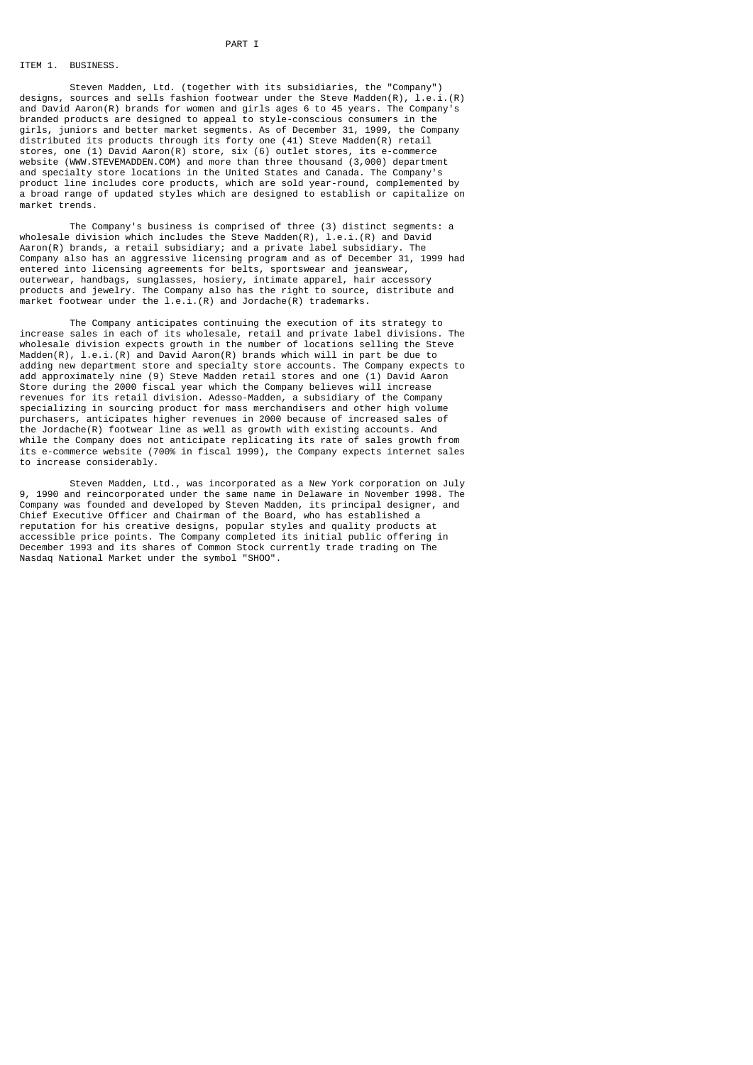# PART I

## ITEM 1. BUSINESS.

Steven Madden, Ltd. (together with its subsidiaries, the "Company") designs, sources and sells fashion footwear under the Steve Madden(R), l.e.i.(R) and David Aaron(R) brands for women and girls ages 6 to 45 years. The Company's branded products are designed to appeal to style-conscious consumers in the girls, juniors and better market segments. As of December 31, 1999, the Company distributed its products through its forty one (41) Steve Madden(R) retail stores, one (1) David Aaron(R) store, six (6) outlet stores, its e-commerce website (WWW.STEVEMADDEN.COM) and more than three thousand (3,000) department and specialty store locations in the United States and Canada. The Company's product line includes core products, which are sold year-round, complemented by a broad range of updated styles which are designed to establish or capitalize on market trends.

The Company's business is comprised of three (3) distinct segments: a wholesale division which includes the Steve Madden(R), l.e.i.(R) and David Aaron(R) brands, a retail subsidiary; and a private label subsidiary. The Company also has an aggressive licensing program and as of December 31, 1999 had entered into licensing agreements for belts, sportswear and jeanswear, outerwear, handbags, sunglasses, hosiery, intimate apparel, hair accessory products and jewelry. The Company also has the right to source, distribute and market footwear under the l.e.i.(R) and Jordache(R) trademarks.

The Company anticipates continuing the execution of its strategy to increase sales in each of its wholesale, retail and private label divisions. The wholesale division expects growth in the number of locations selling the Steve Madden(R), l.e.i.(R) and David Aaron(R) brands which will in part be due to adding new department store and specialty store accounts. The Company expects to add approximately nine (9) Steve Madden retail stores and one (1) David Aaron Store during the 2000 fiscal year which the Company believes will increase revenues for its retail division. Adesso-Madden, a subsidiary of the Company specializing in sourcing product for mass merchandisers and other high volume purchasers, anticipates higher revenues in 2000 because of increased sales of the Jordache(R) footwear line as well as growth with existing accounts. And while the Company does not anticipate replicating its rate of sales growth from its e-commerce website (700% in fiscal 1999), the Company expects internet sales to increase considerably.

Steven Madden, Ltd., was incorporated as a New York corporation on July 9, 1990 and reincorporated under the same name in Delaware in November 1998. The Company was founded and developed by Steven Madden, its principal designer, and Chief Executive Officer and Chairman of the Board, who has established a reputation for his creative designs, popular styles and quality products at accessible price points. The Company completed its initial public offering in December 1993 and its shares of Common Stock currently trade trading on The Nasdaq National Market under the symbol "SHOO".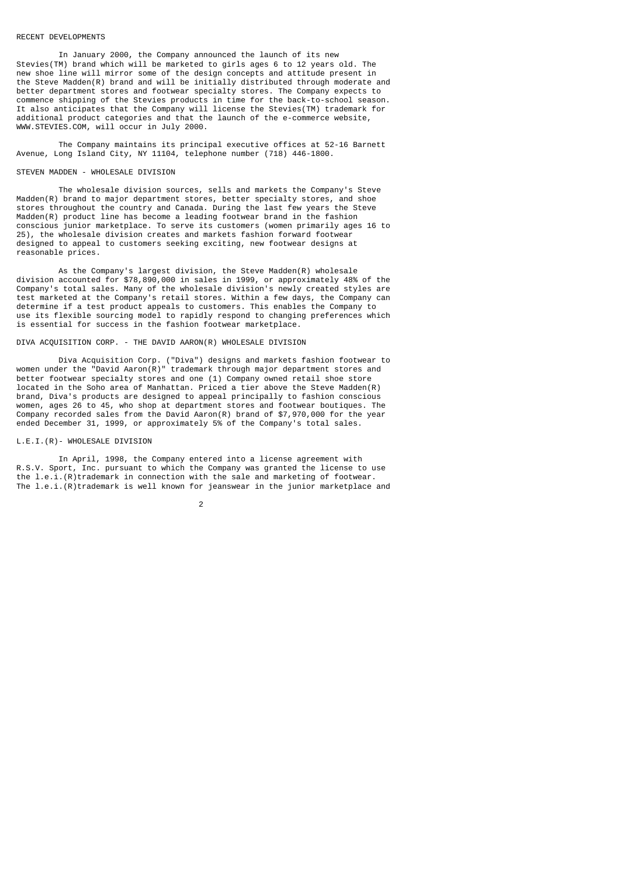## RECENT DEVELOPMENTS

In January 2000, the Company announced the launch of its new Stevies(TM) brand which will be marketed to girls ages 6 to 12 years old. The new shoe line will mirror some of the design concepts and attitude present in the Steve Madden(R) brand and will be initially distributed through moderate and better department stores and footwear specialty stores. The Company expects to commence shipping of the Stevies products in time for the back-to-school season. It also anticipates that the Company will license the Stevies(TM) trademark for additional product categories and that the launch of the e-commerce website, WWW.STEVIES.COM, will occur in July 2000.

The Company maintains its principal executive offices at 52-16 Barnett Avenue, Long Island City, NY 11104, telephone number (718) 446-1800.

## STEVEN MADDEN - WHOLESALE DIVISION

The wholesale division sources, sells and markets the Company's Steve Madden(R) brand to major department stores, better specialty stores, and shoe stores throughout the country and Canada. During the last few years the Steve Madden(R) product line has become a leading footwear brand in the fashion conscious junior marketplace. To serve its customers (women primarily ages 16 to 25), the wholesale division creates and markets fashion forward footwear designed to appeal to customers seeking exciting, new footwear designs at reasonable prices.

As the Company's largest division, the Steve Madden(R) wholesale division accounted for $78,890,000 in sales in 1999, or approximately 48% of the Company's total sales. Many of the wholesale division's newly created styles are test marketed at the Company's retail stores. Within a few days, the Company can determine if a test product appeals to customers. This enables the Company to use its flexible sourcing model to rapidly respond to changing preferences which is essential for success in the fashion footwear marketplace.

## DIVA ACQUISITION CORP. - THE DAVID AARON(R) WHOLESALE DIVISION

Diva Acquisition Corp. ("Diva") designs and markets fashion footwear to women under the "David Aaron(R)" trademark through major department stores and better footwear specialty stores and one (1) Company owned retail shoe store located in the Soho area of Manhattan. Priced a tier above the Steve Madden(R) brand, Diva's products are designed to appeal principally to fashion conscious women, ages 26 to 45, who shop at department stores and footwear boutiques. The Company recorded sales from the David Aaron(R) brand of $7,970,000 for the year ended December 31, 1999, or approximately 5% of the Company's total sales.

## L.E.I.(R)- WHOLESALE DIVISION

In April, 1998, the Company entered into a license agreement with R.S.V. Sport, Inc. pursuant to which the Company was granted the license to use the l.e.i.(R)trademark in connection with the sale and marketing of footwear. The l.e.i.(R)trademark is well known for jeanswear in the junior marketplace and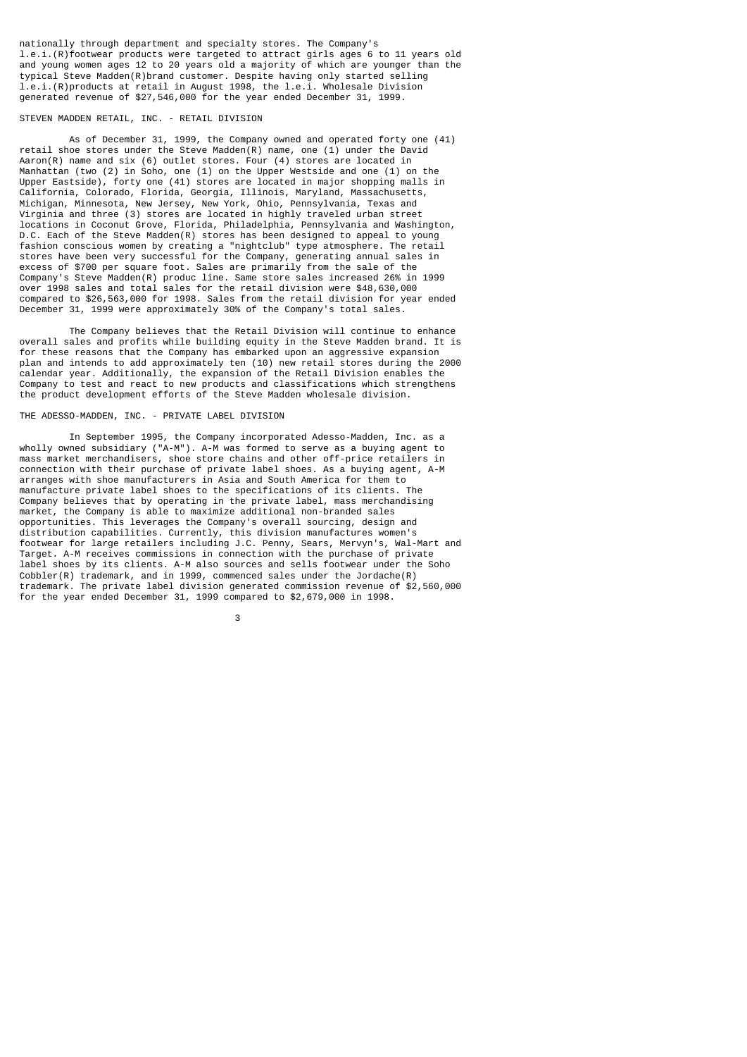nationally through department and specialty stores. The Company's l.e.i.(R)footwear products were targeted to attract girls ages 6 to 11 years old and young women ages 12 to 20 years old a majority of which are younger than the typical Steve Madden(R)brand customer. Despite having only started selling l.e.i.(R)products at retail in August 1998, the l.e.i. Wholesale Division generated revenue of $27,546,000 for the year ended December 31, 1999.

STEVEN MADDEN RETAIL, INC. - RETAIL DIVISION

As of December 31, 1999, the Company owned and operated forty one (41) retail shoe stores under the Steve Madden(R) name, one (1) under the David Aaron(R) name and six (6) outlet stores. Four (4) stores are located in Manhattan (two (2) in Soho, one (1) on the Upper Westside and one (1) on the Upper Eastside), forty one (41) stores are located in major shopping malls in California, Colorado, Florida, Georgia, Illinois, Maryland, Massachusetts, Michigan, Minnesota, New Jersey, New York, Ohio, Pennsylvania, Texas and Virginia and three (3) stores are located in highly traveled urban street locations in Coconut Grove, Florida, Philadelphia, Pennsylvania and Washington, D.C. Each of the Steve Madden(R) stores has been designed to appeal to young fashion conscious women by creating a "nightclub" type atmosphere. The retail stores have been very successful for the Company, generating annual sales in excess of $700 per square foot. Sales are primarily from the sale of the Company's Steve Madden(R) produc line. Same store sales increased 26% in 1999 over 1998 sales and total sales for the retail division were $48,630,000 compared to $26,563,000 for 1998. Sales from the retail division for year ended December 31, 1999 were approximately 30% of the Company's total sales.

The Company believes that the Retail Division will continue to enhance overall sales and profits while building equity in the Steve Madden brand. It is for these reasons that the Company has embarked upon an aggressive expansion plan and intends to add approximately ten (10) new retail stores during the 2000 calendar year. Additionally, the expansion of the Retail Division enables the Company to test and react to new products and classifications which strengthens the product development efforts of the Steve Madden wholesale division.

THE ADESSO-MADDEN, INC. - PRIVATE LABEL DIVISION

In September 1995, the Company incorporated Adesso-Madden, Inc. as a wholly owned subsidiary ("A-M"). A-M was formed to serve as a buying agent to mass market merchandisers, shoe store chains and other off-price retailers in connection with their purchase of private label shoes. As a buying agent, A-M arranges with shoe manufacturers in Asia and South America for them to manufacture private label shoes to the specifications of its clients. The Company believes that by operating in the private label, mass merchandising market, the Company is able to maximize additional non-branded sales opportunities. This leverages the Company's overall sourcing, design and distribution capabilities. Currently, this division manufactures women's footwear for large retailers including J.C. Penny, Sears, Mervyn's, Wal-Mart and Target. A-M receives commissions in connection with the purchase of private label shoes by its clients. A-M also sources and sells footwear under the Soho Cobbler(R) trademark, and in 1999, commenced sales under the Jordache(R) trademark. The private label division generated commission revenue of $2,560,000 for the year ended December 31, 1999 compared to $2,679,000 in 1998.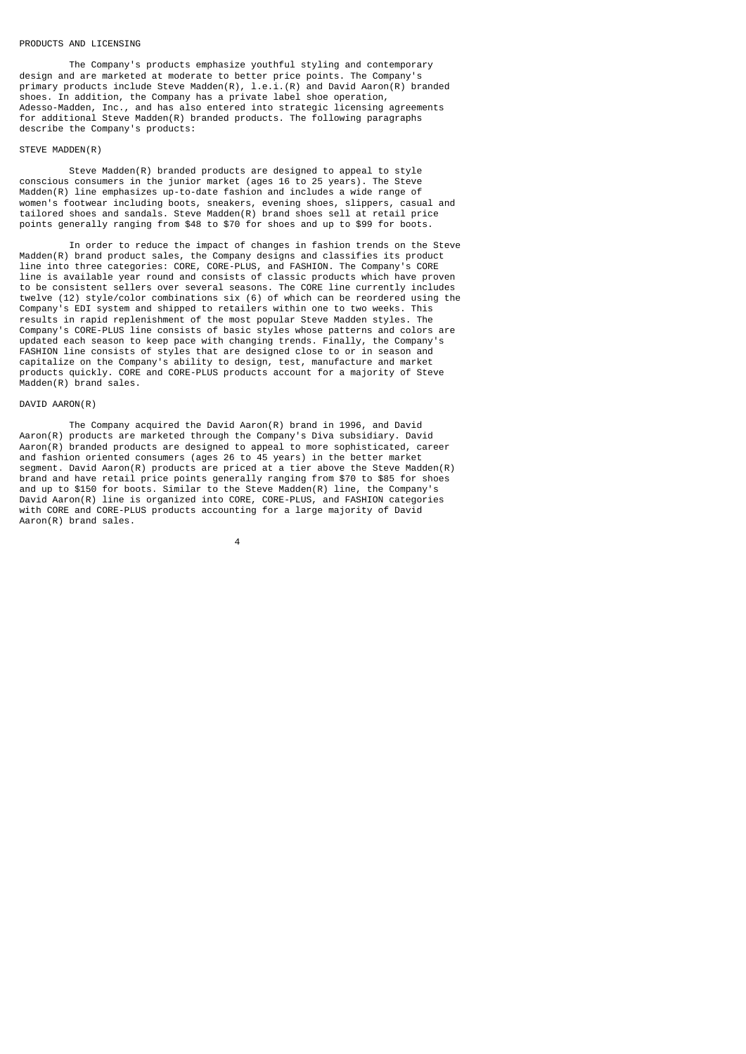## PRODUCTS AND LICENSING

The Company's products emphasize youthful styling and contemporary design and are marketed at moderate to better price points. The Company's primary products include Steve Madden(R), l.e.i.(R) and David Aaron(R) branded shoes. In addition, the Company has a private label shoe operation, Adesso-Madden, Inc., and has also entered into strategic licensing agreements for additional Steve Madden(R) branded products. The following paragraphs describe the Company's products:

### STEVE MADDEN(R)

Steve Madden(R) branded products are designed to appeal to style conscious consumers in the junior market (ages 16 to 25 years). The Steve Madden(R) line emphasizes up-to-date fashion and includes a wide range of women's footwear including boots, sneakers, evening shoes, slippers, casual and tailored shoes and sandals. Steve Madden(R) brand shoes sell at retail price points generally ranging from $48 to $70 for shoes and up to $99 for boots.

In order to reduce the impact of changes in fashion trends on the Steve Madden(R) brand product sales, the Company designs and classifies its product line into three categories: CORE, CORE-PLUS, and FASHION. The Company's CORE line is available year round and consists of classic products which have proven to be consistent sellers over several seasons. The CORE line currently includes twelve (12) style/color combinations six (6) of which can be reordered using the Company's EDI system and shipped to retailers within one to two weeks. This results in rapid replenishment of the most popular Steve Madden styles. The Company's CORE-PLUS line consists of basic styles whose patterns and colors are updated each season to keep pace with changing trends. Finally, the Company's FASHION line consists of styles that are designed close to or in season and capitalize on the Company's ability to design, test, manufacture and market products quickly. CORE and CORE-PLUS products account for a majority of Steve Madden(R) brand sales.

### DAVID AARON(R)

The Company acquired the David Aaron(R) brand in 1996, and David Aaron(R) products are marketed through the Company's Diva subsidiary. David Aaron(R) branded products are designed to appeal to more sophisticated, career and fashion oriented consumers (ages 26 to 45 years) in the better market segment. David Aaron(R) products are priced at a tier above the Steve Madden(R) brand and have retail price points generally ranging from $70 to $85 for shoes and up to $150 for boots. Similar to the Steve Madden(R) line, the Company's David Aaron(R) line is organized into CORE, CORE-PLUS, and FASHION categories with CORE and CORE-PLUS products accounting for a large majority of David Aaron(R) brand sales.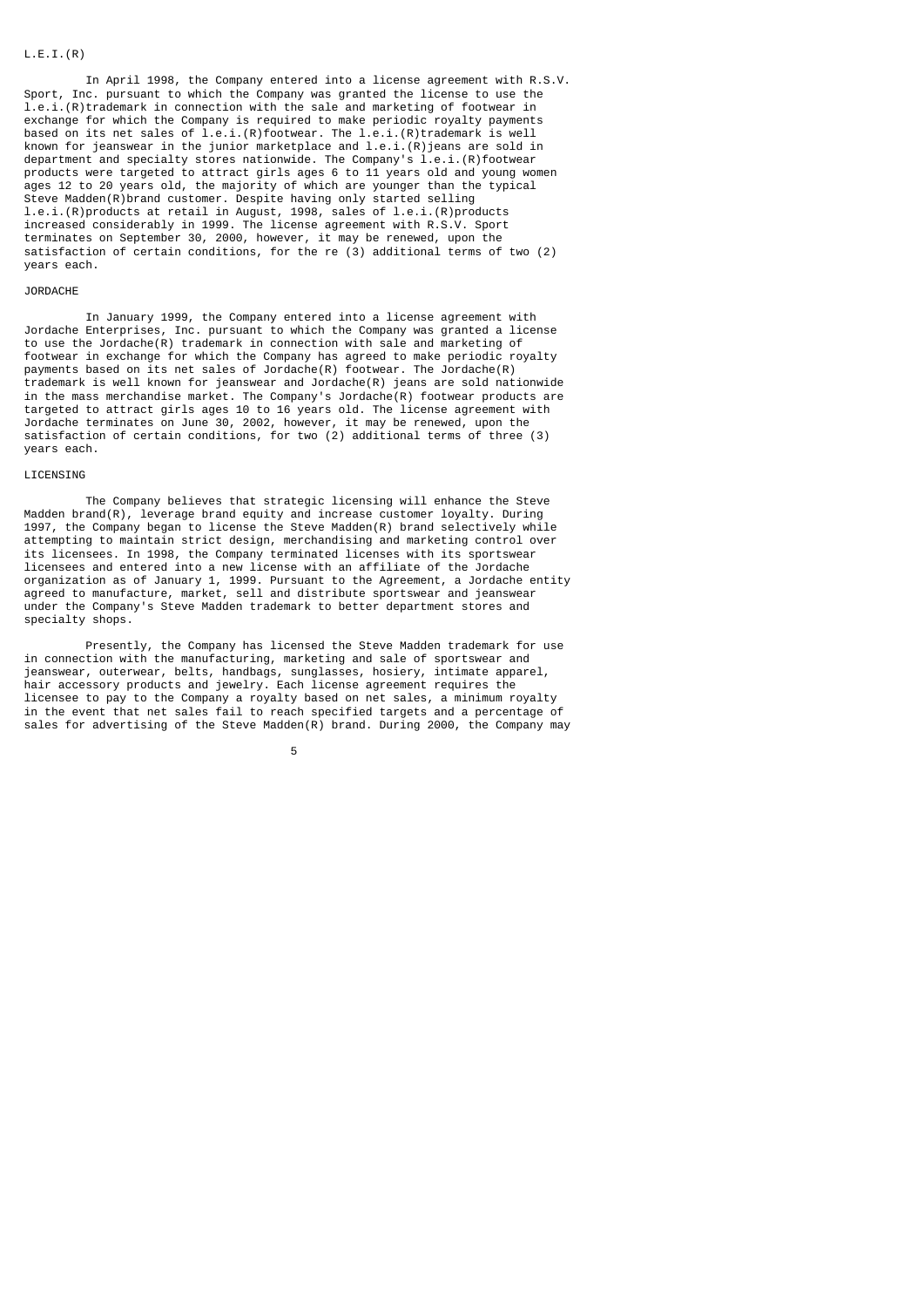## L.E.I.(R)

In April 1998, the Company entered into a license agreement with R.S.V. Sport, Inc. pursuant to which the Company was granted the license to use the l.e.i.(R)trademark in connection with the sale and marketing of footwear in exchange for which the Company is required to make periodic royalty payments based on its net sales of l.e.i.(R)footwear. The l.e.i.(R)trademark is well known for jeanswear in the junior marketplace and l.e.i.(R)jeans are sold in department and specialty stores nationwide. The Company's l.e.i.(R)footwear products were targeted to attract girls ages 6 to 11 years old and young women ages 12 to 20 years old, the majority of which are younger than the typical Steve Madden(R)brand customer. Despite having only started selling l.e.i.(R)products at retail in August, 1998, sales of l.e.i.(R)products increased considerably in 1999. The license agreement with R.S.V. Sport terminates on September 30, 2000, however, it may be renewed, upon the satisfaction of certain conditions, for the re (3) additional terms of two (2) years each.

## JORDACHE

In January 1999, the Company entered into a license agreement with Jordache Enterprises, Inc. pursuant to which the Company was granted a license to use the Jordache(R) trademark in connection with sale and marketing of footwear in exchange for which the Company has agreed to make periodic royalty payments based on its net sales of Jordache(R) footwear. The Jordache(R) trademark is well known for jeanswear and Jordache(R) jeans are sold nationwide in the mass merchandise market. The Company's Jordache(R) footwear products are targeted to attract girls ages 10 to 16 years old. The license agreement with Jordache terminates on June 30, 2002, however, it may be renewed, upon the satisfaction of certain conditions, for two (2) additional terms of three (3) years each.

## LICENSING

The Company believes that strategic licensing will enhance the Steve Madden brand(R), leverage brand equity and increase customer loyalty. During 1997, the Company began to license the Steve Madden(R) brand selectively while attempting to maintain strict design, merchandising and marketing control over its licensees. In 1998, the Company terminated licenses with its sportswear licensees and entered into a new license with an affiliate of the Jordache organization as of January 1, 1999. Pursuant to the Agreement, a Jordache entity agreed to manufacture, market, sell and distribute sportswear and jeanswear under the Company's Steve Madden trademark to better department stores and specialty shops.

Presently, the Company has licensed the Steve Madden trademark for use in connection with the manufacturing, marketing and sale of sportswear and jeanswear, outerwear, belts, handbags, sunglasses, hosiery, intimate apparel, hair accessory products and jewelry. Each license agreement requires the licensee to pay to the Company a royalty based on net sales, a minimum royalty in the event that net sales fail to reach specified targets and a percentage of sales for advertising of the Steve Madden(R) brand. During 2000, the Company may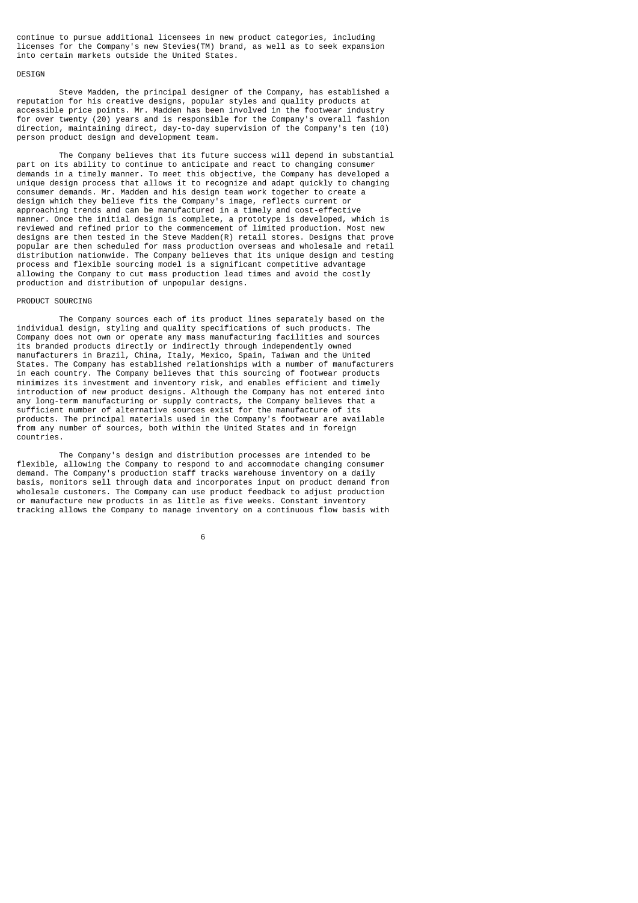continue to pursue additional licensees in new product categories, including licenses for the Company's new Stevies(TM) brand, as well as to seek expansion into certain markets outside the United States.

## DESIGN

Steve Madden, the principal designer of the Company, has established a reputation for his creative designs, popular styles and quality products at accessible price points. Mr. Madden has been involved in the footwear industry for over twenty (20) years and is responsible for the Company's overall fashion direction, maintaining direct, day-to-day supervision of the Company's ten (10) person product design and development team.

The Company believes that its future success will depend in substantial part on its ability to continue to anticipate and react to changing consumer demands in a timely manner. To meet this objective, the Company has developed a unique design process that allows it to recognize and adapt quickly to changing consumer demands. Mr. Madden and his design team work together to create a design which they believe fits the Company's image, reflects current or approaching trends and can be manufactured in a timely and cost-effective manner. Once the initial design is complete, a prototype is developed, which is reviewed and refined prior to the commencement of limited production. Most new designs are then tested in the Steve Madden(R) retail stores. Designs that prove popular are then scheduled for mass production overseas and wholesale and retail distribution nationwide. The Company believes that its unique design and testing process and flexible sourcing model is a significant competitive advantage allowing the Company to cut mass production lead times and avoid the costly production and distribution of unpopular designs.

## PRODUCT SOURCING

The Company sources each of its product lines separately based on the individual design, styling and quality specifications of such products. The Company does not own or operate any mass manufacturing facilities and sources its branded products directly or indirectly through independently owned manufacturers in Brazil, China, Italy, Mexico, Spain, Taiwan and the United States. The Company has established relationships with a number of manufacturers in each country. The Company believes that this sourcing of footwear products minimizes its investment and inventory risk, and enables efficient and timely introduction of new product designs. Although the Company has not entered into any long-term manufacturing or supply contracts, the Company believes that a sufficient number of alternative sources exist for the manufacture of its products. The principal materials used in the Company's footwear are available from any number of sources, both within the United States and in foreign countries.

The Company's design and distribution processes are intended to be flexible, allowing the Company to respond to and accommodate changing consumer demand. The Company's production staff tracks warehouse inventory on a daily basis, monitors sell through data and incorporates input on product demand from wholesale customers. The Company can use product feedback to adjust production or manufacture new products in as little as five weeks. Constant inventory tracking allows the Company to manage inventory on a continuous flow basis with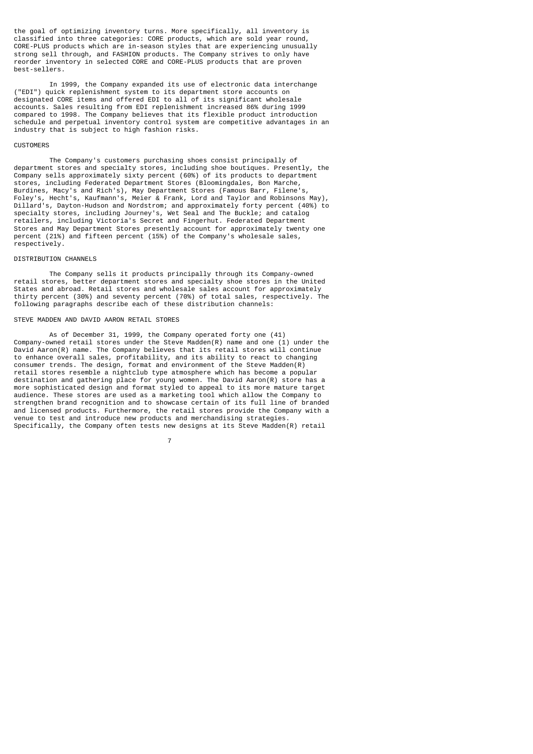the goal of optimizing inventory turns. More specifically, all inventory is classified into three categories: CORE products, which are sold year round, CORE-PLUS products which are in-season styles that are experiencing unusually strong sell through, and FASHION products. The Company strives to only have reorder inventory in selected CORE and CORE-PLUS products that are proven best-sellers.

In 1999, the Company expanded its use of electronic data interchange ("EDI") quick replenishment system to its department store accounts on designated CORE items and offered EDI to all of its significant wholesale accounts. Sales resulting from EDI replenishment increased 86% during 1999 compared to 1998. The Company believes that its flexible product introduction schedule and perpetual inventory control system are competitive advantages in an industry that is subject to high fashion risks.

## CUSTOMERS

The Company's customers purchasing shoes consist principally of department stores and specialty stores, including shoe boutiques. Presently, the Company sells approximately sixty percent (60%) of its products to department stores, including Federated Department Stores (Bloomingdales, Bon Marche, Burdines, Macy's and Rich's), May Department Stores (Famous Barr, Filene's, Foley's, Hecht's, Kaufmann's, Meier & Frank, Lord and Taylor and Robinsons May), Dillard's, Dayton-Hudson and Nordstrom; and approximately forty percent (40%) to specialty stores, including Journey's, Wet Seal and The Buckle; and catalog retailers, including Victoria's Secret and Fingerhut. Federated Department Stores and May Department Stores presently account for approximately twenty one percent (21%) and fifteen percent (15%) of the Company's wholesale sales, respectively.

## DISTRIBUTION CHANNELS

The Company sells it products principally through its Company-owned retail stores, better department stores and specialty shoe stores in the United States and abroad. Retail stores and wholesale sales account for approximately thirty percent (30%) and seventy percent (70%) of total sales, respectively. The following paragraphs describe each of these distribution channels:

### STEVE MADDEN AND DAVID AARON RETAIL STORES

As of December 31, 1999, the Company operated forty one (41) Company-owned retail stores under the Steve Madden(R) name and one (1) under the David Aaron(R) name. The Company believes that its retail stores will continue to enhance overall sales, profitability, and its ability to react to changing consumer trends. The design, format and environment of the Steve Madden(R) retail stores resemble a nightclub type atmosphere which has become a popular destination and gathering place for young women. The David Aaron(R) store has a more sophisticated design and format styled to appeal to its more mature target audience. These stores are used as a marketing tool which allow the Company to strengthen brand recognition and to showcase certain of its full line of branded and licensed products. Furthermore, the retail stores provide the Company with a venue to test and introduce new products and merchandising strategies. Specifically, the Company often tests new designs at its Steve Madden(R) retail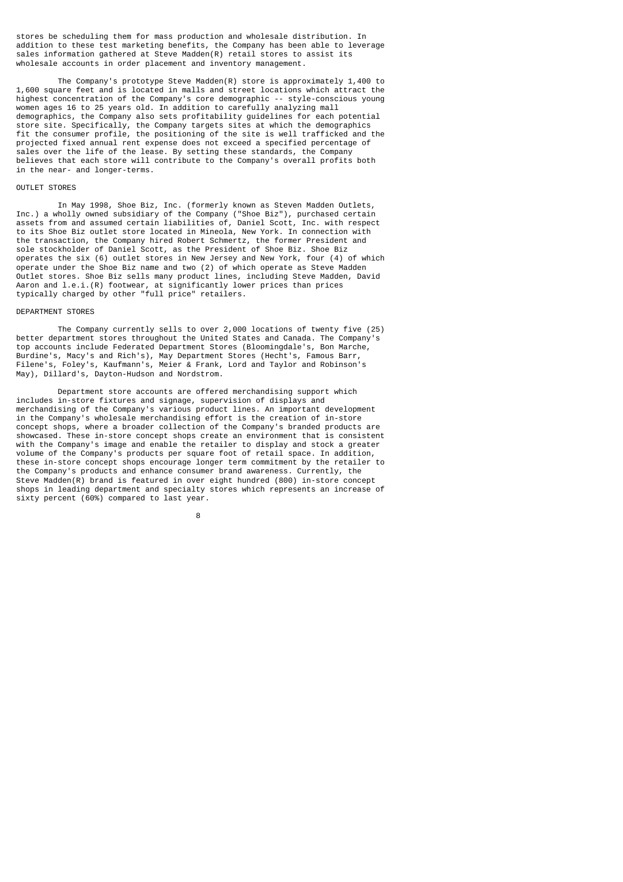stores be scheduling them for mass production and wholesale distribution. In addition to these test marketing benefits, the Company has been able to leverage sales information gathered at Steve Madden(R) retail stores to assist its wholesale accounts in order placement and inventory management.

The Company's prototype Steve Madden(R) store is approximately 1,400 to 1,600 square feet and is located in malls and street locations which attract the highest concentration of the Company's core demographic -- style-conscious young women ages 16 to 25 years old. In addition to carefully analyzing mall demographics, the Company also sets profitability guidelines for each potential store site. Specifically, the Company targets sites at which the demographics fit the consumer profile, the positioning of the site is well trafficked and the projected fixed annual rent expense does not exceed a specified percentage of sales over the life of the lease. By setting these standards, the Company believes that each store will contribute to the Company's overall profits both in the near- and longer-terms.

OUTLET STORES

In May 1998, Shoe Biz, Inc. (formerly known as Steven Madden Outlets, Inc.) a wholly owned subsidiary of the Company ("Shoe Biz"), purchased certain assets from and assumed certain liabilities of, Daniel Scott, Inc. with respect to its Shoe Biz outlet store located in Mineola, New York. In connection with the transaction, the Company hired Robert Schmertz, the former President and sole stockholder of Daniel Scott, as the President of Shoe Biz. Shoe Biz operates the six (6) outlet stores in New Jersey and New York, four (4) of which operate under the Shoe Biz name and two (2) of which operate as Steve Madden Outlet stores. Shoe Biz sells many product lines, including Steve Madden, David Aaron and l.e.i.(R) footwear, at significantly lower prices than prices typically charged by other "full price" retailers.

DEPARTMENT STORES

The Company currently sells to over 2,000 locations of twenty five (25) better department stores throughout the United States and Canada. The Company's top accounts include Federated Department Stores (Bloomingdale's, Bon Marche, Burdine's, Macy's and Rich's), May Department Stores (Hecht's, Famous Barr, Filene's, Foley's, Kaufmann's, Meier & Frank, Lord and Taylor and Robinson's May), Dillard's, Dayton-Hudson and Nordstrom.

Department store accounts are offered merchandising support which includes in-store fixtures and signage, supervision of displays and merchandising of the Company's various product lines. An important development in the Company's wholesale merchandising effort is the creation of in-store concept shops, where a broader collection of the Company's branded products are showcased. These in-store concept shops create an environment that is consistent with the Company's image and enable the retailer to display and stock a greater volume of the Company's products per square foot of retail space. In addition, these in-store concept shops encourage longer term commitment by the retailer to the Company's products and enhance consumer brand awareness. Currently, the Steve Madden(R) brand is featured in over eight hundred (800) in-store concept shops in leading department and specialty stores which represents an increase of sixty percent (60%) compared to last year.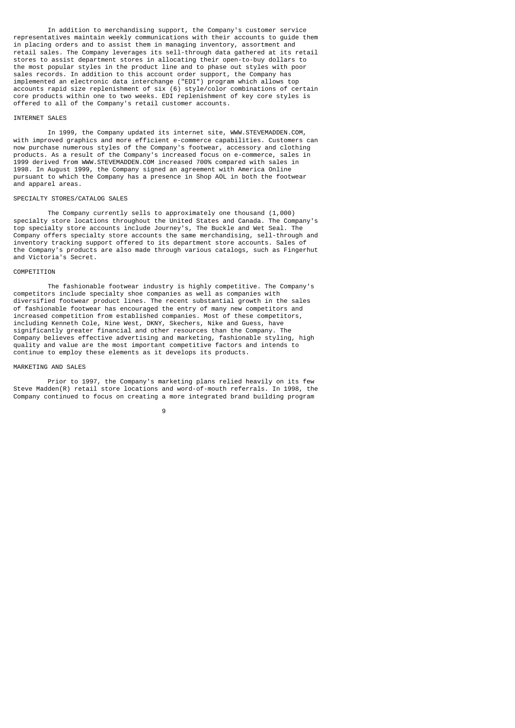In addition to merchandising support, the Company's customer service representatives maintain weekly communications with their accounts to guide them in placing orders and to assist them in managing inventory, assortment and retail sales. The Company leverages its sell-through data gathered at its retail stores to assist department stores in allocating their open-to-buy dollars to the most popular styles in the product line and to phase out styles with poor sales records. In addition to this account order support, the Company has implemented an electronic data interchange ("EDI") program which allows top accounts rapid size replenishment of six (6) style/color combinations of certain core products within one to two weeks. EDI replenishment of key core styles is offered to all of the Company's retail customer accounts.

## INTERNET SALES

In 1999, the Company updated its internet site, WWW.STEVEMADDEN.COM, with improved graphics and more efficient e-commerce capabilities. Customers can now purchase numerous styles of the Company's footwear, accessory and clothing products. As a result of the Company's increased focus on e-commerce, sales in 1999 derived from WWW.STEVEMADDEN.COM increased 700% compared with sales in 1998. In August 1999, the Company signed an agreement with America Online pursuant to which the Company has a presence in Shop AOL in both the footwear and apparel areas.

## SPECIALTY STORES/CATALOG SALES

The Company currently sells to approximately one thousand (1,000) specialty store locations throughout the United States and Canada. The Company's top specialty store accounts include Journey's, The Buckle and Wet Seal. The Company offers specialty store accounts the same merchandising, sell-through and inventory tracking support offered to its department store accounts. Sales of the Company's products are also made through various catalogs, such as Fingerhut and Victoria's Secret.

## COMPETITION

The fashionable footwear industry is highly competitive. The Company's competitors include specialty shoe companies as well as companies with diversified footwear product lines. The recent substantial growth in the sales of fashionable footwear has encouraged the entry of many new competitors and increased competition from established companies. Most of these competitors, including Kenneth Cole, Nine West, DKNY, Skechers, Nike and Guess, have significantly greater financial and other resources than the Company. The Company believes effective advertising and marketing, fashionable styling, high quality and value are the most important competitive factors and intends to continue to employ these elements as it develops its products.

## MARKETING AND SALES

Prior to 1997, the Company's marketing plans relied heavily on its few Steve Madden(R) retail store locations and word-of-mouth referrals. In 1998, the Company continued to focus on creating a more integrated brand building program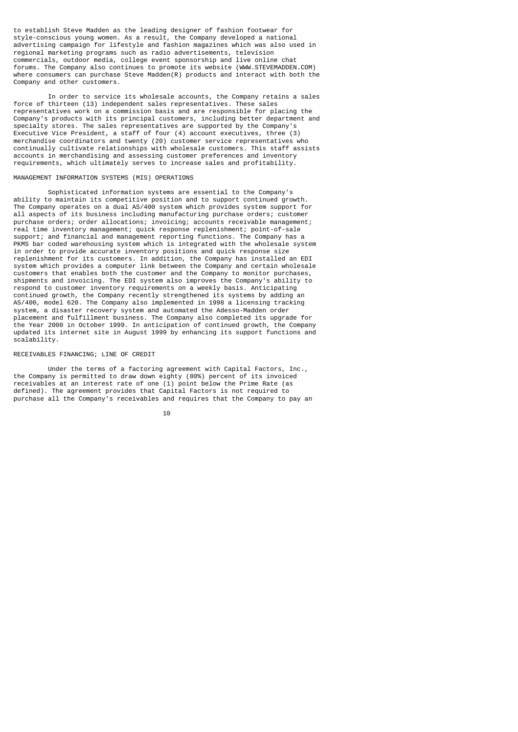to establish Steve Madden as the leading designer of fashion footwear for style-conscious young women. As a result, the Company developed a national advertising campaign for lifestyle and fashion magazines which was also used in regional marketing programs such as radio advertisements, television commercials, outdoor media, college event sponsorship and live online chat forums. The Company also continues to promote its website (WWW.STEVEMADDEN.COM) where consumers can purchase Steve Madden(R) products and interact with both the Company and other customers.

In order to service its wholesale accounts, the Company retains a sales force of thirteen (13) independent sales representatives. These sales representatives work on a commission basis and are responsible for placing the Company's products with its principal customers, including better department and specialty stores. The sales representatives are supported by the Company's Executive Vice President, a staff of four (4) account executives, three (3) merchandise coordinators and twenty (20) customer service representatives who continually cultivate relationships with wholesale customers. This staff assists accounts in merchandising and assessing customer preferences and inventory requirements, which ultimately serves to increase sales and profitability.

## MANAGEMENT INFORMATION SYSTEMS (MIS) OPERATIONS

Sophisticated information systems are essential to the Company's ability to maintain its competitive position and to support continued growth. The Company operates on a dual AS/400 system which provides system support for all aspects of its business including manufacturing purchase orders; customer purchase orders; order allocations; invoicing; accounts receivable management; real time inventory management; quick response replenishment; point-of-sale support; and financial and management reporting functions. The Company has a PKMS bar coded warehousing system which is integrated with the wholesale system in order to provide accurate inventory positions and quick response size replenishment for its customers. In addition, the Company has installed an EDI system which provides a computer link between the Company and certain wholesale customers that enables both the customer and the Company to monitor purchases, shipments and invoicing. The EDI system also improves the Company's ability to respond to customer inventory requirements on a weekly basis. Anticipating continued growth, the Company recently strengthened its systems by adding an AS/400, model 620. The Company also implemented in 1998 a licensing tracking system, a disaster recovery system and automated the Adesso-Madden order placement and fulfillment business. The Company also completed its upgrade for the Year 2000 in October 1999. In anticipation of continued growth, the Company updated its internet site in August 1999 by enhancing its support functions and scalability.

## RECEIVABLES FINANCING; LINE OF CREDIT

Under the terms of a factoring agreement with Capital Factors, Inc., the Company is permitted to draw down eighty (80%) percent of its invoiced receivables at an interest rate of one (1) point below the Prime Rate (as defined). The agreement provides that Capital Factors is not required to purchase all the Company's receivables and requires that the Company to pay an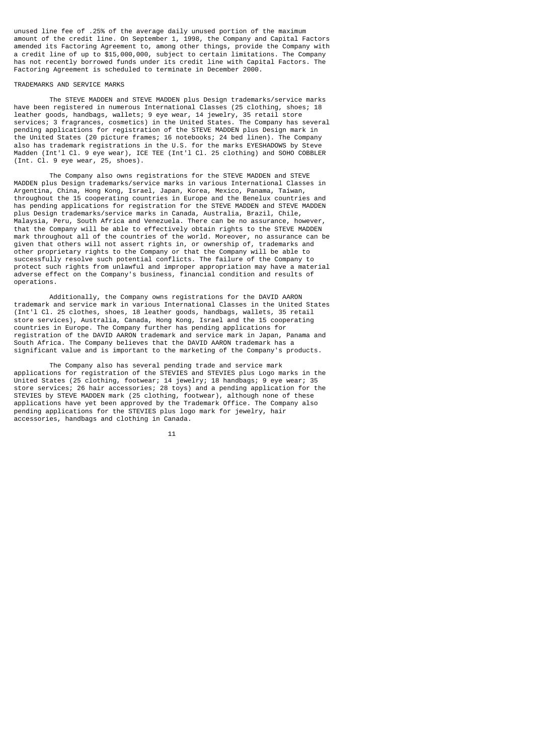unused line fee of .25% of the average daily unused portion of the maximum amount of the credit line. On September 1, 1998, the Company and Capital Factors amended its Factoring Agreement to, among other things, provide the Company with a credit line of up to $15,000,000, subject to certain limitations. The Company has not recently borrowed funds under its credit line with Capital Factors. The Factoring Agreement is scheduled to terminate in December 2000.

## TRADEMARKS AND SERVICE MARKS

The STEVE MADDEN and STEVE MADDEN plus Design trademarks/service marks have been registered in numerous International Classes (25 clothing, shoes; 18 leather goods, handbags, wallets; 9 eye wear, 14 jewelry, 35 retail store services; 3 fragrances, cosmetics) in the United States. The Company has several pending applications for registration of the STEVE MADDEN plus Design mark in the United States (20 picture frames; 16 notebooks; 24 bed linen). The Company also has trademark registrations in the U.S. for the marks EYESHADOWS by Steve Madden (Int'l Cl. 9 eye wear), ICE TEE (Int'l Cl. 25 clothing) and SOHO COBBLER (Int. Cl. 9 eye wear, 25, shoes).

The Company also owns registrations for the STEVE MADDEN and STEVE MADDEN plus Design trademarks/service marks in various International Classes in Argentina, China, Hong Kong, Israel, Japan, Korea, Mexico, Panama, Taiwan, throughout the 15 cooperating countries in Europe and the Benelux countries and has pending applications for registration for the STEVE MADDEN and STEVE MADDEN plus Design trademarks/service marks in Canada, Australia, Brazil, Chile, Malaysia, Peru, South Africa and Venezuela. There can be no assurance, however, that the Company will be able to effectively obtain rights to the STEVE MADDEN mark throughout all of the countries of the world. Moreover, no assurance can be given that others will not assert rights in, or ownership of, trademarks and other proprietary rights to the Company or that the Company will be able to successfully resolve such potential conflicts. The failure of the Company to protect such rights from unlawful and improper appropriation may have a material adverse effect on the Company's business, financial condition and results of operations.

Additionally, the Company owns registrations for the DAVID AARON trademark and service mark in various International Classes in the United States (Int'l Cl. 25 clothes, shoes, 18 leather goods, handbags, wallets, 35 retail store services), Australia, Canada, Hong Kong, Israel and the 15 cooperating countries in Europe. The Company further has pending applications for registration of the DAVID AARON trademark and service mark in Japan, Panama and South Africa. The Company believes that the DAVID AARON trademark has a significant value and is important to the marketing of the Company's products.

The Company also has several pending trade and service mark applications for registration of the STEVIES and STEVIES plus Logo marks in the United States (25 clothing, footwear; 14 jewelry; 18 handbags; 9 eye wear; 35 store services; 26 hair accessories; 28 toys) and a pending application for the STEVIES by STEVE MADDEN mark (25 clothing, footwear), although none of these applications have yet been approved by the Trademark Office. The Company also pending applications for the STEVIES plus logo mark for jewelry, hair accessories, handbags and clothing in Canada.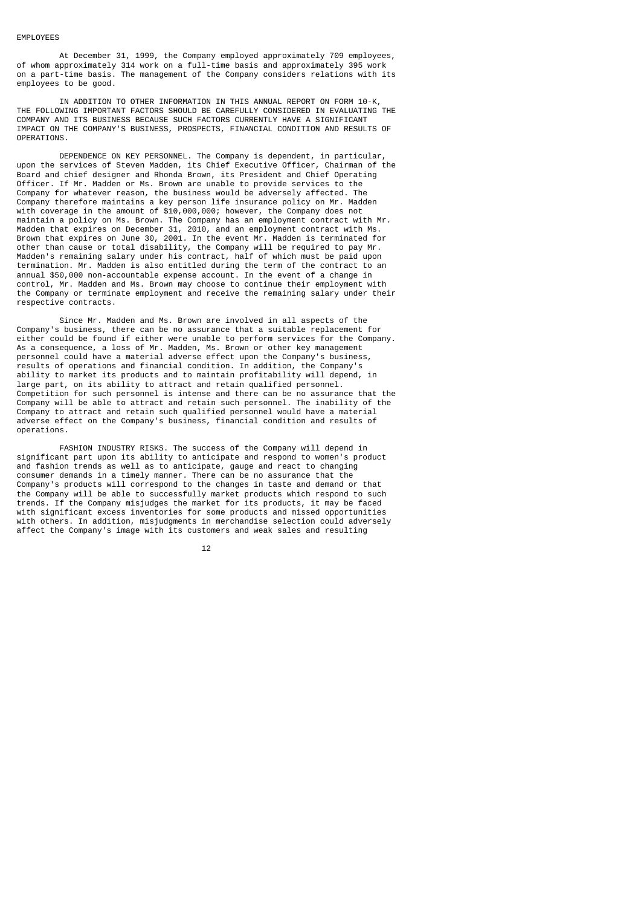## EMPLOYEES

At December 31, 1999, the Company employed approximately 709 employees, of whom approximately 314 work on a full-time basis and approximately 395 work on a part-time basis. The management of the Company considers relations with its employees to be good.

IN ADDITION TO OTHER INFORMATION IN THIS ANNUAL REPORT ON FORM 10-K, THE FOLLOWING IMPORTANT FACTORS SHOULD BE CAREFULLY CONSIDERED IN EVALUATING THE COMPANY AND ITS BUSINESS BECAUSE SUCH FACTORS CURRENTLY HAVE A SIGNIFICANT IMPACT ON THE COMPANY'S BUSINESS, PROSPECTS, FINANCIAL CONDITION AND RESULTS OF OPERATIONS.

DEPENDENCE ON KEY PERSONNEL. The Company is dependent, in particular, upon the services of Steven Madden, its Chief Executive Officer, Chairman of the Board and chief designer and Rhonda Brown, its President and Chief Operating Officer. If Mr. Madden or Ms. Brown are unable to provide services to the Company for whatever reason, the business would be adversely affected. The Company therefore maintains a key person life insurance policy on Mr. Madden with coverage in the amount of $10,000,000; however, the Company does not maintain a policy on Ms. Brown. The Company has an employment contract with Mr. Madden that expires on December 31, 2010, and an employment contract with Ms. Brown that expires on June 30, 2001. In the event Mr. Madden is terminated for other than cause or total disability, the Company will be required to pay Mr. Madden's remaining salary under his contract, half of which must be paid upon termination. Mr. Madden is also entitled during the term of the contract to an annual $50,000 non-accountable expense account. In the event of a change in control, Mr. Madden and Ms. Brown may choose to continue their employment with the Company or terminate employment and receive the remaining salary under their respective contracts.

Since Mr. Madden and Ms. Brown are involved in all aspects of the Company's business, there can be no assurance that a suitable replacement for either could be found if either were unable to perform services for the Company. As a consequence, a loss of Mr. Madden, Ms. Brown or other key management personnel could have a material adverse effect upon the Company's business, results of operations and financial condition. In addition, the Company's ability to market its products and to maintain profitability will depend, in large part, on its ability to attract and retain qualified personnel. Competition for such personnel is intense and there can be no assurance that the Company will be able to attract and retain such personnel. The inability of the Company to attract and retain such qualified personnel would have a material adverse effect on the Company's business, financial condition and results of operations.

FASHION INDUSTRY RISKS. The success of the Company will depend in significant part upon its ability to anticipate and respond to women's product and fashion trends as well as to anticipate, gauge and react to changing consumer demands in a timely manner. There can be no assurance that the Company's products will correspond to the changes in taste and demand or that the Company will be able to successfully market products which respond to such trends. If the Company misjudges the market for its products, it may be faced with significant excess inventories for some products and missed opportunities with others. In addition, misjudgments in merchandise selection could adversely affect the Company's image with its customers and weak sales and resulting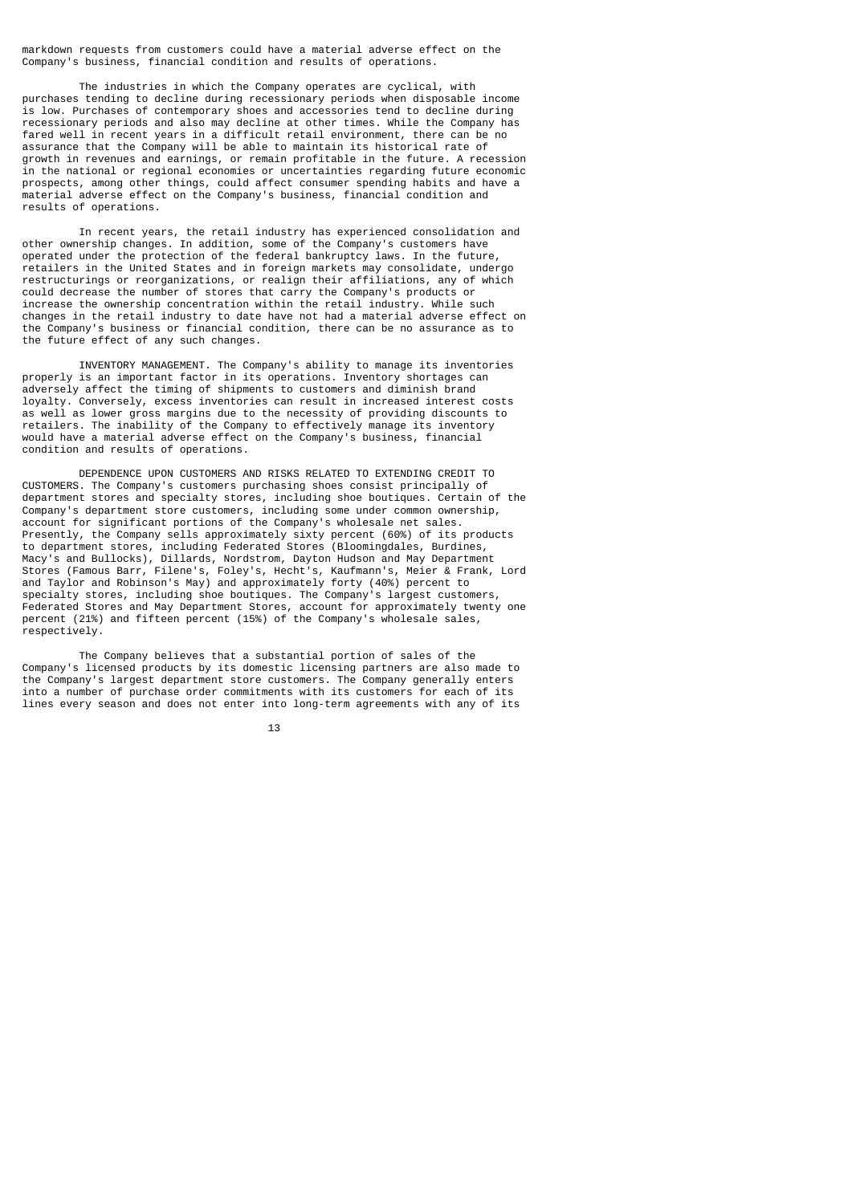markdown requests from customers could have a material adverse effect on the Company's business, financial condition and results of operations.

The industries in which the Company operates are cyclical, with purchases tending to decline during recessionary periods when disposable income is low. Purchases of contemporary shoes and accessories tend to decline during recessionary periods and also may decline at other times. While the Company has fared well in recent years in a difficult retail environment, there can be no assurance that the Company will be able to maintain its historical rate of growth in revenues and earnings, or remain profitable in the future. A recession in the national or regional economies or uncertainties regarding future economic prospects, among other things, could affect consumer spending habits and have a material adverse effect on the Company's business, financial condition and results of operations.

In recent years, the retail industry has experienced consolidation and other ownership changes. In addition, some of the Company's customers have operated under the protection of the federal bankruptcy laws. In the future, retailers in the United States and in foreign markets may consolidate, undergo restructurings or reorganizations, or realign their affiliations, any of which could decrease the number of stores that carry the Company's products or increase the ownership concentration within the retail industry. While such changes in the retail industry to date have not had a material adverse effect on the Company's business or financial condition, there can be no assurance as to the future effect of any such changes.

INVENTORY MANAGEMENT. The Company's ability to manage its inventories properly is an important factor in its operations. Inventory shortages can adversely affect the timing of shipments to customers and diminish brand loyalty. Conversely, excess inventories can result in increased interest costs as well as lower gross margins due to the necessity of providing discounts to retailers. The inability of the Company to effectively manage its inventory would have a material adverse effect on the Company's business, financial condition and results of operations.

DEPENDENCE UPON CUSTOMERS AND RISKS RELATED TO EXTENDING CREDIT TO CUSTOMERS. The Company's customers purchasing shoes consist principally of department stores and specialty stores, including shoe boutiques. Certain of the Company's department store customers, including some under common ownership, account for significant portions of the Company's wholesale net sales. Presently, the Company sells approximately sixty percent (60%) of its products to department stores, including Federated Stores (Bloomingdales, Burdines, Macy's and Bullocks), Dillards, Nordstrom, Dayton Hudson and May Department Stores (Famous Barr, Filene's, Foley's, Hecht's, Kaufmann's, Meier & Frank, Lord and Taylor and Robinson's May) and approximately forty (40%) percent to specialty stores, including shoe boutiques. The Company's largest customers, Federated Stores and May Department Stores, account for approximately twenty one percent (21%) and fifteen percent (15%) of the Company's wholesale sales, respectively.

The Company believes that a substantial portion of sales of the Company's licensed products by its domestic licensing partners are also made to the Company's largest department store customers. The Company generally enters into a number of purchase order commitments with its customers for each of its lines every season and does not enter into long-term agreements with any of its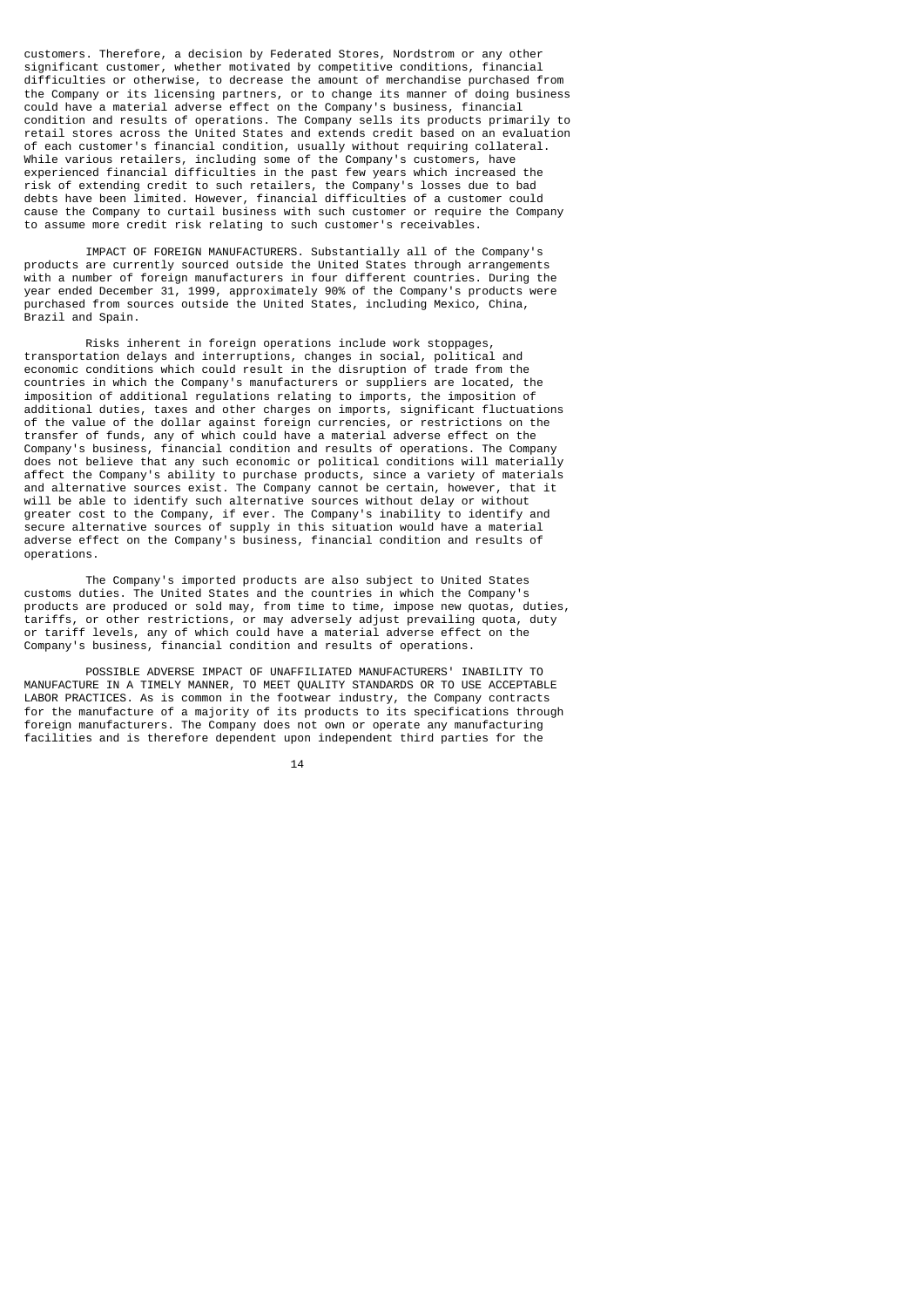customers. Therefore, a decision by Federated Stores, Nordstrom or any other significant customer, whether motivated by competitive conditions, financial difficulties or otherwise, to decrease the amount of merchandise purchased from the Company or its licensing partners, or to change its manner of doing business could have a material adverse effect on the Company's business, financial condition and results of operations. The Company sells its products primarily to retail stores across the United States and extends credit based on an evaluation of each customer's financial condition, usually without requiring collateral. While various retailers, including some of the Company's customers, have experienced financial difficulties in the past few years which increased the risk of extending credit to such retailers, the Company's losses due to bad debts have been limited. However, financial difficulties of a customer could cause the Company to curtail business with such customer or require the Company to assume more credit risk relating to such customer's receivables.

IMPACT OF FOREIGN MANUFACTURERS. Substantially all of the Company's products are currently sourced outside the United States through arrangements with a number of foreign manufacturers in four different countries. During the year ended December 31, 1999, approximately 90% of the Company's products were purchased from sources outside the United States, including Mexico, China, Brazil and Spain.

Risks inherent in foreign operations include work stoppages, transportation delays and interruptions, changes in social, political and economic conditions which could result in the disruption of trade from the countries in which the Company's manufacturers or suppliers are located, the imposition of additional regulations relating to imports, the imposition of additional duties, taxes and other charges on imports, significant fluctuations of the value of the dollar against foreign currencies, or restrictions on the transfer of funds, any of which could have a material adverse effect on the Company's business, financial condition and results of operations. The Company does not believe that any such economic or political conditions will materially affect the Company's ability to purchase products, since a variety of materials and alternative sources exist. The Company cannot be certain, however, that it will be able to identify such alternative sources without delay or without greater cost to the Company, if ever. The Company's inability to identify and secure alternative sources of supply in this situation would have a material adverse effect on the Company's business, financial condition and results of operations.

The Company's imported products are also subject to United States customs duties. The United States and the countries in which the Company's products are produced or sold may, from time to time, impose new quotas, duties, tariffs, or other restrictions, or may adversely adjust prevailing quota, duty or tariff levels, any of which could have a material adverse effect on the Company's business, financial condition and results of operations.

POSSIBLE ADVERSE IMPACT OF UNAFFILIATED MANUFACTURERS' INABILITY TO MANUFACTURE IN A TIMELY MANNER, TO MEET QUALITY STANDARDS OR TO USE ACCEPTABLE LABOR PRACTICES. As is common in the footwear industry, the Company contracts for the manufacture of a majority of its products to its specifications through foreign manufacturers. The Company does not own or operate any manufacturing facilities and is therefore dependent upon independent third parties for the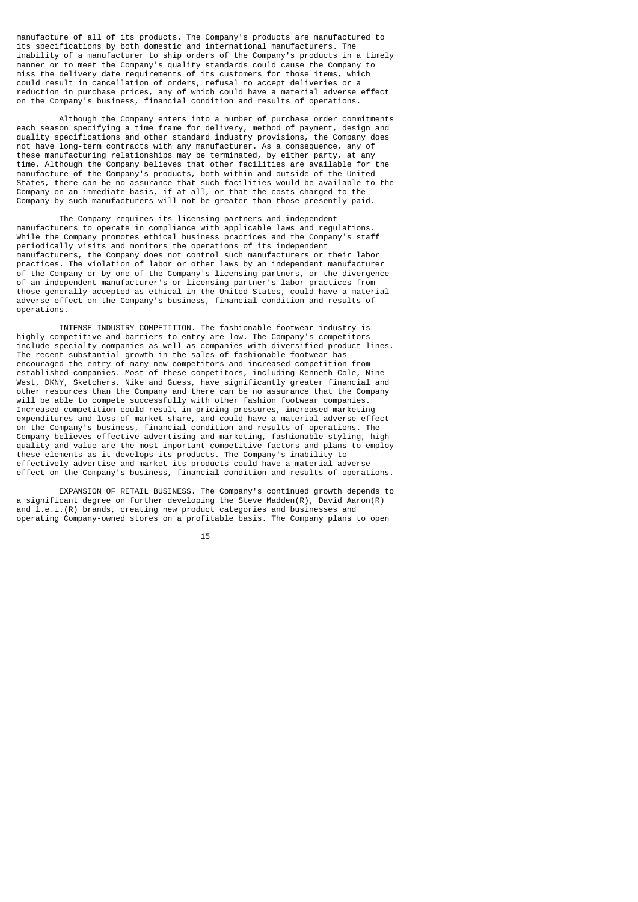manufacture of all of its products. The Company's products are manufactured to its specifications by both domestic and international manufacturers. The inability of a manufacturer to ship orders of the Company's products in a timely manner or to meet the Company's quality standards could cause the Company to miss the delivery date requirements of its customers for those items, which could result in cancellation of orders, refusal to accept deliveries or a reduction in purchase prices, any of which could have a material adverse effect on the Company's business, financial condition and results of operations.

Although the Company enters into a number of purchase order commitments each season specifying a time frame for delivery, method of payment, design and quality specifications and other standard industry provisions, the Company does not have long-term contracts with any manufacturer. As a consequence, any of these manufacturing relationships may be terminated, by either party, at any time. Although the Company believes that other facilities are available for the manufacture of the Company's products, both within and outside of the United States, there can be no assurance that such facilities would be available to the Company on an immediate basis, if at all, or that the costs charged to the Company by such manufacturers will not be greater than those presently paid.

The Company requires its licensing partners and independent manufacturers to operate in compliance with applicable laws and regulations. While the Company promotes ethical business practices and the Company's staff periodically visits and monitors the operations of its independent manufacturers, the Company does not control such manufacturers or their labor practices. The violation of labor or other laws by an independent manufacturer of the Company or by one of the Company's licensing partners, or the divergence of an independent manufacturer's or licensing partner's labor practices from those generally accepted as ethical in the United States, could have a material adverse effect on the Company's business, financial condition and results of operations.

INTENSE INDUSTRY COMPETITION. The fashionable footwear industry is highly competitive and barriers to entry are low. The Company's competitors include specialty companies as well as companies with diversified product lines. The recent substantial growth in the sales of fashionable footwear has encouraged the entry of many new competitors and increased competition from established companies. Most of these competitors, including Kenneth Cole, Nine West, DKNY, Sketchers, Nike and Guess, have significantly greater financial and other resources than the Company and there can be no assurance that the Company will be able to compete successfully with other fashion footwear companies. Increased competition could result in pricing pressures, increased marketing expenditures and loss of market share, and could have a material adverse effect on the Company's business, financial condition and results of operations. The Company believes effective advertising and marketing, fashionable styling, high quality and value are the most important competitive factors and plans to employ these elements as it develops its products. The Company's inability to effectively advertise and market its products could have a material adverse effect on the Company's business, financial condition and results of operations.

EXPANSION OF RETAIL BUSINESS. The Company's continued growth depends to a significant degree on further developing the Steve Madden(R), David Aaron(R) and l.e.i.(R) brands, creating new product categories and businesses and operating Company-owned stores on a profitable basis. The Company plans to open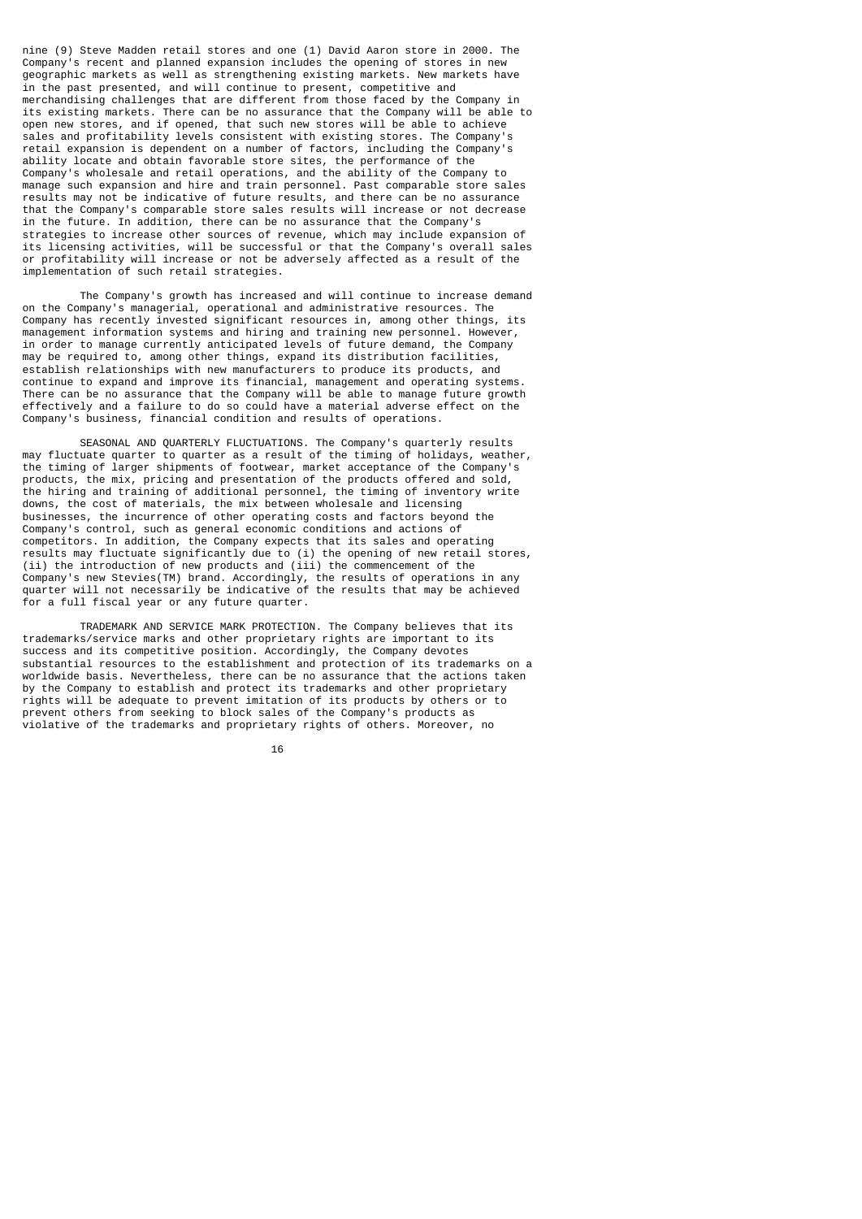nine (9) Steve Madden retail stores and one (1) David Aaron store in 2000. The Company's recent and planned expansion includes the opening of stores in new geographic markets as well as strengthening existing markets. New markets have in the past presented, and will continue to present, competitive and merchandising challenges that are different from those faced by the Company in its existing markets. There can be no assurance that the Company will be able to open new stores, and if opened, that such new stores will be able to achieve sales and profitability levels consistent with existing stores. The Company's retail expansion is dependent on a number of factors, including the Company's ability locate and obtain favorable store sites, the performance of the Company's wholesale and retail operations, and the ability of the Company to manage such expansion and hire and train personnel. Past comparable store sales results may not be indicative of future results, and there can be no assurance that the Company's comparable store sales results will increase or not decrease in the future. In addition, there can be no assurance that the Company's strategies to increase other sources of revenue, which may include expansion of its licensing activities, will be successful or that the Company's overall sales or profitability will increase or not be adversely affected as a result of the implementation of such retail strategies.

The Company's growth has increased and will continue to increase demand on the Company's managerial, operational and administrative resources. The Company has recently invested significant resources in, among other things, its management information systems and hiring and training new personnel. However, in order to manage currently anticipated levels of future demand, the Company may be required to, among other things, expand its distribution facilities, establish relationships with new manufacturers to produce its products, and continue to expand and improve its financial, management and operating systems. There can be no assurance that the Company will be able to manage future growth effectively and a failure to do so could have a material adverse effect on the Company's business, financial condition and results of operations.

SEASONAL AND QUARTERLY FLUCTUATIONS. The Company's quarterly results may fluctuate quarter to quarter as a result of the timing of holidays, weather, the timing of larger shipments of footwear, market acceptance of the Company's products, the mix, pricing and presentation of the products offered and sold, the hiring and training of additional personnel, the timing of inventory write downs, the cost of materials, the mix between wholesale and licensing businesses, the incurrence of other operating costs and factors beyond the Company's control, such as general economic conditions and actions of competitors. In addition, the Company expects that its sales and operating results may fluctuate significantly due to (i) the opening of new retail stores, (ii) the introduction of new products and (iii) the commencement of the Company's new Stevies(TM) brand. Accordingly, the results of operations in any quarter will not necessarily be indicative of the results that may be achieved for a full fiscal year or any future quarter.

TRADEMARK AND SERVICE MARK PROTECTION. The Company believes that its trademarks/service marks and other proprietary rights are important to its success and its competitive position. Accordingly, the Company devotes substantial resources to the establishment and protection of its trademarks on a worldwide basis. Nevertheless, there can be no assurance that the actions taken by the Company to establish and protect its trademarks and other proprietary rights will be adequate to prevent imitation of its products by others or to prevent others from seeking to block sales of the Company's products as violative of the trademarks and proprietary rights of others. Moreover, no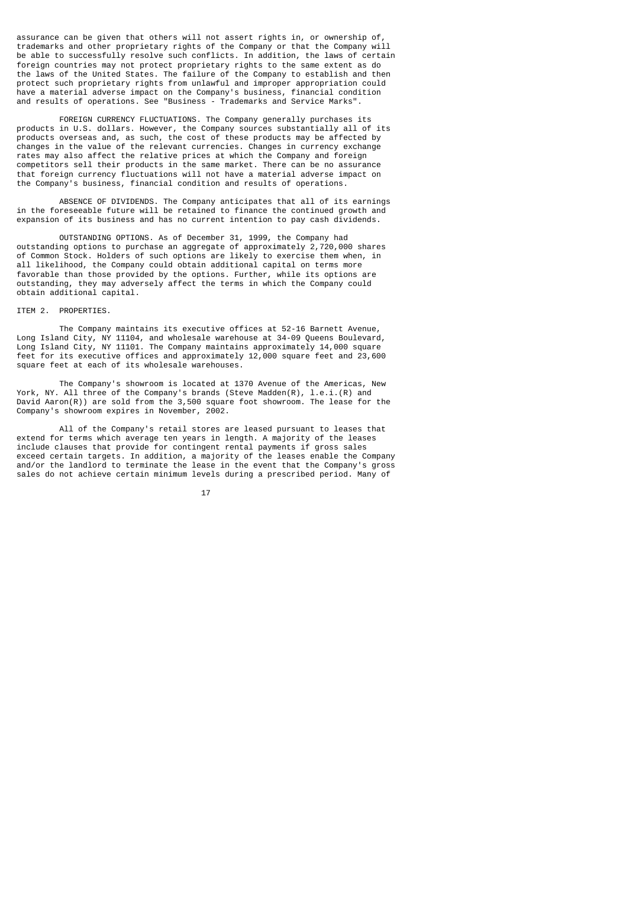assurance can be given that others will not assert rights in, or ownership of, trademarks and other proprietary rights of the Company or that the Company will be able to successfully resolve such conflicts. In addition, the laws of certain foreign countries may not protect proprietary rights to the same extent as do the laws of the United States. The failure of the Company to establish and then protect such proprietary rights from unlawful and improper appropriation could have a material adverse impact on the Company's business, financial condition and results of operations. See "Business - Trademarks and Service Marks".

FOREIGN CURRENCY FLUCTUATIONS. The Company generally purchases its products in U.S. dollars. However, the Company sources substantially all of its products overseas and, as such, the cost of these products may be affected by changes in the value of the relevant currencies. Changes in currency exchange rates may also affect the relative prices at which the Company and foreign competitors sell their products in the same market. There can be no assurance that foreign currency fluctuations will not have a material adverse impact on the Company's business, financial condition and results of operations.

ABSENCE OF DIVIDENDS. The Company anticipates that all of its earnings in the foreseeable future will be retained to finance the continued growth and expansion of its business and has no current intention to pay cash dividends.

OUTSTANDING OPTIONS. As of December 31, 1999, the Company had outstanding options to purchase an aggregate of approximately 2,720,000 shares of Common Stock. Holders of such options are likely to exercise them when, in all likelihood, the Company could obtain additional capital on terms more favorable than those provided by the options. Further, while its options are outstanding, they may adversely affect the terms in which the Company could obtain additional capital.

## ITEM 2. PROPERTIES.

The Company maintains its executive offices at 52-16 Barnett Avenue, Long Island City, NY 11104, and wholesale warehouse at 34-09 Queens Boulevard, Long Island City, NY 11101. The Company maintains approximately 14,000 square feet for its executive offices and approximately 12,000 square feet and 23,600 square feet at each of its wholesale warehouses.

The Company's showroom is located at 1370 Avenue of the Americas, New York, NY. All three of the Company's brands (Steve Madden(R), l.e.i.(R) and David Aaron(R)) are sold from the 3,500 square foot showroom. The lease for the Company's showroom expires in November, 2002.

All of the Company's retail stores are leased pursuant to leases that extend for terms which average ten years in length. A majority of the leases include clauses that provide for contingent rental payments if gross sales exceed certain targets. In addition, a majority of the leases enable the Company and/or the landlord to terminate the lease in the event that the Company's gross sales do not achieve certain minimum levels during a prescribed period. Many of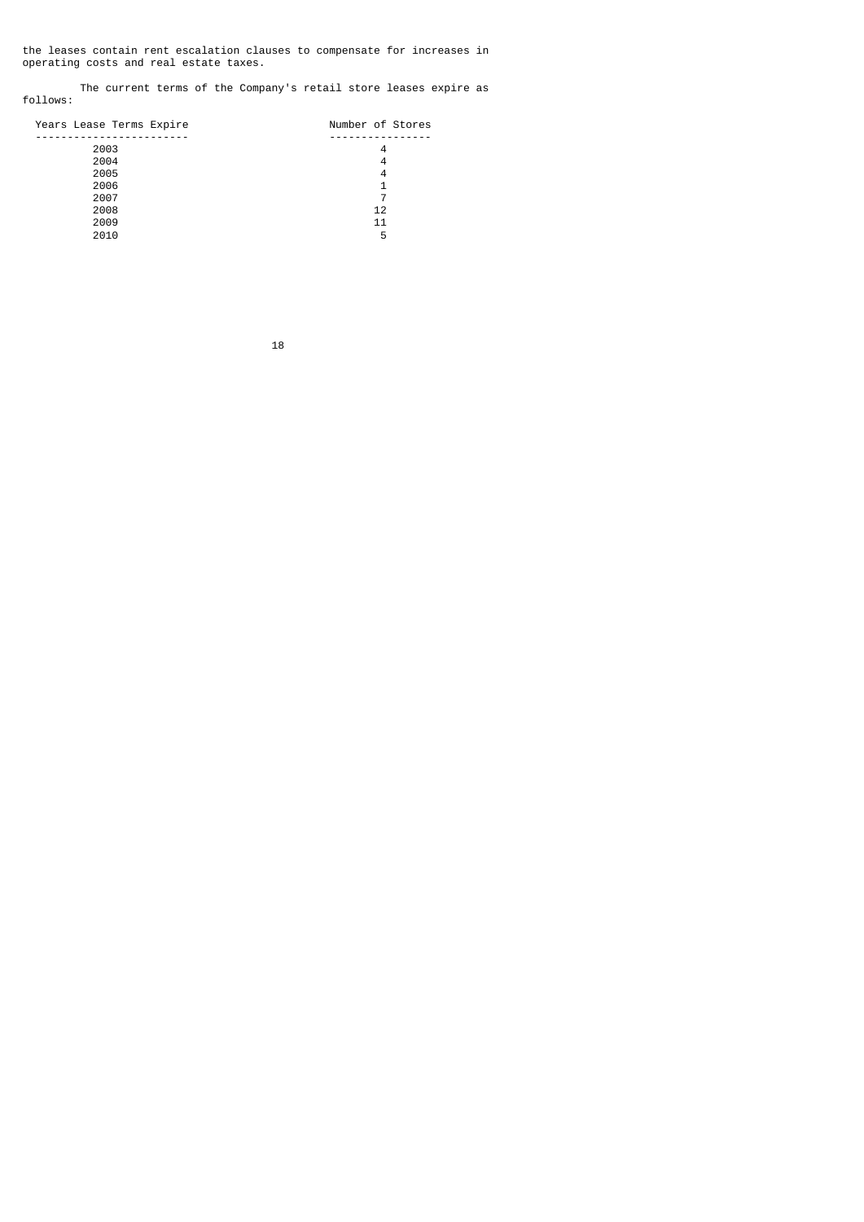the leases contain rent escalation clauses to compensate for increases in operating costs and real estate taxes.

The current terms of the Company's retail store leases expire as follows:

| Years Lease Terms Expire | Number of Stores |
|---|---|
| 2003 | 4 |
| 2004 | 4 |
| 2005 | 4 |
| 2006 | 1 |
| 2007 | 7 |
| 2008 | 12 |
| 2009 | 11 |
| 2010 | 5 |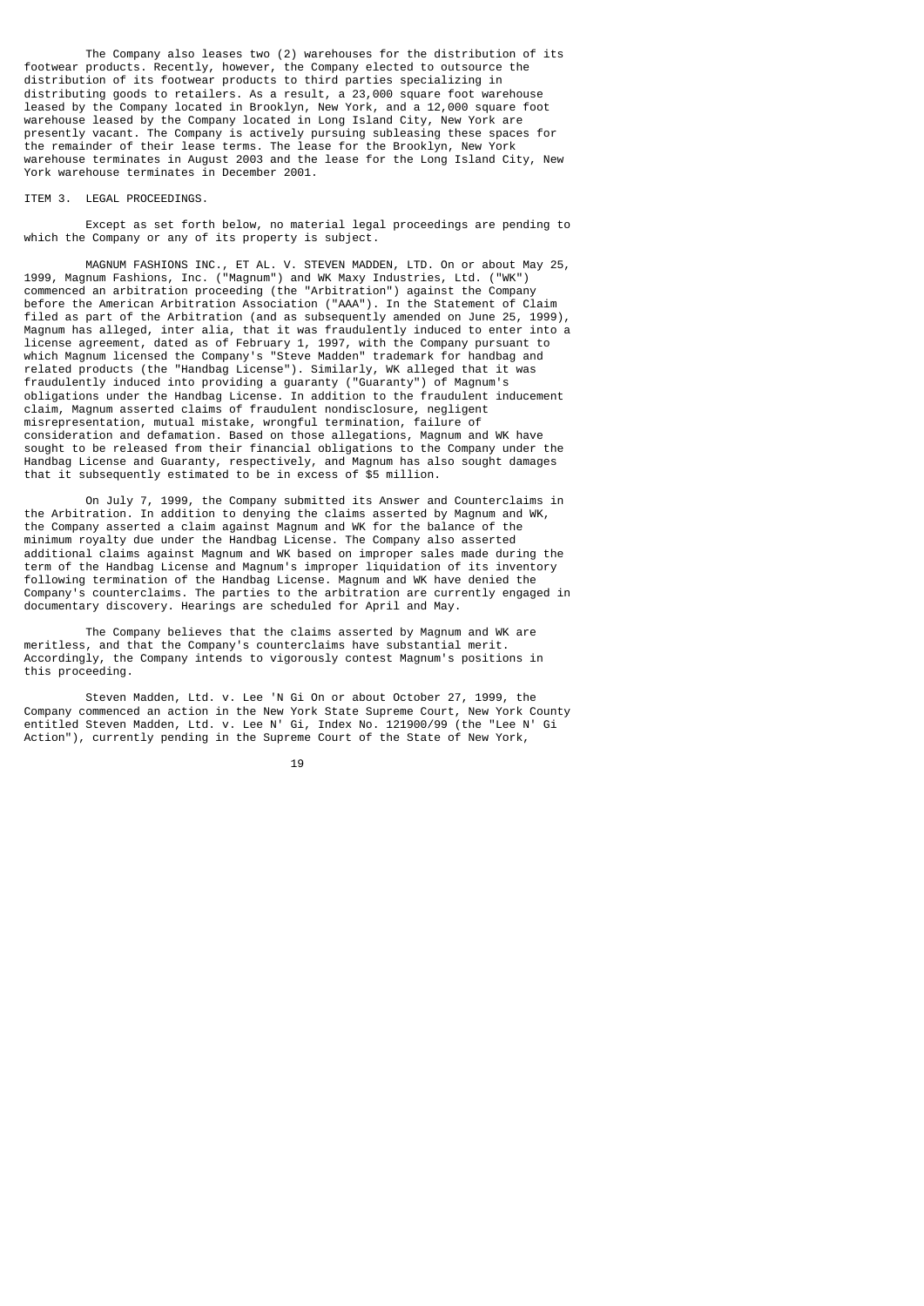The Company also leases two (2) warehouses for the distribution of its footwear products. Recently, however, the Company elected to outsource the distribution of its footwear products to third parties specializing in distributing goods to retailers. As a result, a 23,000 square foot warehouse leased by the Company located in Brooklyn, New York, and a 12,000 square foot warehouse leased by the Company located in Long Island City, New York are presently vacant. The Company is actively pursuing subleasing these spaces for the remainder of their lease terms. The lease for the Brooklyn, New York warehouse terminates in August 2003 and the lease for the Long Island City, New York warehouse terminates in December 2001.

## ITEM 3. LEGAL PROCEEDINGS.

Except as set forth below, no material legal proceedings are pending to which the Company or any of its property is subject.

MAGNUM FASHIONS INC., ET AL. V. STEVEN MADDEN, LTD. On or about May 25, 1999, Magnum Fashions, Inc. ("Magnum") and WK Maxy Industries, Ltd. ("WK") commenced an arbitration proceeding (the "Arbitration") against the Company before the American Arbitration Association ("AAA"). In the Statement of Claim filed as part of the Arbitration (and as subsequently amended on June 25, 1999), Magnum has alleged, inter alia, that it was fraudulently induced to enter into a license agreement, dated as of February 1, 1997, with the Company pursuant to which Magnum licensed the Company's "Steve Madden" trademark for handbag and related products (the "Handbag License"). Similarly, WK alleged that it was fraudulently induced into providing a guaranty ("Guaranty") of Magnum's obligations under the Handbag License. In addition to the fraudulent inducement claim, Magnum asserted claims of fraudulent nondisclosure, negligent misrepresentation, mutual mistake, wrongful termination, failure of consideration and defamation. Based on those allegations, Magnum and WK have sought to be released from their financial obligations to the Company under the Handbag License and Guaranty, respectively, and Magnum has also sought damages that it subsequently estimated to be in excess of $5 million.

On July 7, 1999, the Company submitted its Answer and Counterclaims in the Arbitration. In addition to denying the claims asserted by Magnum and WK, the Company asserted a claim against Magnum and WK for the balance of the minimum royalty due under the Handbag License. The Company also asserted additional claims against Magnum and WK based on improper sales made during the term of the Handbag License and Magnum's improper liquidation of its inventory following termination of the Handbag License. Magnum and WK have denied the Company's counterclaims. The parties to the arbitration are currently engaged in documentary discovery. Hearings are scheduled for April and May.

The Company believes that the claims asserted by Magnum and WK are meritless, and that the Company's counterclaims have substantial merit. Accordingly, the Company intends to vigorously contest Magnum's positions in this proceeding.

Steven Madden, Ltd. v. Lee 'N Gi On or about October 27, 1999, the Company commenced an action in the New York State Supreme Court, New York County entitled Steven Madden, Ltd. v. Lee N' Gi, Index No. 121900/99 (the "Lee N' Gi Action"), currently pending in the Supreme Court of the State of New York,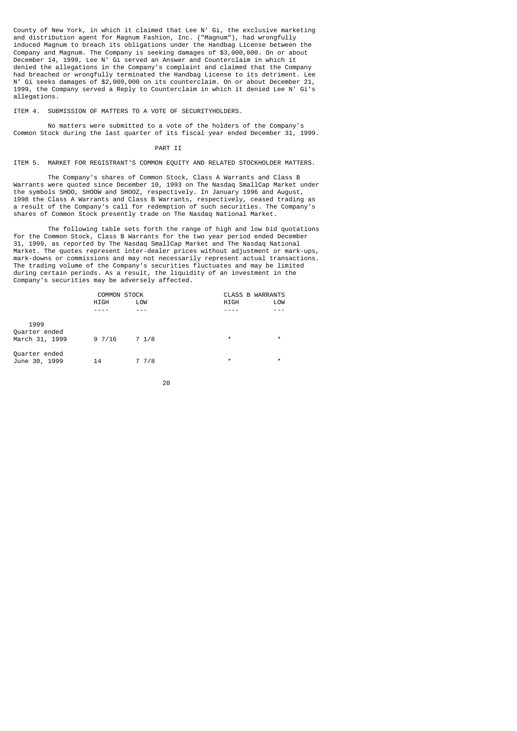County of New York, in which it claimed that Lee N' Gi, the exclusive marketing and distribution agent for Magnum Fashion, Inc. ("Magnum"), had wrongfully induced Magnum to breach its obligations under the Handbag License between the Company and Magnum. The Company is seeking damages of $3,000,000. On or about December 14, 1999, Lee N' Gi served an Answer and Counterclaim in which it denied the allegations in the Company's complaint and claimed that the Company had breached or wrongfully terminated the Handbag License to its detriment. Lee N' Gi seeks damages of $2,000,000 on its counterclaim. On or about December 21, 1999, the Company served a Reply to Counterclaim in which it denied Lee N' Gi's allegations.

ITEM 4. SUBMISSION OF MATTERS TO A VOTE OF SECURITYHOLDERS.

No matters were submitted to a vote of the holders of the Company's Common Stock during the last quarter of its fiscal year ended December 31, 1999.

PART II

ITEM 5. MARKET FOR REGISTRANT'S COMMON EQUITY AND RELATED STOCKHOLDER MATTERS.

The Company's shares of Common Stock, Class A Warrants and Class B Warrants were quoted since December 10, 1993 on The Nasdaq SmallCap Market under the symbols SHOO, SHOOW and SHOOZ, respectively. In January 1996 and August, 1998 the Class A Warrants and Class B Warrants, respectively, ceased trading as a result of the Company's call for redemption of such securities. The Company's shares of Common Stock presently trade on The Nasdaq National Market.

The following table sets forth the range of high and low bid quotations for the Common Stock, Class B Warrants for the two year period ended December 31, 1999, as reported by The Nasdaq SmallCap Market and The Nasdaq National Market. The quotes represent inter-dealer prices without adjustment or mark-ups, mark-downs or commissions and may not necessarily represent actual transactions. The trading volume of the Company's securities fluctuates and may be limited during certain periods. As a result, the liquidity of an investment in the Company's securities may be adversely affected.

| | COMMON STOCK | | CLASS B WARRANTS | |
|---|---|---|---|---|
| | HIGH | LOW | HIGH | LOW |
| 1999 | | | | |
| Quarter ended March 31, 1999 | 9 7/16 | 7 1/8 | * | * |
| Quarter ended June 30, 1999 | 14 | 7 7/8 | * | * |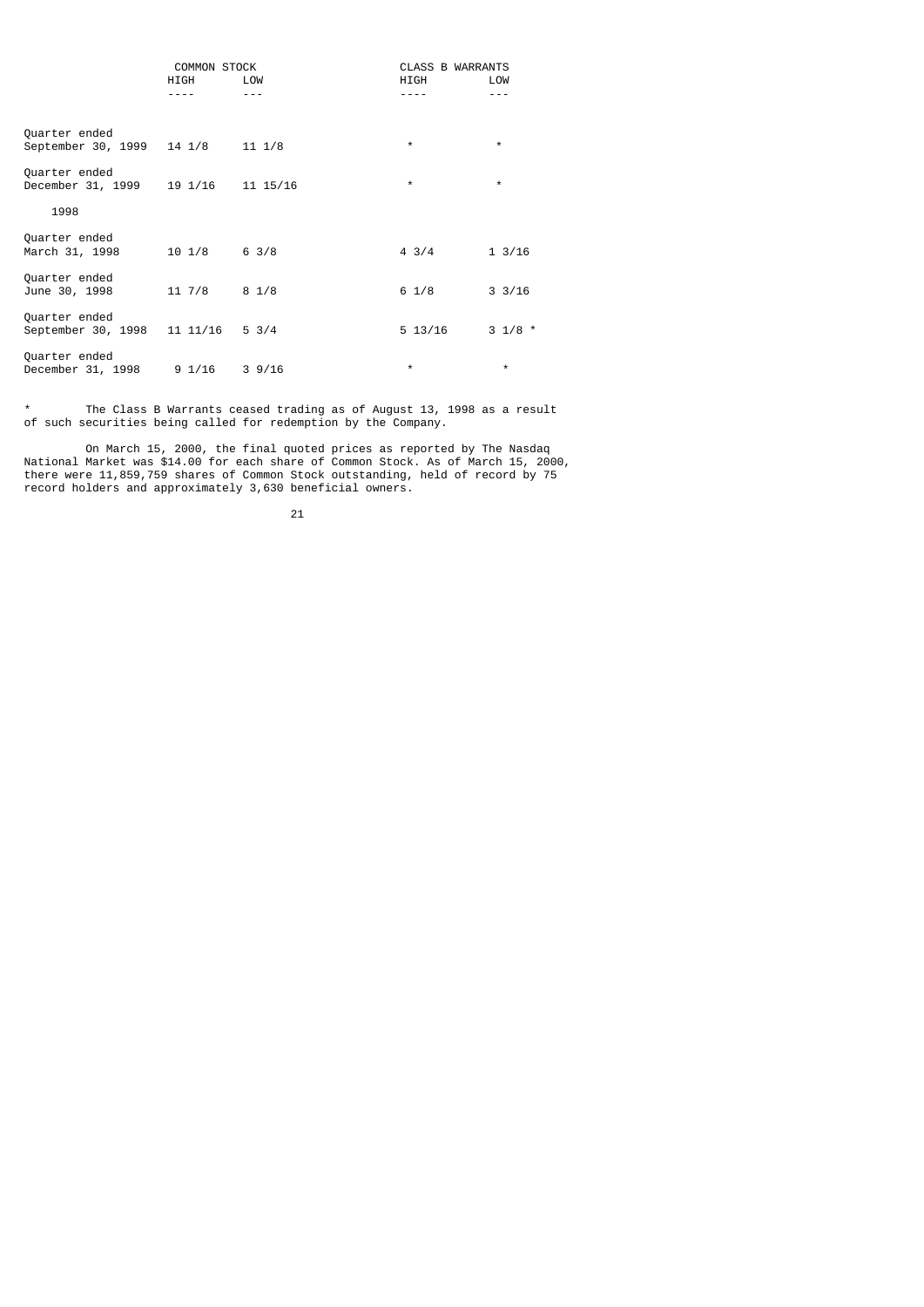| | COMMON STOCK | | CLASS B WARRANTS | |
|---|---|---|---|---|
| | HIGH | LOW | HIGH | LOW |
| Quarter ended September 30, 1999 | 14 1/8 | 11 1/8 | * | * |
| Quarter ended December 31, 1999 | 19 1/16 | 11 15/16 | * | * |
| 1998 | | | | |
| Quarter ended March 31, 1998 | 10 1/8 | 6 3/8 | 4 3/4 | 1 3/16 |
| Quarter ended June 30, 1998 | 11 7/8 | 8 1/8 | 6 1/8 | 3 3/16 |
| Quarter ended September 30, 1998 | 11 11/16 | 5 3/4 | 5 13/16 | 3 1/8 * |
| Quarter ended December 31, 1998 | 9 1/16 | 3 9/16 | * | * |

\* The Class B Warrants ceased trading as of August 13, 1998 as a result of such securities being called for redemption by the Company.

On March 15, 2000, the final quoted prices as reported by The Nasdaq National Market was $14.00 for each share of Common Stock. As of March 15, 2000, there were 11,859,759 shares of Common Stock outstanding, held of record by 75 record holders and approximately 3,630 beneficial owners.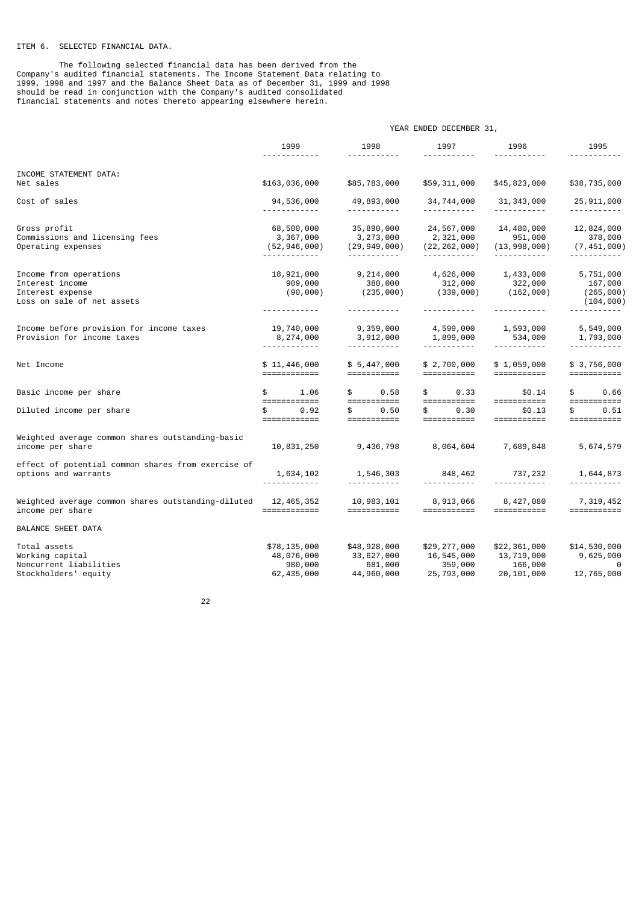ITEM 6. SELECTED FINANCIAL DATA.

The following selected financial data has been derived from the Company's audited financial statements. The Income Statement Data relating to 1999, 1998 and 1997 and the Balance Sheet Data as of December 31, 1999 and 1998 should be read in conjunction with the Company's audited consolidated financial statements and notes thereto appearing elsewhere herein.

| | YEAR ENDED DECEMBER 31, | | | | |
|---|---|---|---|---|---|
| | 1999 | 1998 | 1997 | 1996 | 1995 |
| INCOME STATEMENT DATA: | | | | | |
| Net sales | $163,036,000 | $85,783,000 | $59,311,000 | $45,823,000 | $38,735,000 |
| Cost of sales | 94,536,000 | 49,893,000 | 34,744,000 | 31,343,000 | 25,911,000 |
| Gross profit | 68,500,000 | 35,890,000 | 24,567,000 | 14,480,000 | 12,824,000 |
| Commissions and licensing fees | 3,367,000 | 3,273,000 | 2,321,000 | 951,000 | 378,000 |
| Operating expenses | (52,946,000) | (29,949,000) | (22,262,000) | (13,998,000) | (7,451,000) |
| Income from operations | 18,921,000 | 9,214,000 | 4,626,000 | 1,433,000 | 5,751,000 |
| Interest income | 909,000 | 380,000 | 312,000 | 322,000 | 167,000 |
| Interest expense | (90,000) | (235,000) | (339,000) | (162,000) | (265,000) |
| Loss on sale of net assets | | | | | (104,000) |
| Income before provision for income taxes | 19,740,000 | 9,359,000 | 4,599,000 | 1,593,000 | 5,549,000 |
| Provision for income taxes | 8,274,000 | 3,912,000 | 1,899,000 | 534,000 | 1,793,000 |
| Net Income | $ 11,446,000 | $ 5,447,000 | $ 2,700,000 | $ 1,059,000 | $ 3,756,000 |
| Basic income per share | $ 1.06 | $ 0.58 | $ 0.33 | $0.14 | $ 0.66 |
| Diluted income per share | $ 0.92 | $ 0.50 | $ 0.30 | $0.13 | $ 0.51 |
| Weighted average common shares outstanding-basic income per share | 10,831,250 | 9,436,798 | 8,064,604 | 7,689,848 | 5,674,579 |
| effect of potential common shares from exercise of options and warrants | 1,634,102 | 1,546,303 | 848,462 | 737,232 | 1,644,873 |
| Weighted average common shares outstanding-diluted income per share | 12,465,352 | 10,983,101 | 8,913,066 | 8,427,080 | 7,319,452 |
| BALANCE SHEET DATA | | | | | |
| Total assets | $78,135,000 | $48,928,000 | $29,277,000 | $22,361,000 | $14,530,000 |
| Working capital | 48,076,000 | 33,627,000 | 16,545,000 | 13,719,000 | 9,625,000 |
| Noncurrent liabilities | 980,000 | 681,000 | 359,000 | 166,000 | 0 |
| Stockholders' equity | 62,435,000 | 44,960,000 | 25,793,000 | 20,101,000 | 12,765,000 |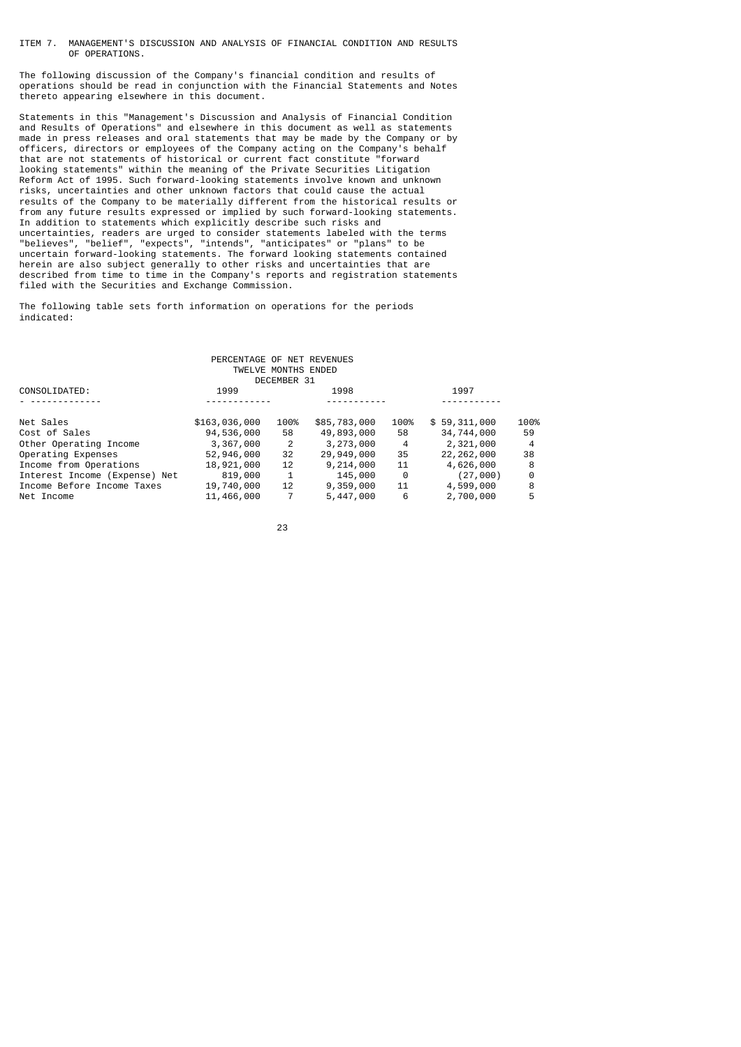## ITEM 7. MANAGEMENT'S DISCUSSION AND ANALYSIS OF FINANCIAL CONDITION AND RESULTS OF OPERATIONS.

The following discussion of the Company's financial condition and results of operations should be read in conjunction with the Financial Statements and Notes thereto appearing elsewhere in this document.

Statements in this "Management's Discussion and Analysis of Financial Condition and Results of Operations" and elsewhere in this document as well as statements made in press releases and oral statements that may be made by the Company or by officers, directors or employees of the Company acting on the Company's behalf that are not statements of historical or current fact constitute "forward looking statements" within the meaning of the Private Securities Litigation Reform Act of 1995. Such forward-looking statements involve known and unknown risks, uncertainties and other unknown factors that could cause the actual results of the Company to be materially different from the historical results or from any future results expressed or implied by such forward-looking statements. In addition to statements which explicitly describe such risks and uncertainties, readers are urged to consider statements labeled with the terms "believes", "belief", "expects", "intends", "anticipates" or "plans" to be uncertain forward-looking statements. The forward looking statements contained herein are also subject generally to other risks and uncertainties that are described from time to time in the Company's reports and registration statements filed with the Securities and Exchange Commission.

The following table sets forth information on operations for the periods indicated:

| | PERCENTAGE OF NET REVENUES TWELVE MONTHS ENDED DECEMBER 31 | | | | | |
|---|---|---|---|---|---|---|
| CONSOLIDATED: | 1999 | | 1998 | | 1997 | |
| Net Sales | $163,036,000 | 100% | $85,783,000 | 100% | $ 59,311,000 | 100% |
| Cost of Sales | 94,536,000 | 58 | 49,893,000 | 58 | 34,744,000 | 59 |
| Other Operating Income | 3,367,000 | 2 | 3,273,000 | 4 | 2,321,000 | 4 |
| Operating Expenses | 52,946,000 | 32 | 29,949,000 | 35 | 22,262,000 | 38 |
| Income from Operations | 18,921,000 | 12 | 9,214,000 | 11 | 4,626,000 | 8 |
| Interest Income (Expense) Net | 819,000 | 1 | 145,000 | 0 | (27,000) | 0 |
| Income Before Income Taxes | 19,740,000 | 12 | 9,359,000 | 11 | 4,599,000 | 8 |
| Net Income | 11,466,000 | 7 | 5,447,000 | 6 | 2,700,000 | 5 |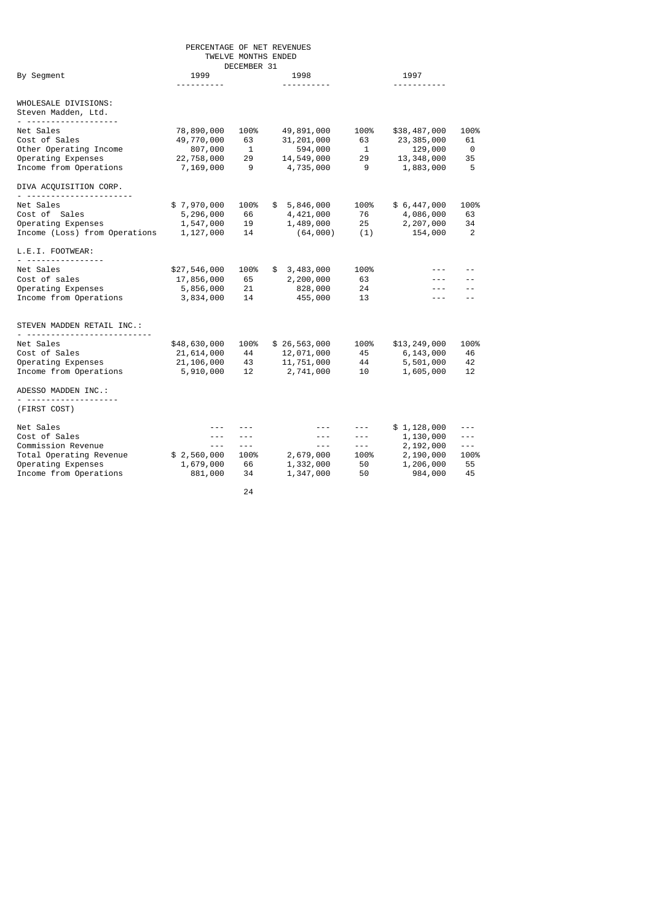PERCENTAGE OF NET REVENUES
TWELVE MONTHS ENDED
DECEMBER 31

| By Segment | 1999 | | 1998 | | 1997 | |
|---|---|---|---|---|---|---|
| **WHOLESALE DIVISIONS:** | | | | | | |
| **Steven Madden, Ltd.** | | | | | | |
| Net Sales | 78,890,000 | 100% | 49,891,000 | 100% | $38,487,000 | 100% |
| Cost of Sales | 49,770,000 | 63 | 31,201,000 | 63 | 23,385,000 | 61 |
| Other Operating Income | 807,000 | 1 | 594,000 | 1 | 129,000 | 0 |
| Operating Expenses | 22,758,000 | 29 | 14,549,000 | 29 | 13,348,000 | 35 |
| Income from Operations | 7,169,000 | 9 | 4,735,000 | 9 | 1,883,000 | 5 |
| **DIVA ACQUISITION CORP.** | | | | | | |
| Net Sales | $ 7,970,000 | 100% | $ 5,846,000 | 100% | $ 6,447,000 | 100% |
| Cost of Sales | 5,296,000 | 66 | 4,421,000 | 76 | 4,086,000 | 63 |
| Operating Expenses | 1,547,000 | 19 | 1,489,000 | 25 | 2,207,000 | 34 |
| Income (Loss) from Operations | 1,127,000 | 14 | (64,000) | (1) | 154,000 | 2 |
| **L.E.I. FOOTWEAR:** | | | | | | |
| Net Sales | $27,546,000 | 100% | $ 3,483,000 | 100% | --- | -- |
| Cost of sales | 17,856,000 | 65 | 2,200,000 | 63 | --- | -- |
| Operating Expenses | 5,856,000 | 21 | 828,000 | 24 | --- | -- |
| Income from Operations | 3,834,000 | 14 | 455,000 | 13 | --- | -- |
| **STEVEN MADDEN RETAIL INC.:** | | | | | | |
| Net Sales | $48,630,000 | 100% | $ 26,563,000 | 100% | $13,249,000 | 100% |
| Cost of Sales | 21,614,000 | 44 | 12,071,000 | 45 | 6,143,000 | 46 |
| Operating Expenses | 21,106,000 | 43 | 11,751,000 | 44 | 5,501,000 | 42 |
| Income from Operations | 5,910,000 | 12 | 2,741,000 | 10 | 1,605,000 | 12 |
| **ADESSO MADDEN INC.:** | | | | | | |
| (FIRST COST) | | | | | | |
| Net Sales | --- | --- | --- | --- | $ 1,128,000 | --- |
| Cost of Sales | --- | --- | --- | --- | 1,130,000 | --- |
| Commission Revenue | --- | --- | --- | --- | 2,192,000 | --- |
| Total Operating Revenue | $ 2,560,000 | 100% | 2,679,000 | 100% | 2,190,000 | 100% |
| Operating Expenses | 1,679,000 | 66 | 1,332,000 | 50 | 1,206,000 | 55 |
| Income from Operations | 881,000 | 34 | 1,347,000 | 50 | 984,000 | 45 |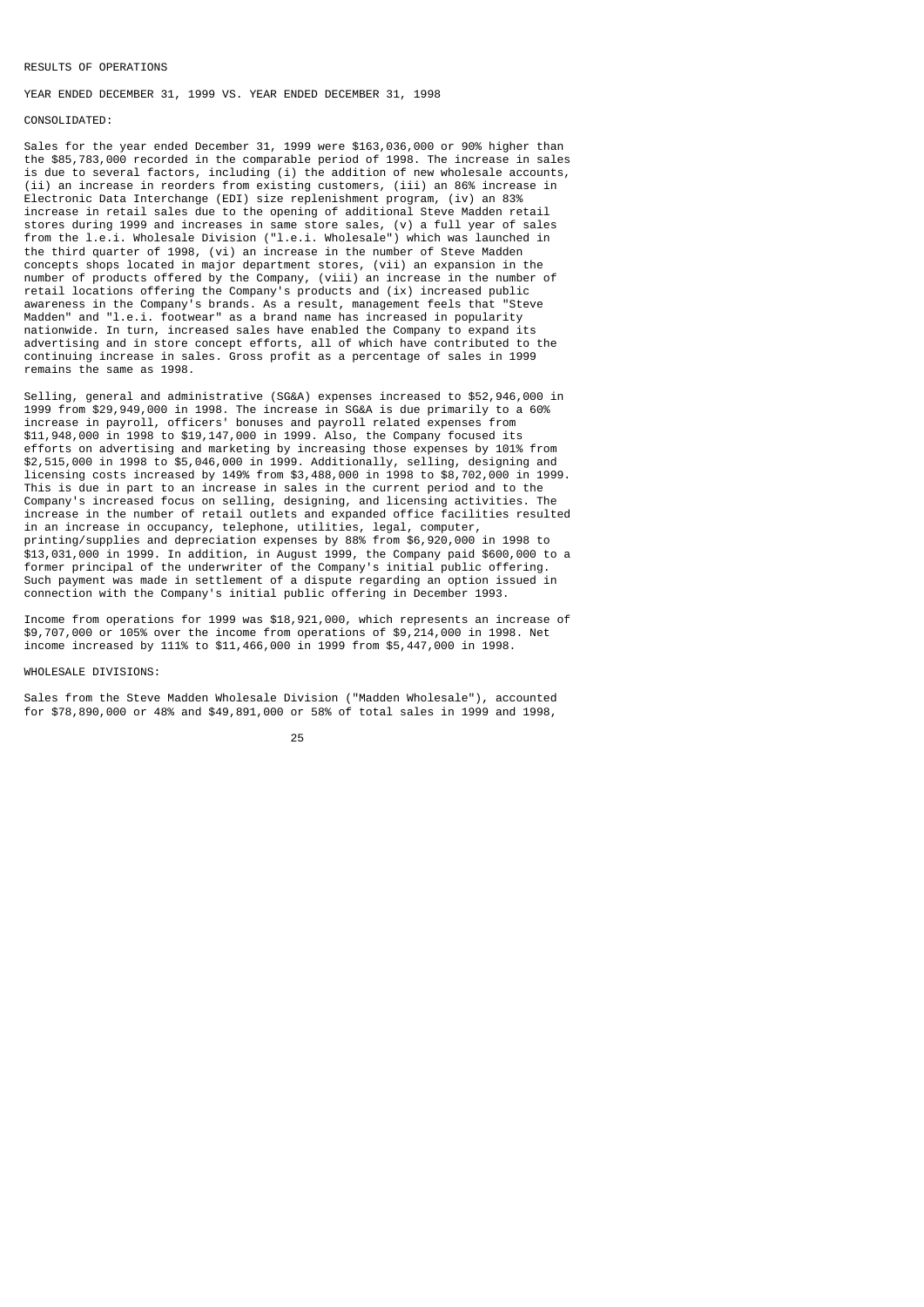## RESULTS OF OPERATIONS

### YEAR ENDED DECEMBER 31, 1999 VS. YEAR ENDED DECEMBER 31, 1998

#### CONSOLIDATED:

Sales for the year ended December 31, 1999 were $163,036,000 or 90% higher than the $85,783,000 recorded in the comparable period of 1998. The increase in sales is due to several factors, including (i) the addition of new wholesale accounts, (ii) an increase in reorders from existing customers, (iii) an 86% increase in Electronic Data Interchange (EDI) size replenishment program, (iv) an 83% increase in retail sales due to the opening of additional Steve Madden retail stores during 1999 and increases in same store sales, (v) a full year of sales from the l.e.i. Wholesale Division ("l.e.i. Wholesale") which was launched in the third quarter of 1998, (vi) an increase in the number of Steve Madden concepts shops located in major department stores, (vii) an expansion in the number of products offered by the Company, (viii) an increase in the number of retail locations offering the Company's products and (ix) increased public awareness in the Company's brands. As a result, management feels that "Steve Madden" and "l.e.i. footwear" as a brand name has increased in popularity nationwide. In turn, increased sales have enabled the Company to expand its advertising and in store concept efforts, all of which have contributed to the continuing increase in sales. Gross profit as a percentage of sales in 1999 remains the same as 1998.

Selling, general and administrative (SG&A) expenses increased to $52,946,000 in 1999 from $29,949,000 in 1998. The increase in SG&A is due primarily to a 60% increase in payroll, officers' bonuses and payroll related expenses from $11,948,000 in 1998 to $19,147,000 in 1999. Also, the Company focused its efforts on advertising and marketing by increasing those expenses by 101% from $2,515,000 in 1998 to $5,046,000 in 1999. Additionally, selling, designing and licensing costs increased by 149% from $3,488,000 in 1998 to $8,702,000 in 1999. This is due in part to an increase in sales in the current period and to the Company's increased focus on selling, designing, and licensing activities. The increase in the number of retail outlets and expanded office facilities resulted in an increase in occupancy, telephone, utilities, legal, computer, printing/supplies and depreciation expenses by 88% from $6,920,000 in 1998 to $13,031,000 in 1999. In addition, in August 1999, the Company paid $600,000 to a former principal of the underwriter of the Company's initial public offering. Such payment was made in settlement of a dispute regarding an option issued in connection with the Company's initial public offering in December 1993.

Income from operations for 1999 was $18,921,000, which represents an increase of $9,707,000 or 105% over the income from operations of $9,214,000 in 1998. Net income increased by 111% to $11,466,000 in 1999 from $5,447,000 in 1998.

#### WHOLESALE DIVISIONS:

Sales from the Steve Madden Wholesale Division ("Madden Wholesale"), accounted for $78,890,000 or 48% and $49,891,000 or 58% of total sales in 1999 and 1998,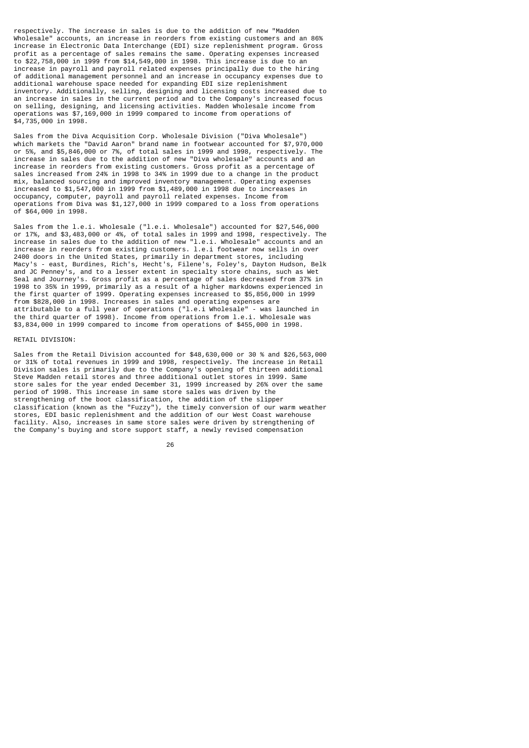respectively. The increase in sales is due to the addition of new "Madden Wholesale" accounts, an increase in reorders from existing customers and an 86% increase in Electronic Data Interchange (EDI) size replenishment program. Gross profit as a percentage of sales remains the same. Operating expenses increased to $22,758,000 in 1999 from $14,549,000 in 1998. This increase is due to an increase in payroll and payroll related expenses principally due to the hiring of additional management personnel and an increase in occupancy expenses due to additional warehouse space needed for expanding EDI size replenishment inventory. Additionally, selling, designing and licensing costs increased due to an increase in sales in the current period and to the Company's increased focus on selling, designing, and licensing activities. Madden Wholesale income from operations was $7,169,000 in 1999 compared to income from operations of $4,735,000 in 1998.

Sales from the Diva Acquisition Corp. Wholesale Division ("Diva Wholesale") which markets the "David Aaron" brand name in footwear accounted for $7,970,000 or 5%, and $5,846,000 or 7%, of total sales in 1999 and 1998, respectively. The increase in sales due to the addition of new "Diva wholesale" accounts and an increase in reorders from existing customers. Gross profit as a percentage of sales increased from 24% in 1998 to 34% in 1999 due to a change in the product mix, balanced sourcing and improved inventory management. Operating expenses increased to $1,547,000 in 1999 from $1,489,000 in 1998 due to increases in occupancy, computer, payroll and payroll related expenses. Income from operations from Diva was $1,127,000 in 1999 compared to a loss from operations of $64,000 in 1998.

Sales from the l.e.i. Wholesale ("l.e.i. Wholesale") accounted for $27,546,000 or 17%, and $3,483,000 or 4%, of total sales in 1999 and 1998, respectively. The increase in sales due to the addition of new "l.e.i. Wholesale" accounts and an increase in reorders from existing customers. l.e.i footwear now sells in over 2400 doors in the United States, primarily in department stores, including Macy's - east, Burdines, Rich's, Hecht's, Filene's, Foley's, Dayton Hudson, Belk and JC Penney's, and to a lesser extent in specialty store chains, such as Wet Seal and Journey's. Gross profit as a percentage of sales decreased from 37% in 1998 to 35% in 1999, primarily as a result of a higher markdowns experienced in the first quarter of 1999. Operating expenses increased to $5,856,000 in 1999 from $828,000 in 1998. Increases in sales and operating expenses are attributable to a full year of operations ("l.e.i Wholesale" - was launched in the third quarter of 1998). Income from operations from l.e.i. Wholesale was $3,834,000 in 1999 compared to income from operations of $455,000 in 1998.

RETAIL DIVISION:

Sales from the Retail Division accounted for $48,630,000 or 30 % and $26,563,000 or 31% of total revenues in 1999 and 1998, respectively. The increase in Retail Division sales is primarily due to the Company's opening of thirteen additional Steve Madden retail stores and three additional outlet stores in 1999. Same store sales for the year ended December 31, 1999 increased by 26% over the same period of 1998. This increase in same store sales was driven by the strengthening of the boot classification, the addition of the slipper classification (known as the "Fuzzy"), the timely conversion of our warm weather stores, EDI basic replenishment and the addition of our West Coast warehouse facility. Also, increases in same store sales were driven by strengthening of the Company's buying and store support staff, a newly revised compensation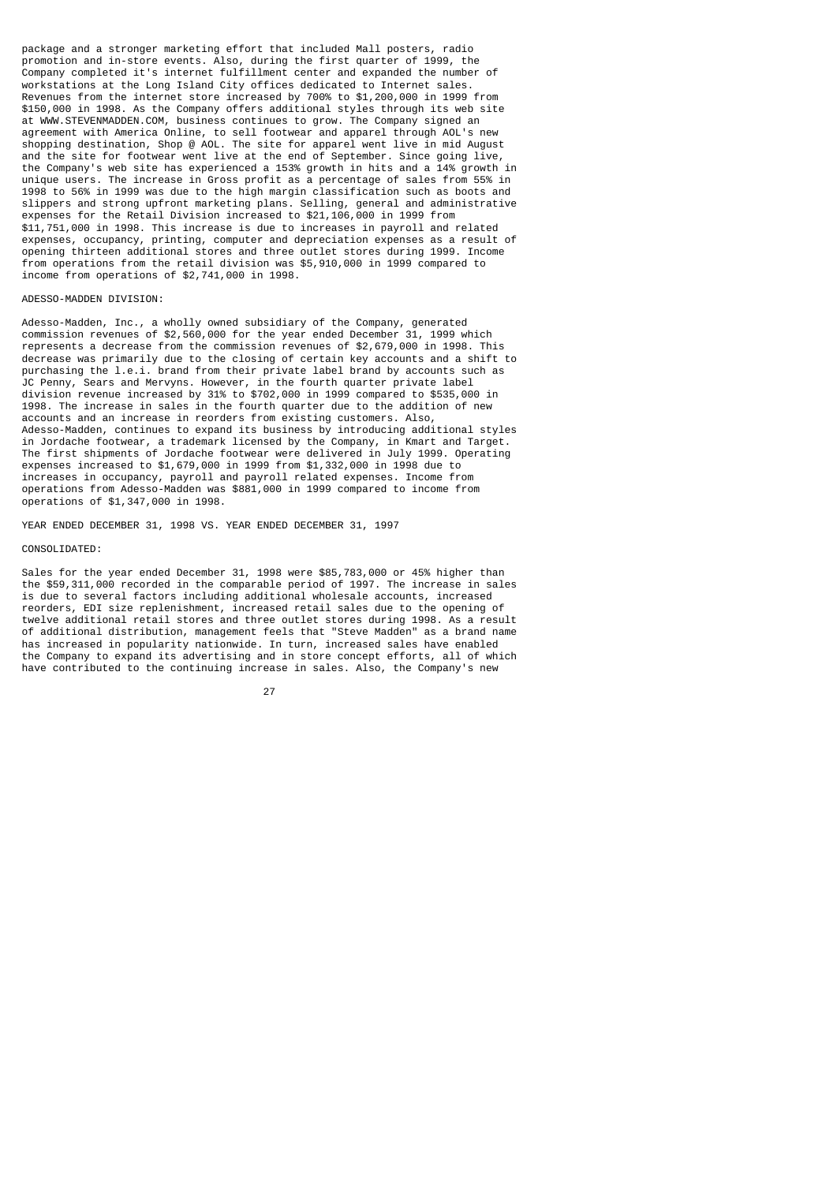package and a stronger marketing effort that included Mall posters, radio promotion and in-store events. Also, during the first quarter of 1999, the Company completed it's internet fulfillment center and expanded the number of workstations at the Long Island City offices dedicated to Internet sales. Revenues from the internet store increased by 700% to $1,200,000 in 1999 from $150,000 in 1998. As the Company offers additional styles through its web site at WWW.STEVENMADDEN.COM, business continues to grow. The Company signed an agreement with America Online, to sell footwear and apparel through AOL's new shopping destination, Shop @ AOL. The site for apparel went live in mid August and the site for footwear went live at the end of September. Since going live, the Company's web site has experienced a 153% growth in hits and a 14% growth in unique users. The increase in Gross profit as a percentage of sales from 55% in 1998 to 56% in 1999 was due to the high margin classification such as boots and slippers and strong upfront marketing plans. Selling, general and administrative expenses for the Retail Division increased to $21,106,000 in 1999 from $11,751,000 in 1998. This increase is due to increases in payroll and related expenses, occupancy, printing, computer and depreciation expenses as a result of opening thirteen additional stores and three outlet stores during 1999. Income from operations from the retail division was $5,910,000 in 1999 compared to income from operations of $2,741,000 in 1998.

ADESSO-MADDEN DIVISION:

Adesso-Madden, Inc., a wholly owned subsidiary of the Company, generated commission revenues of $2,560,000 for the year ended December 31, 1999 which represents a decrease from the commission revenues of $2,679,000 in 1998. This decrease was primarily due to the closing of certain key accounts and a shift to purchasing the l.e.i. brand from their private label brand by accounts such as JC Penny, Sears and Mervyns. However, in the fourth quarter private label division revenue increased by 31% to $702,000 in 1999 compared to $535,000 in 1998. The increase in sales in the fourth quarter due to the addition of new accounts and an increase in reorders from existing customers. Also, Adesso-Madden, continues to expand its business by introducing additional styles in Jordache footwear, a trademark licensed by the Company, in Kmart and Target. The first shipments of Jordache footwear were delivered in July 1999. Operating expenses increased to $1,679,000 in 1999 from $1,332,000 in 1998 due to increases in occupancy, payroll and payroll related expenses. Income from operations from Adesso-Madden was $881,000 in 1999 compared to income from operations of $1,347,000 in 1998.

YEAR ENDED DECEMBER 31, 1998 VS. YEAR ENDED DECEMBER 31, 1997

CONSOLIDATED:

Sales for the year ended December 31, 1998 were $85,783,000 or 45% higher than the $59,311,000 recorded in the comparable period of 1997. The increase in sales is due to several factors including additional wholesale accounts, increased reorders, EDI size replenishment, increased retail sales due to the opening of twelve additional retail stores and three outlet stores during 1998. As a result of additional distribution, management feels that "Steve Madden" as a brand name has increased in popularity nationwide. In turn, increased sales have enabled the Company to expand its advertising and in store concept efforts, all of which have contributed to the continuing increase in sales. Also, the Company's new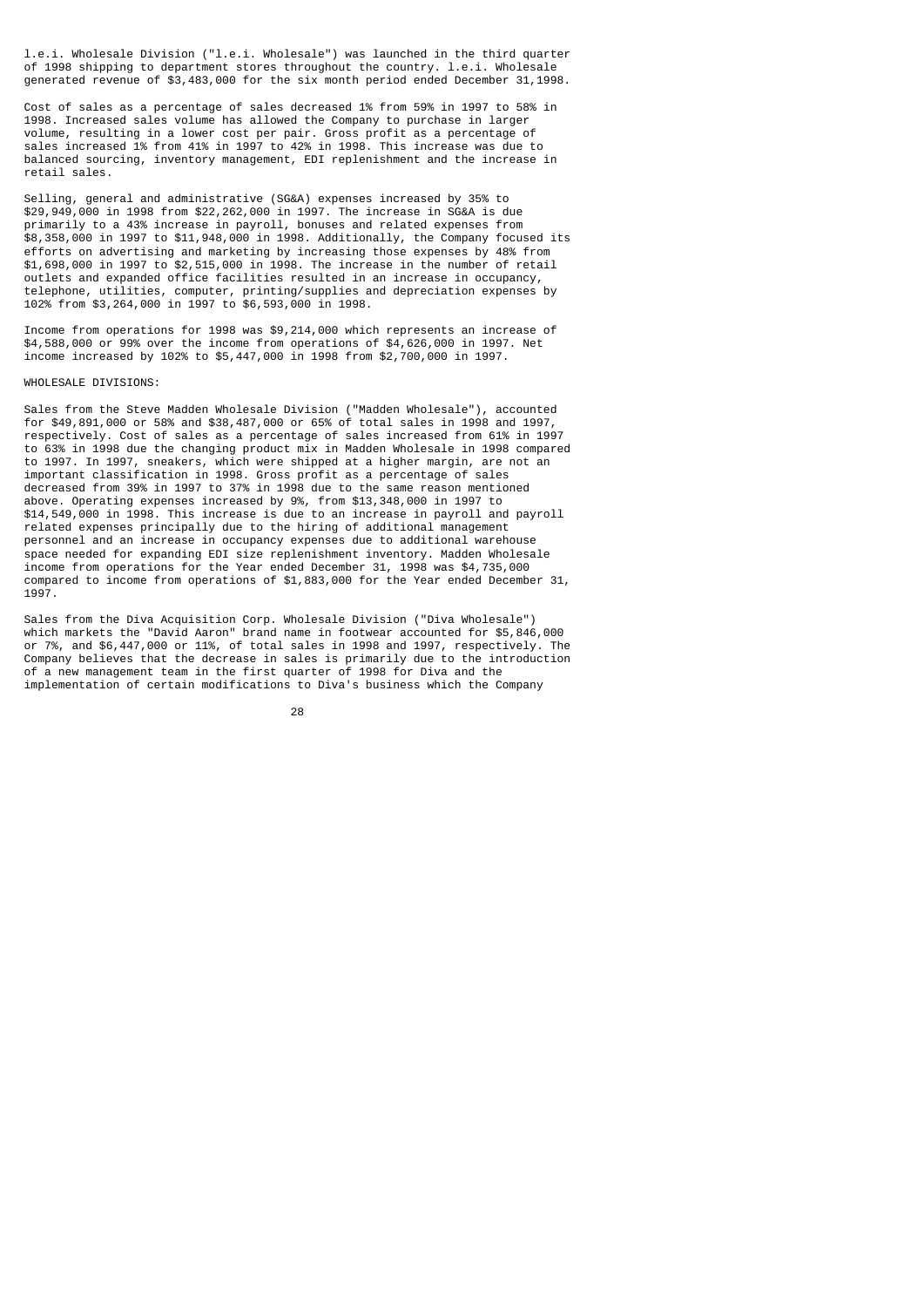l.e.i. Wholesale Division ("l.e.i. Wholesale") was launched in the third quarter of 1998 shipping to department stores throughout the country. l.e.i. Wholesale generated revenue of $3,483,000 for the six month period ended December 31,1998.

Cost of sales as a percentage of sales decreased 1% from 59% in 1997 to 58% in 1998. Increased sales volume has allowed the Company to purchase in larger volume, resulting in a lower cost per pair. Gross profit as a percentage of sales increased 1% from 41% in 1997 to 42% in 1998. This increase was due to balanced sourcing, inventory management, EDI replenishment and the increase in retail sales.

Selling, general and administrative (SG&A) expenses increased by 35% to $29,949,000 in 1998 from $22,262,000 in 1997. The increase in SG&A is due primarily to a 43% increase in payroll, bonuses and related expenses from $8,358,000 in 1997 to $11,948,000 in 1998. Additionally, the Company focused its efforts on advertising and marketing by increasing those expenses by 48% from $1,698,000 in 1997 to $2,515,000 in 1998. The increase in the number of retail outlets and expanded office facilities resulted in an increase in occupancy, telephone, utilities, computer, printing/supplies and depreciation expenses by 102% from $3,264,000 in 1997 to $6,593,000 in 1998.

Income from operations for 1998 was $9,214,000 which represents an increase of $4,588,000 or 99% over the income from operations of $4,626,000 in 1997. Net income increased by 102% to $5,447,000 in 1998 from $2,700,000 in 1997.

WHOLESALE DIVISIONS:

Sales from the Steve Madden Wholesale Division ("Madden Wholesale"), accounted for $49,891,000 or 58% and $38,487,000 or 65% of total sales in 1998 and 1997, respectively. Cost of sales as a percentage of sales increased from 61% in 1997 to 63% in 1998 due the changing product mix in Madden Wholesale in 1998 compared to 1997. In 1997, sneakers, which were shipped at a higher margin, are not an important classification in 1998. Gross profit as a percentage of sales decreased from 39% in 1997 to 37% in 1998 due to the same reason mentioned above. Operating expenses increased by 9%, from $13,348,000 in 1997 to $14,549,000 in 1998. This increase is due to an increase in payroll and payroll related expenses principally due to the hiring of additional management personnel and an increase in occupancy expenses due to additional warehouse space needed for expanding EDI size replenishment inventory. Madden Wholesale income from operations for the Year ended December 31, 1998 was $4,735,000 compared to income from operations of $1,883,000 for the Year ended December 31, 1997.

Sales from the Diva Acquisition Corp. Wholesale Division ("Diva Wholesale") which markets the "David Aaron" brand name in footwear accounted for $5,846,000 or 7%, and $6,447,000 or 11%, of total sales in 1998 and 1997, respectively. The Company believes that the decrease in sales is primarily due to the introduction of a new management team in the first quarter of 1998 for Diva and the implementation of certain modifications to Diva's business which the Company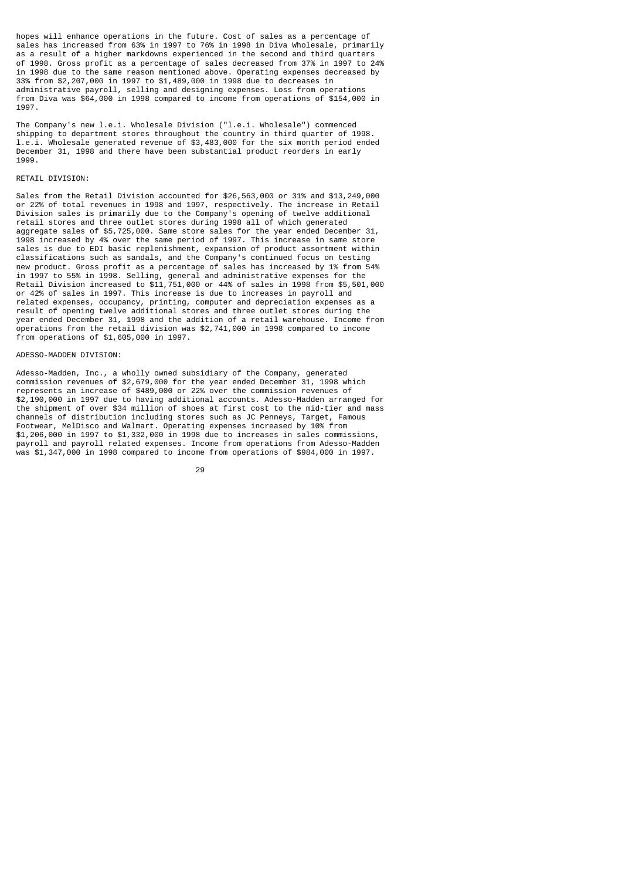hopes will enhance operations in the future. Cost of sales as a percentage of sales has increased from 63% in 1997 to 76% in 1998 in Diva Wholesale, primarily as a result of a higher markdowns experienced in the second and third quarters of 1998. Gross profit as a percentage of sales decreased from 37% in 1997 to 24% in 1998 due to the same reason mentioned above. Operating expenses decreased by 33% from $2,207,000 in 1997 to $1,489,000 in 1998 due to decreases in administrative payroll, selling and designing expenses. Loss from operations from Diva was $64,000 in 1998 compared to income from operations of $154,000 in 1997.

The Company's new l.e.i. Wholesale Division ("l.e.i. Wholesale") commenced shipping to department stores throughout the country in third quarter of 1998. l.e.i. Wholesale generated revenue of $3,483,000 for the six month period ended December 31, 1998 and there have been substantial product reorders in early 1999.

RETAIL DIVISION:

Sales from the Retail Division accounted for $26,563,000 or 31% and $13,249,000 or 22% of total revenues in 1998 and 1997, respectively. The increase in Retail Division sales is primarily due to the Company's opening of twelve additional retail stores and three outlet stores during 1998 all of which generated aggregate sales of $5,725,000. Same store sales for the year ended December 31, 1998 increased by 4% over the same period of 1997. This increase in same store sales is due to EDI basic replenishment, expansion of product assortment within classifications such as sandals, and the Company's continued focus on testing new product. Gross profit as a percentage of sales has increased by 1% from 54% in 1997 to 55% in 1998. Selling, general and administrative expenses for the Retail Division increased to $11,751,000 or 44% of sales in 1998 from $5,501,000 or 42% of sales in 1997. This increase is due to increases in payroll and related expenses, occupancy, printing, computer and depreciation expenses as a result of opening twelve additional stores and three outlet stores during the year ended December 31, 1998 and the addition of a retail warehouse. Income from operations from the retail division was $2,741,000 in 1998 compared to income from operations of $1,605,000 in 1997.

ADESSO-MADDEN DIVISION:

Adesso-Madden, Inc., a wholly owned subsidiary of the Company, generated commission revenues of $2,679,000 for the year ended December 31, 1998 which represents an increase of $489,000 or 22% over the commission revenues of $2,190,000 in 1997 due to having additional accounts. Adesso-Madden arranged for the shipment of over $34 million of shoes at first cost to the mid-tier and mass channels of distribution including stores such as JC Penneys, Target, Famous Footwear, MelDisco and Walmart. Operating expenses increased by 10% from $1,206,000 in 1997 to $1,332,000 in 1998 due to increases in sales commissions, payroll and payroll related expenses. Income from operations from Adesso-Madden was $1,347,000 in 1998 compared to income from operations of $984,000 in 1997.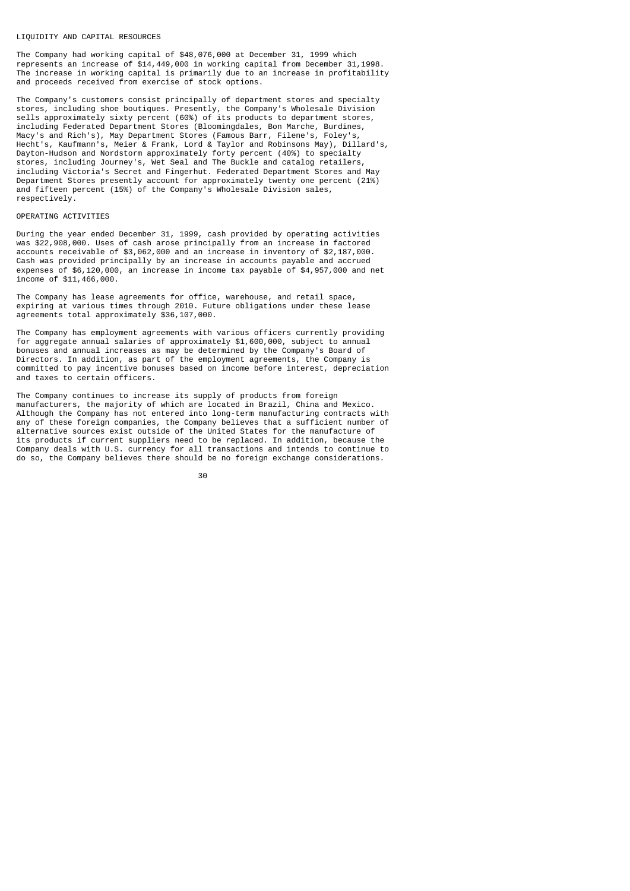## LIQUIDITY AND CAPITAL RESOURCES

The Company had working capital of $48,076,000 at December 31, 1999 which represents an increase of $14,449,000 in working capital from December 31,1998. The increase in working capital is primarily due to an increase in profitability and proceeds received from exercise of stock options.

The Company's customers consist principally of department stores and specialty stores, including shoe boutiques. Presently, the Company's Wholesale Division sells approximately sixty percent (60%) of its products to department stores, including Federated Department Stores (Bloomingdales, Bon Marche, Burdines, Macy's and Rich's), May Department Stores (Famous Barr, Filene's, Foley's, Hecht's, Kaufmann's, Meier & Frank, Lord & Taylor and Robinsons May), Dillard's, Dayton-Hudson and Nordstorm approximately forty percent (40%) to specialty stores, including Journey's, Wet Seal and The Buckle and catalog retailers, including Victoria's Secret and Fingerhut. Federated Department Stores and May Department Stores presently account for approximately twenty one percent (21%) and fifteen percent (15%) of the Company's Wholesale Division sales, respectively.

## OPERATING ACTIVITIES

During the year ended December 31, 1999, cash provided by operating activities was $22,908,000. Uses of cash arose principally from an increase in factored accounts receivable of $3,062,000 and an increase in inventory of $2,187,000. Cash was provided principally by an increase in accounts payable and accrued expenses of $6,120,000, an increase in income tax payable of $4,957,000 and net income of $11,466,000.

The Company has lease agreements for office, warehouse, and retail space, expiring at various times through 2010. Future obligations under these lease agreements total approximately $36,107,000.

The Company has employment agreements with various officers currently providing for aggregate annual salaries of approximately $1,600,000, subject to annual bonuses and annual increases as may be determined by the Company's Board of Directors. In addition, as part of the employment agreements, the Company is committed to pay incentive bonuses based on income before interest, depreciation and taxes to certain officers.

The Company continues to increase its supply of products from foreign manufacturers, the majority of which are located in Brazil, China and Mexico. Although the Company has not entered into long-term manufacturing contracts with any of these foreign companies, the Company believes that a sufficient number of alternative sources exist outside of the United States for the manufacture of its products if current suppliers need to be replaced. In addition, because the Company deals with U.S. currency for all transactions and intends to continue to do so, the Company believes there should be no foreign exchange considerations.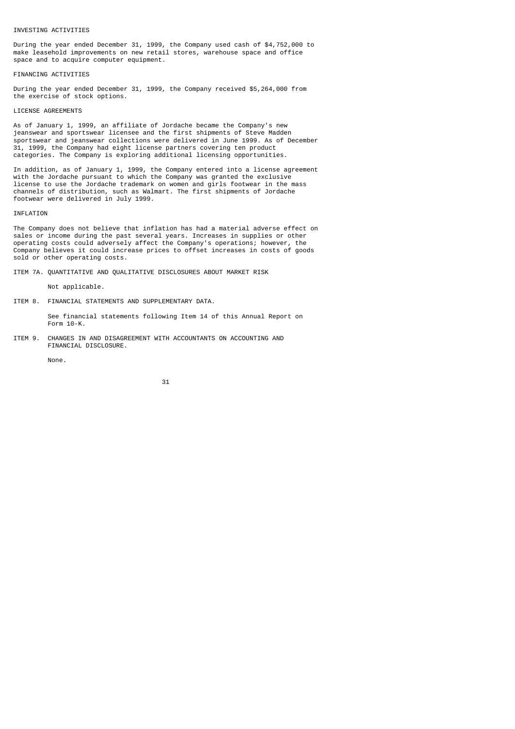## INVESTING ACTIVITIES

During the year ended December 31, 1999, the Company used cash of $4,752,000 to make leasehold improvements on new retail stores, warehouse space and office space and to acquire computer equipment.

## FINANCING ACTIVITIES

During the year ended December 31, 1999, the Company received $5,264,000 from the exercise of stock options.

## LICENSE AGREEMENTS

As of January 1, 1999, an affiliate of Jordache became the Company's new jeanswear and sportswear licensee and the first shipments of Steve Madden sportswear and jeanswear collections were delivered in June 1999. As of December 31, 1999, the Company had eight license partners covering ten product categories. The Company is exploring additional licensing opportunities.

In addition, as of January 1, 1999, the Company entered into a license agreement with the Jordache pursuant to which the Company was granted the exclusive license to use the Jordache trademark on women and girls footwear in the mass channels of distribution, such as Walmart. The first shipments of Jordache footwear were delivered in July 1999.

## INFLATION

The Company does not believe that inflation has had a material adverse effect on sales or income during the past several years. Increases in supplies or other operating costs could adversely affect the Company's operations; however, the Company believes it could increase prices to offset increases in costs of goods sold or other operating costs.

## ITEM 7A. QUANTITATIVE AND QUALITATIVE DISCLOSURES ABOUT MARKET RISK

Not applicable.

## ITEM 8. FINANCIAL STATEMENTS AND SUPPLEMENTARY DATA.

See financial statements following Item 14 of this Annual Report on Form 10-K.

## ITEM 9. CHANGES IN AND DISAGREEMENT WITH ACCOUNTANTS ON ACCOUNTING AND FINANCIAL DISCLOSURE.

None.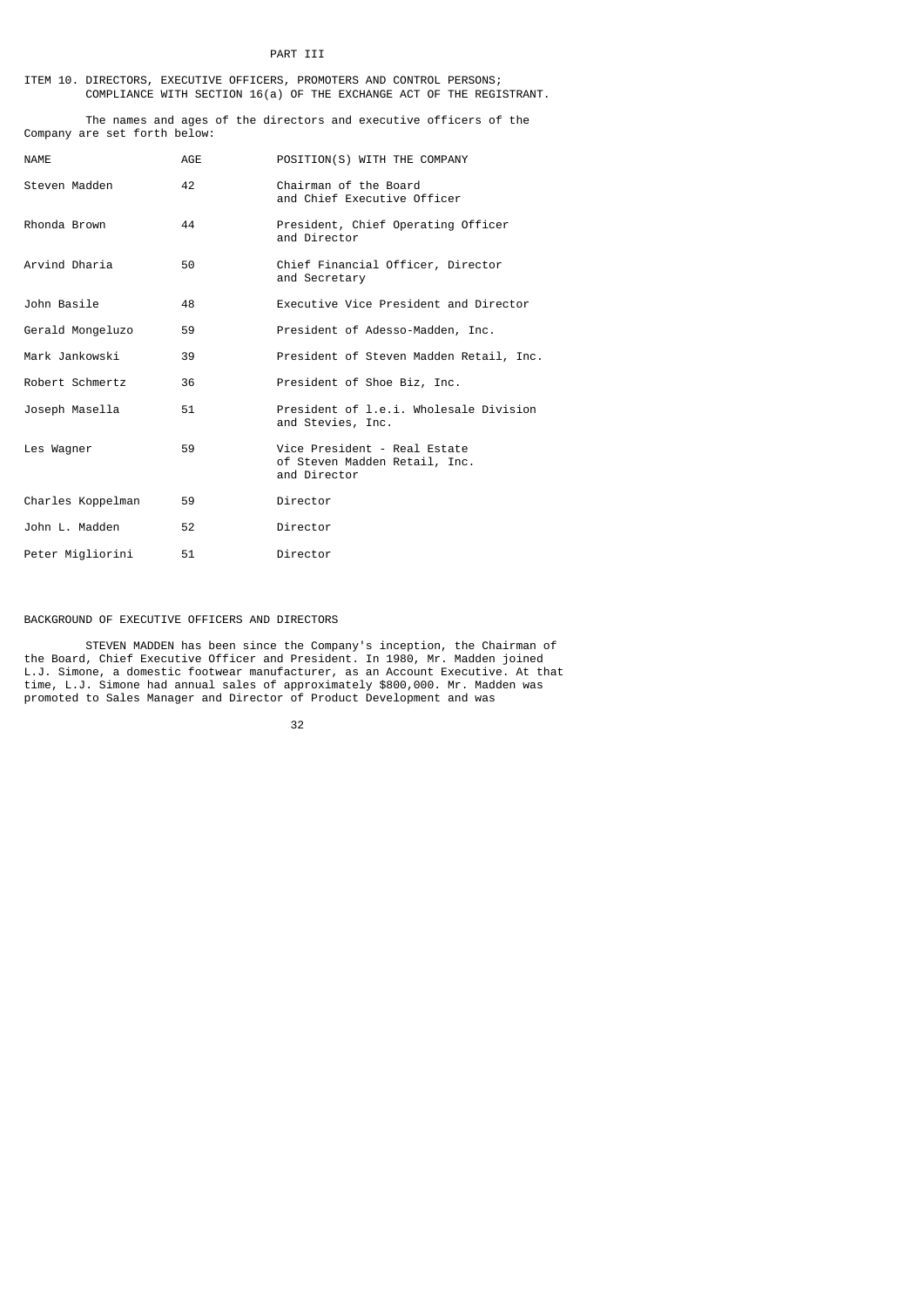# PART III

## ITEM 10. DIRECTORS, EXECUTIVE OFFICERS, PROMOTERS AND CONTROL PERSONS; COMPLIANCE WITH SECTION 16(a) OF THE EXCHANGE ACT OF THE REGISTRANT.

The names and ages of the directors and executive officers of the Company are set forth below:

| NAME | AGE | POSITION(S) WITH THE COMPANY |
|---|---|---|
| Steven Madden | 42 | Chairman of the Board and Chief Executive Officer |
| Rhonda Brown | 44 | President, Chief Operating Officer and Director |
| Arvind Dharia | 50 | Chief Financial Officer, Director and Secretary |
| John Basile | 48 | Executive Vice President and Director |
| Gerald Mongeluzo | 59 | President of Adesso-Madden, Inc. |
| Mark Jankowski | 39 | President of Steven Madden Retail, Inc. |
| Robert Schmertz | 36 | President of Shoe Biz, Inc. |
| Joseph Masella | 51 | President of l.e.i. Wholesale Division and Stevies, Inc. |
| Les Wagner | 59 | Vice President - Real Estate of Steven Madden Retail, Inc. and Director |
| Charles Koppelman | 59 | Director |
| John L. Madden | 52 | Director |
| Peter Migliorini | 51 | Director |

BACKGROUND OF EXECUTIVE OFFICERS AND DIRECTORS

STEVEN MADDEN has been since the Company's inception, the Chairman of the Board, Chief Executive Officer and President. In 1980, Mr. Madden joined L.J. Simone, a domestic footwear manufacturer, as an Account Executive. At that time, L.J. Simone had annual sales of approximately $800,000. Mr. Madden was promoted to Sales Manager and Director of Product Development and was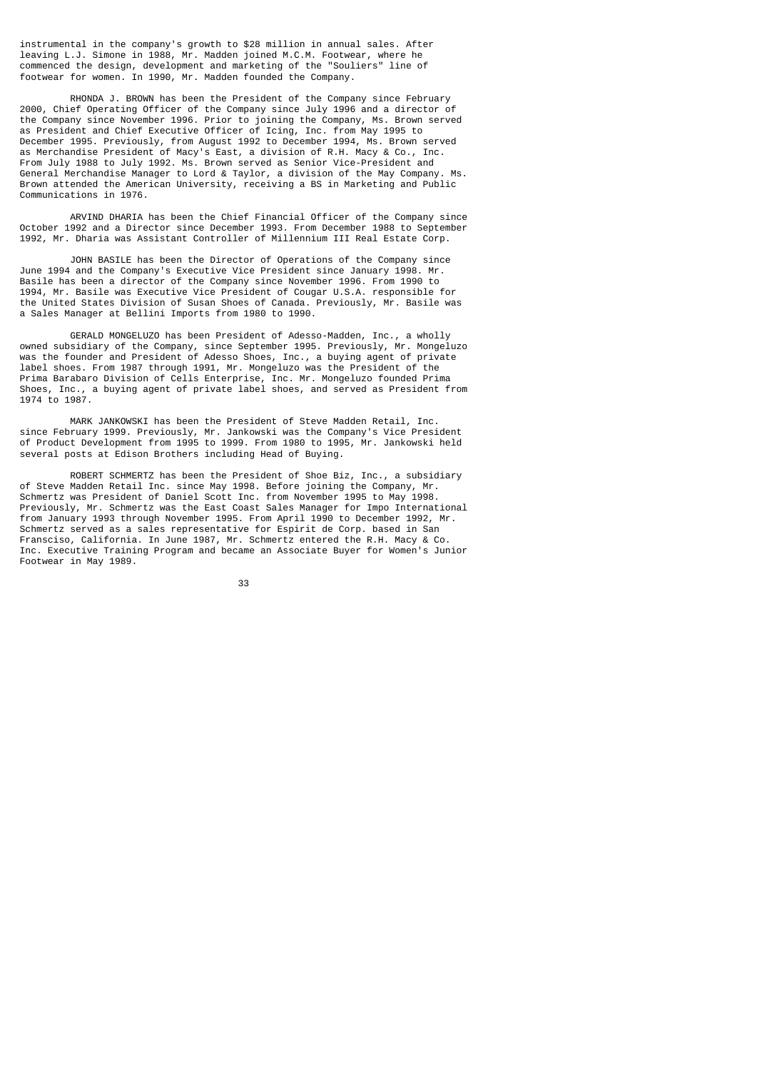instrumental in the company's growth to $28 million in annual sales. After leaving L.J. Simone in 1988, Mr. Madden joined M.C.M. Footwear, where he commenced the design, development and marketing of the "Souliers" line of footwear for women. In 1990, Mr. Madden founded the Company.

RHONDA J. BROWN has been the President of the Company since February 2000, Chief Operating Officer of the Company since July 1996 and a director of the Company since November 1996. Prior to joining the Company, Ms. Brown served as President and Chief Executive Officer of Icing, Inc. from May 1995 to December 1995. Previously, from August 1992 to December 1994, Ms. Brown served as Merchandise President of Macy's East, a division of R.H. Macy & Co., Inc. From July 1988 to July 1992. Ms. Brown served as Senior Vice-President and General Merchandise Manager to Lord & Taylor, a division of the May Company. Ms. Brown attended the American University, receiving a BS in Marketing and Public Communications in 1976.

ARVIND DHARIA has been the Chief Financial Officer of the Company since October 1992 and a Director since December 1993. From December 1988 to September 1992, Mr. Dharia was Assistant Controller of Millennium III Real Estate Corp.

JOHN BASILE has been the Director of Operations of the Company since June 1994 and the Company's Executive Vice President since January 1998. Mr. Basile has been a director of the Company since November 1996. From 1990 to 1994, Mr. Basile was Executive Vice President of Cougar U.S.A. responsible for the United States Division of Susan Shoes of Canada. Previously, Mr. Basile was a Sales Manager at Bellini Imports from 1980 to 1990.

GERALD MONGELUZO has been President of Adesso-Madden, Inc., a wholly owned subsidiary of the Company, since September 1995. Previously, Mr. Mongeluzo was the founder and President of Adesso Shoes, Inc., a buying agent of private label shoes. From 1987 through 1991, Mr. Mongeluzo was the President of the Prima Barabaro Division of Cells Enterprise, Inc. Mr. Mongeluzo founded Prima Shoes, Inc., a buying agent of private label shoes, and served as President from 1974 to 1987.

MARK JANKOWSKI has been the President of Steve Madden Retail, Inc. since February 1999. Previously, Mr. Jankowski was the Company's Vice President of Product Development from 1995 to 1999. From 1980 to 1995, Mr. Jankowski held several posts at Edison Brothers including Head of Buying.

ROBERT SCHMERTZ has been the President of Shoe Biz, Inc., a subsidiary of Steve Madden Retail Inc. since May 1998. Before joining the Company, Mr. Schmertz was President of Daniel Scott Inc. from November 1995 to May 1998. Previously, Mr. Schmertz was the East Coast Sales Manager for Impo International from January 1993 through November 1995. From April 1990 to December 1992, Mr. Schmertz served as a sales representative for Espirit de Corp. based in San Fransciso, California. In June 1987, Mr. Schmertz entered the R.H. Macy & Co. Inc. Executive Training Program and became an Associate Buyer for Women's Junior Footwear in May 1989.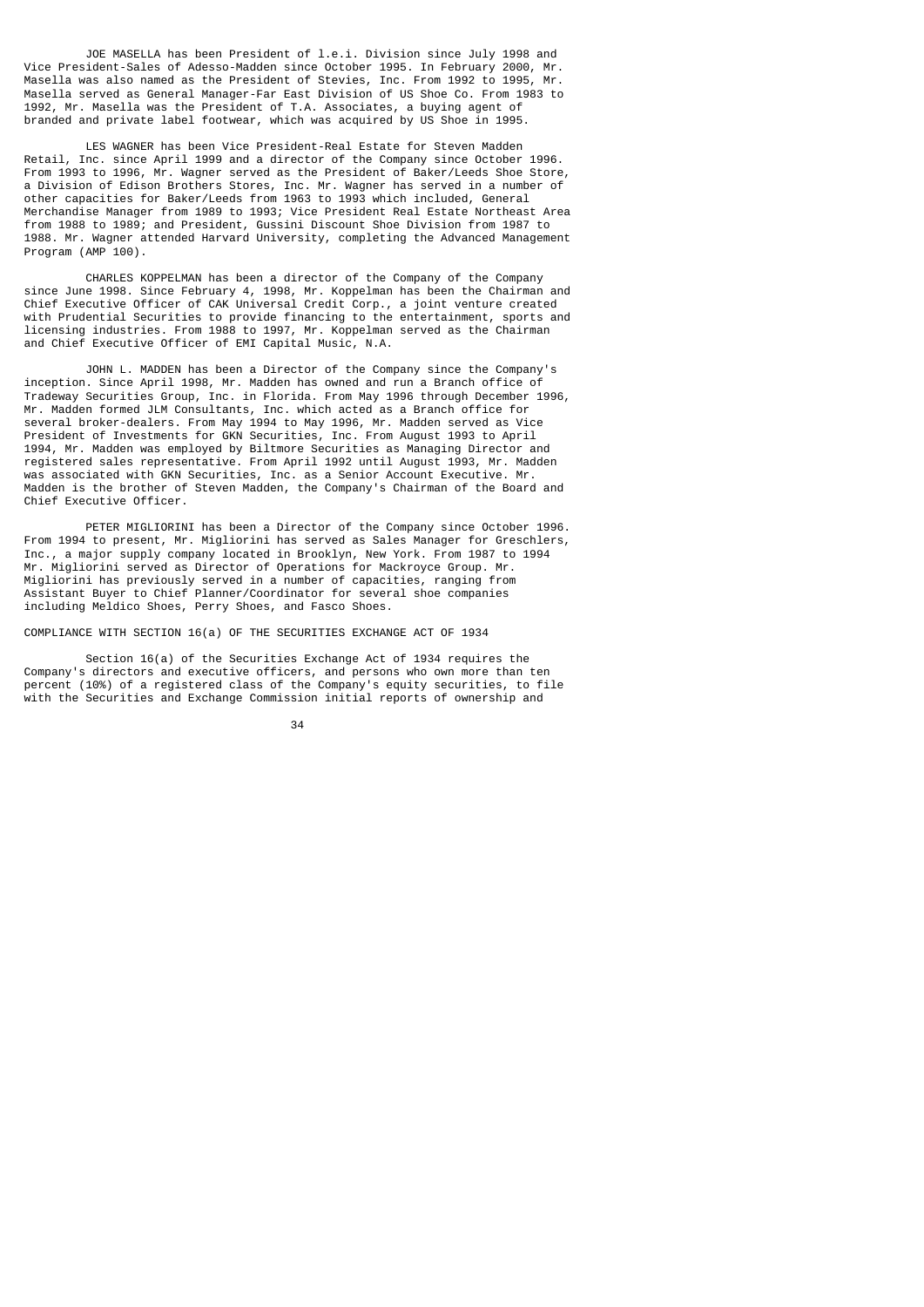JOE MASELLA has been President of l.e.i. Division since July 1998 and Vice President-Sales of Adesso-Madden since October 1995. In February 2000, Mr. Masella was also named as the President of Stevies, Inc. From 1992 to 1995, Mr. Masella served as General Manager-Far East Division of US Shoe Co. From 1983 to 1992, Mr. Masella was the President of T.A. Associates, a buying agent of branded and private label footwear, which was acquired by US Shoe in 1995.

LES WAGNER has been Vice President-Real Estate for Steven Madden Retail, Inc. since April 1999 and a director of the Company since October 1996. From 1993 to 1996, Mr. Wagner served as the President of Baker/Leeds Shoe Store, a Division of Edison Brothers Stores, Inc. Mr. Wagner has served in a number of other capacities for Baker/Leeds from 1963 to 1993 which included, General Merchandise Manager from 1989 to 1993; Vice President Real Estate Northeast Area from 1988 to 1989; and President, Gussini Discount Shoe Division from 1987 to 1988. Mr. Wagner attended Harvard University, completing the Advanced Management Program (AMP 100).

CHARLES KOPPELMAN has been a director of the Company of the Company since June 1998. Since February 4, 1998, Mr. Koppelman has been the Chairman and Chief Executive Officer of CAK Universal Credit Corp., a joint venture created with Prudential Securities to provide financing to the entertainment, sports and licensing industries. From 1988 to 1997, Mr. Koppelman served as the Chairman and Chief Executive Officer of EMI Capital Music, N.A.

JOHN L. MADDEN has been a Director of the Company since the Company's inception. Since April 1998, Mr. Madden has owned and run a Branch office of Tradeway Securities Group, Inc. in Florida. From May 1996 through December 1996, Mr. Madden formed JLM Consultants, Inc. which acted as a Branch office for several broker-dealers. From May 1994 to May 1996, Mr. Madden served as Vice President of Investments for GKN Securities, Inc. From August 1993 to April 1994, Mr. Madden was employed by Biltmore Securities as Managing Director and registered sales representative. From April 1992 until August 1993, Mr. Madden was associated with GKN Securities, Inc. as a Senior Account Executive. Mr. Madden is the brother of Steven Madden, the Company's Chairman of the Board and Chief Executive Officer.

PETER MIGLIORINI has been a Director of the Company since October 1996. From 1994 to present, Mr. Migliorini has served as Sales Manager for Greschlers, Inc., a major supply company located in Brooklyn, New York. From 1987 to 1994 Mr. Migliorini served as Director of Operations for Mackroyce Group. Mr. Migliorini has previously served in a number of capacities, ranging from Assistant Buyer to Chief Planner/Coordinator for several shoe companies including Meldico Shoes, Perry Shoes, and Fasco Shoes.

COMPLIANCE WITH SECTION 16(a) OF THE SECURITIES EXCHANGE ACT OF 1934

Section 16(a) of the Securities Exchange Act of 1934 requires the Company's directors and executive officers, and persons who own more than ten percent (10%) of a registered class of the Company's equity securities, to file with the Securities and Exchange Commission initial reports of ownership and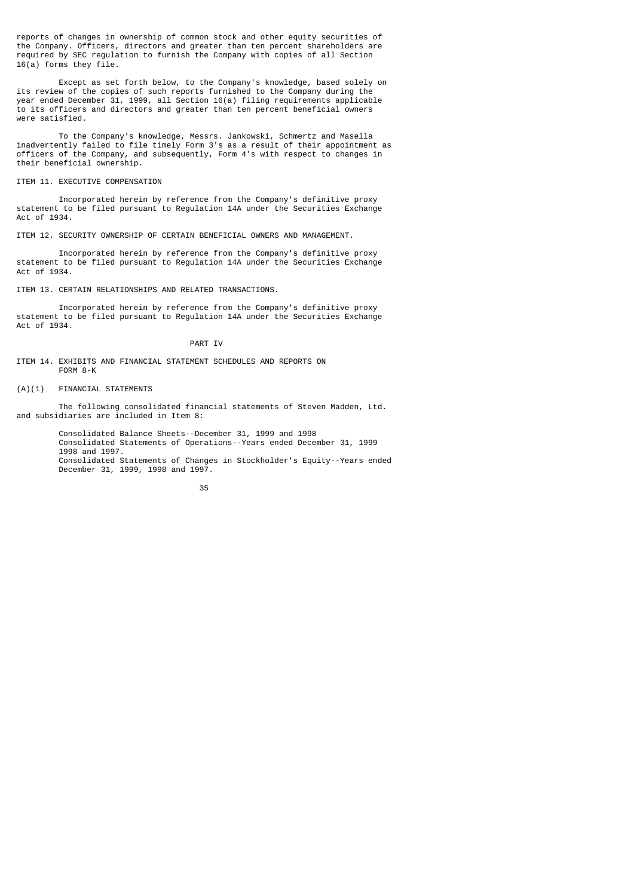reports of changes in ownership of common stock and other equity securities of the Company. Officers, directors and greater than ten percent shareholders are required by SEC regulation to furnish the Company with copies of all Section 16(a) forms they file.

Except as set forth below, to the Company's knowledge, based solely on its review of the copies of such reports furnished to the Company during the year ended December 31, 1999, all Section 16(a) filing requirements applicable to its officers and directors and greater than ten percent beneficial owners were satisfied.

To the Company's knowledge, Messrs. Jankowski, Schmertz and Masella inadvertently failed to file timely Form 3's as a result of their appointment as officers of the Company, and subsequently, Form 4's with respect to changes in their beneficial ownership.

## ITEM 11. EXECUTIVE COMPENSATION

Incorporated herein by reference from the Company's definitive proxy statement to be filed pursuant to Regulation 14A under the Securities Exchange Act of 1934.

## ITEM 12. SECURITY OWNERSHIP OF CERTAIN BENEFICIAL OWNERS AND MANAGEMENT.

Incorporated herein by reference from the Company's definitive proxy statement to be filed pursuant to Regulation 14A under the Securities Exchange Act of 1934.

## ITEM 13. CERTAIN RELATIONSHIPS AND RELATED TRANSACTIONS.

Incorporated herein by reference from the Company's definitive proxy statement to be filed pursuant to Regulation 14A under the Securities Exchange Act of 1934.

# PART IV

## ITEM 14. EXHIBITS AND FINANCIAL STATEMENT SCHEDULES AND REPORTS ON FORM 8-K

(A)(1) FINANCIAL STATEMENTS

The following consolidated financial statements of Steven Madden, Ltd. and subsidiaries are included in Item 8:

Consolidated Balance Sheets--December 31, 1999 and 1998
Consolidated Statements of Operations--Years ended December 31, 1999 1998 and 1997.
Consolidated Statements of Changes in Stockholder's Equity--Years ended December 31, 1999, 1998 and 1997.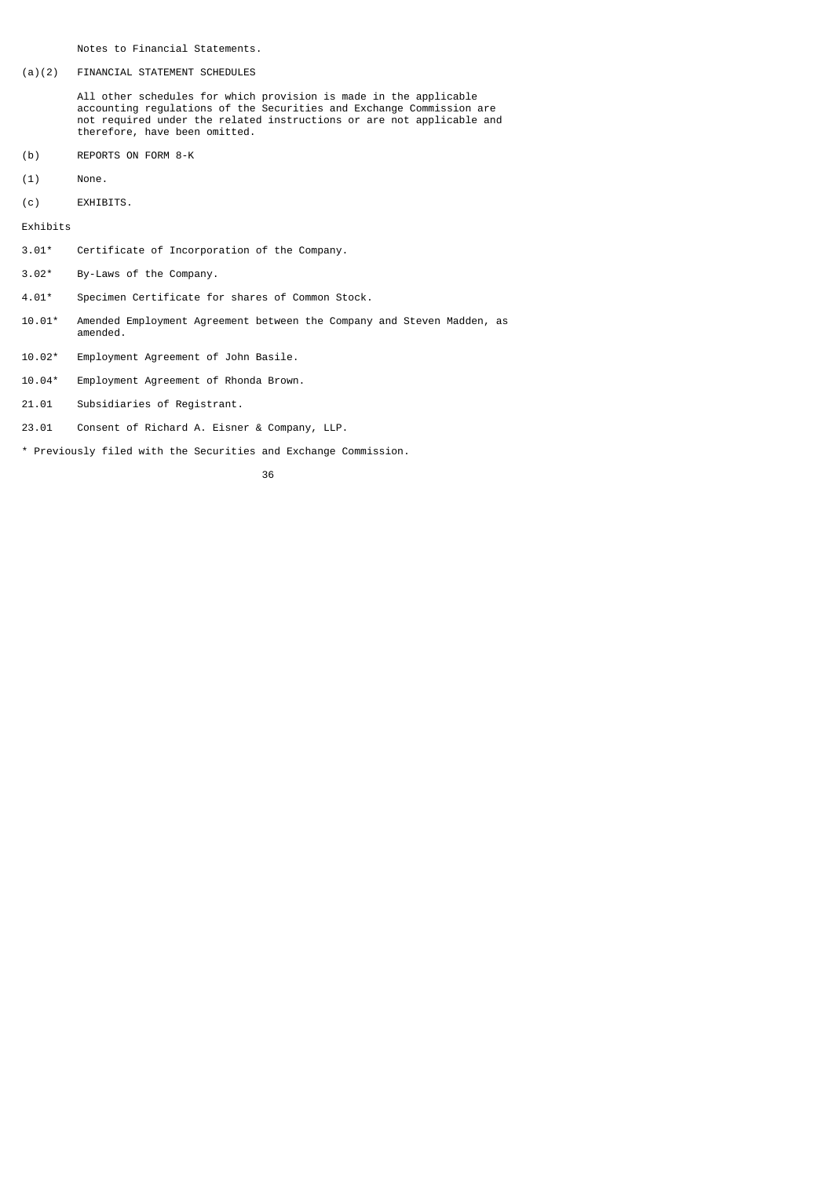Notes to Financial Statements.

(a)(2) FINANCIAL STATEMENT SCHEDULES

All other schedules for which provision is made in the applicable accounting regulations of the Securities and Exchange Commission are not required under the related instructions or are not applicable and therefore, have been omitted.

(b) REPORTS ON FORM 8-K

(1) None.

(c) EXHIBITS.

Exhibits

3.01* Certificate of Incorporation of the Company.

3.02* By-Laws of the Company.

4.01* Specimen Certificate for shares of Common Stock.

10.01* Amended Employment Agreement between the Company and Steven Madden, as amended.

10.02* Employment Agreement of John Basile.

10.04* Employment Agreement of Rhonda Brown.

21.01 Subsidiaries of Registrant.

23.01 Consent of Richard A. Eisner & Company, LLP.

* Previously filed with the Securities and Exchange Commission.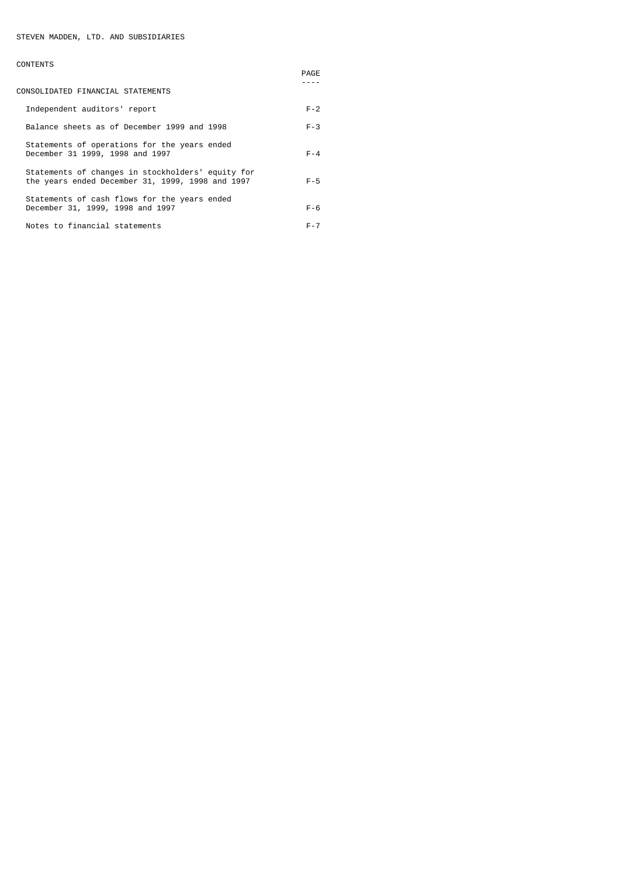STEVEN MADDEN, LTD. AND SUBSIDIARIES

CONTENTS

| | PAGE |
|---|---|
| CONSOLIDATED FINANCIAL STATEMENTS | |
| Independent auditors' report | F-2 |
| Balance sheets as of December 1999 and 1998 | F-3 |
| Statements of operations for the years ended December 31 1999, 1998 and 1997 | F-4 |
| Statements of changes in stockholders' equity for the years ended December 31, 1999, 1998 and 1997 | F-5 |
| Statements of cash flows for the years ended December 31, 1999, 1998 and 1997 | F-6 |
| Notes to financial statements | F-7 |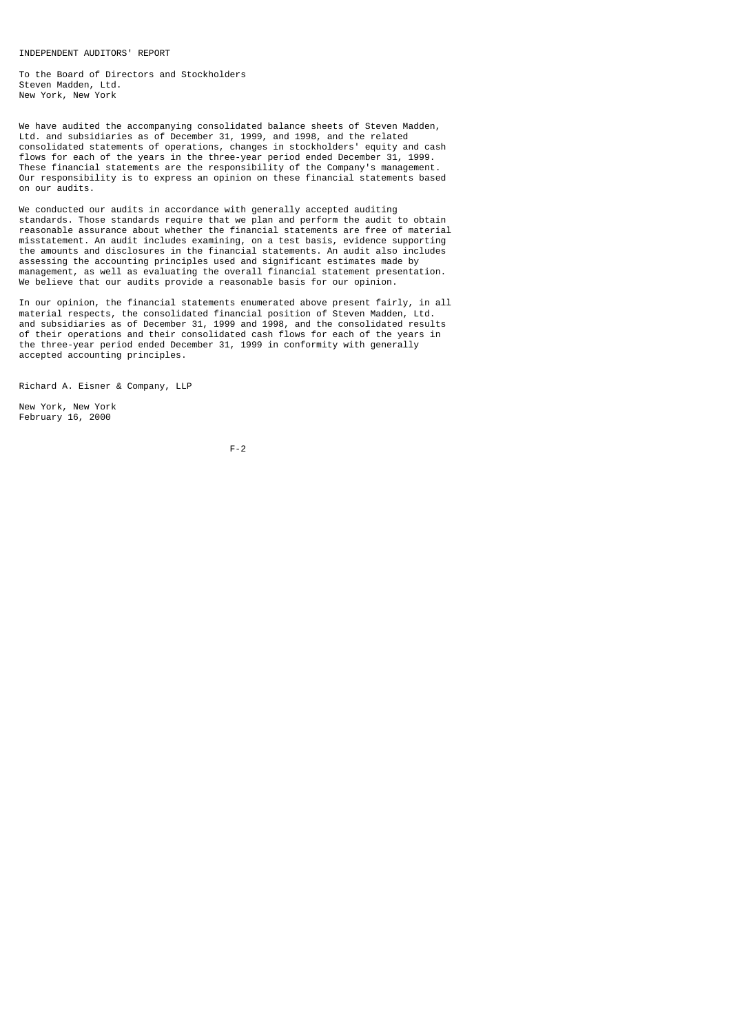# INDEPENDENT AUDITORS' REPORT

To the Board of Directors and Stockholders
Steven Madden, Ltd.
New York, New York

We have audited the accompanying consolidated balance sheets of Steven Madden, Ltd. and subsidiaries as of December 31, 1999, and 1998, and the related consolidated statements of operations, changes in stockholders' equity and cash flows for each of the years in the three-year period ended December 31, 1999. These financial statements are the responsibility of the Company's management. Our responsibility is to express an opinion on these financial statements based on our audits.

We conducted our audits in accordance with generally accepted auditing standards. Those standards require that we plan and perform the audit to obtain reasonable assurance about whether the financial statements are free of material misstatement. An audit includes examining, on a test basis, evidence supporting the amounts and disclosures in the financial statements. An audit also includes assessing the accounting principles used and significant estimates made by management, as well as evaluating the overall financial statement presentation. We believe that our audits provide a reasonable basis for our opinion.

In our opinion, the financial statements enumerated above present fairly, in all material respects, the consolidated financial position of Steven Madden, Ltd. and subsidiaries as of December 31, 1999 and 1998, and the consolidated results of their operations and their consolidated cash flows for each of the years in the three-year period ended December 31, 1999 in conformity with generally accepted accounting principles.

Richard A. Eisner & Company, LLP

New York, New York
February 16, 2000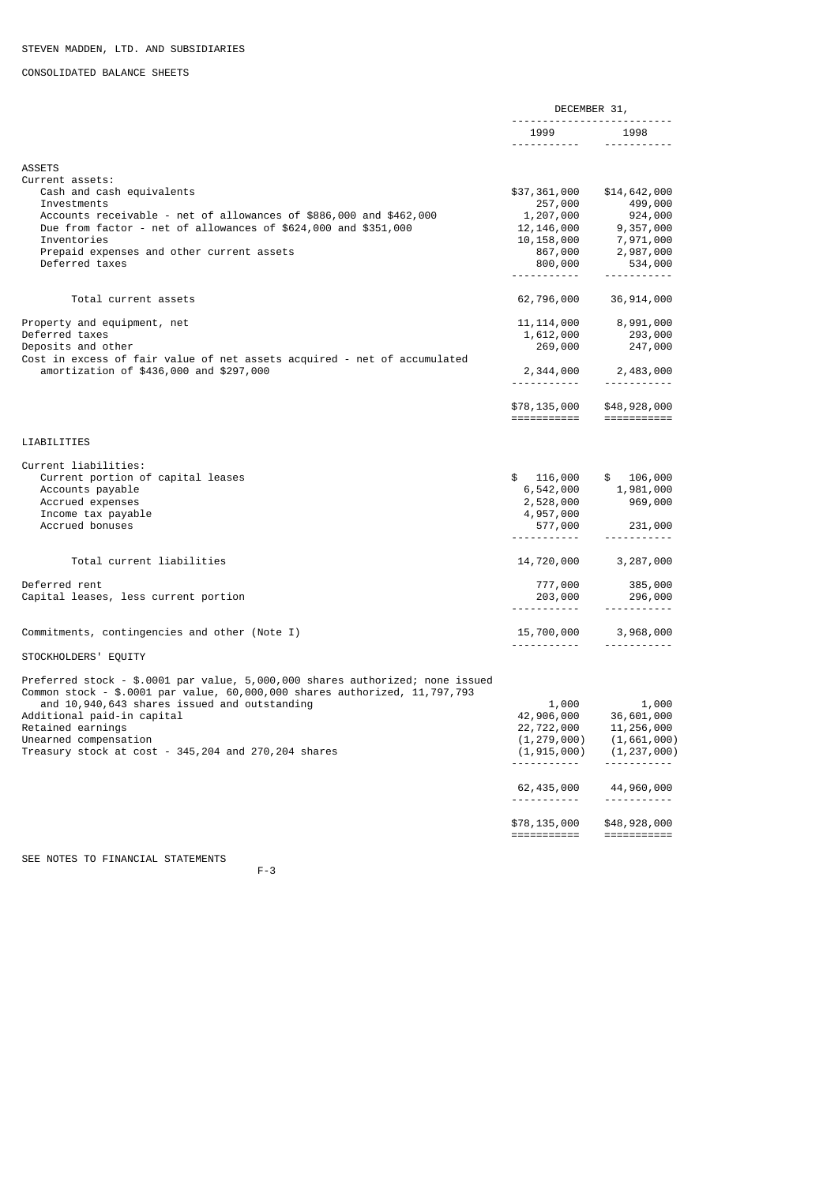STEVEN MADDEN, LTD. AND SUBSIDIARIES

CONSOLIDATED BALANCE SHEETS

| | DECEMBER 31, 1999 | DECEMBER 31, 1998 |
|---|---|---|
| **ASSETS** | | |
| Current assets: | | |
| Cash and cash equivalents | $37,361,000 | $14,642,000 |
| Investments | 257,000 | 499,000 |
| Accounts receivable - net of allowances of $886,000 and $462,000 | 1,207,000 | 924,000 |
| Due from factor - net of allowances of $624,000 and $351,000 | 12,146,000 | 9,357,000 |
| Inventories | 10,158,000 | 7,971,000 |
| Prepaid expenses and other current assets | 867,000 | 2,987,000 |
| Deferred taxes | 800,000 | 534,000 |
| Total current assets | 62,796,000 | 36,914,000 |
| Property and equipment, net | 11,114,000 | 8,991,000 |
| Deferred taxes | 1,612,000 | 293,000 |
| Deposits and other | 269,000 | 247,000 |
| Cost in excess of fair value of net assets acquired - net of accumulated amortization of $436,000 and $297,000 | 2,344,000 | 2,483,000 |
| | $78,135,000 | $48,928,000 |
| **LIABILITIES** | | |
| Current liabilities: | | |
| Current portion of capital leases | $ 116,000 | $ 106,000 |
| Accounts payable | 6,542,000 | 1,981,000 |
| Accrued expenses | 2,528,000 | 969,000 |
| Income tax payable | 4,957,000 | |
| Accrued bonuses | 577,000 | 231,000 |
| Total current liabilities | 14,720,000 | 3,287,000 |
| Deferred rent | 777,000 | 385,000 |
| Capital leases, less current portion | 203,000 | 296,000 |
| Commitments, contingencies and other (Note I) | 15,700,000 | 3,968,000 |
| **STOCKHOLDERS' EQUITY** | | |
| Preferred stock - $.0001 par value, 5,000,000 shares authorized; none issued | | |
| Common stock - $.0001 par value, 60,000,000 shares authorized, 11,797,793 and 10,940,643 shares issued and outstanding | 1,000 | 1,000 |
| Additional paid-in capital | 42,906,000 | 36,601,000 |
| Retained earnings | 22,722,000 | 11,256,000 |
| Unearned compensation | (1,279,000) | (1,661,000) |
| Treasury stock at cost - 345,204 and 270,204 shares | (1,915,000) | (1,237,000) |
| | 62,435,000 | 44,960,000 |
| | $78,135,000 | $48,928,000 |

SEE NOTES TO FINANCIAL STATEMENTS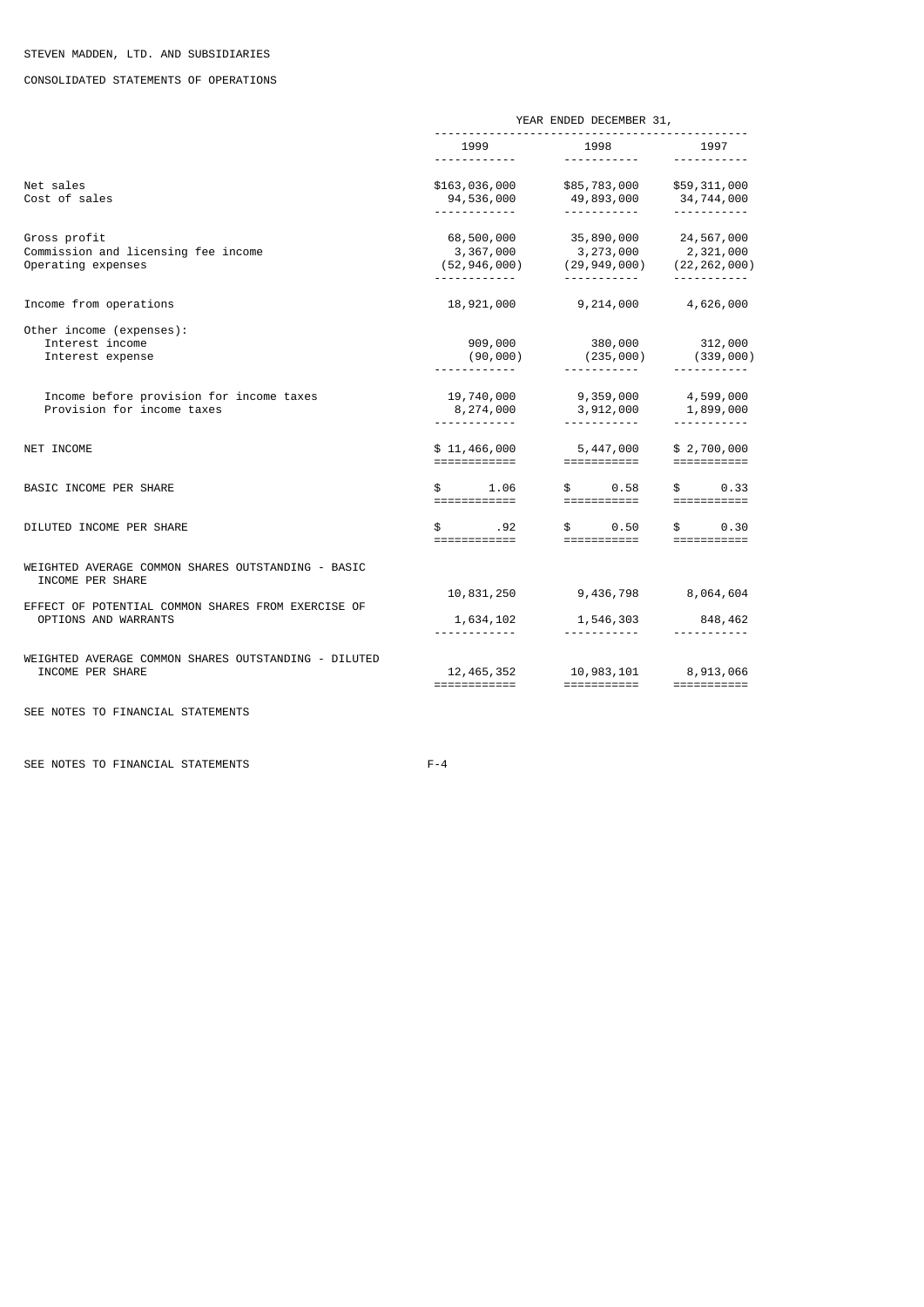STEVEN MADDEN, LTD. AND SUBSIDIARIES

CONSOLIDATED STATEMENTS OF OPERATIONS

| | YEAR ENDED DECEMBER 31, | | |
|---|---|---|---|
| | 1999 | 1998 | 1997 |
| Net sales | $163,036,000 | $85,783,000 | $59,311,000 |
| Cost of sales | 94,536,000 | 49,893,000 | 34,744,000 |
| Gross profit | 68,500,000 | 35,890,000 | 24,567,000 |
| Commission and licensing fee income | 3,367,000 | 3,273,000 | 2,321,000 |
| Operating expenses | (52,946,000) | (29,949,000) | (22,262,000) |
| Income from operations | 18,921,000 | 9,214,000 | 4,626,000 |
| Other income (expenses): | | | |
| Interest income | 909,000 | 380,000 | 312,000 |
| Interest expense | (90,000) | (235,000) | (339,000) |
| Income before provision for income taxes | 19,740,000 | 9,359,000 | 4,599,000 |
| Provision for income taxes | 8,274,000 | 3,912,000 | 1,899,000 |
| NET INCOME | $ 11,466,000 | 5,447,000 | $ 2,700,000 |
| BASIC INCOME PER SHARE | $ 1.06 | $ 0.58 | $ 0.33 |
| DILUTED INCOME PER SHARE | $ .92 | $ 0.50 | $ 0.30 |
| WEIGHTED AVERAGE COMMON SHARES OUTSTANDING - BASIC INCOME PER SHARE | 10,831,250 | 9,436,798 | 8,064,604 |
| EFFECT OF POTENTIAL COMMON SHARES FROM EXERCISE OF OPTIONS AND WARRANTS | 1,634,102 | 1,546,303 | 848,462 |
| WEIGHTED AVERAGE COMMON SHARES OUTSTANDING - DILUTED INCOME PER SHARE | 12,465,352 | 10,983,101 | 8,913,066 |

SEE NOTES TO FINANCIAL STATEMENTS

SEE NOTES TO FINANCIAL STATEMENTS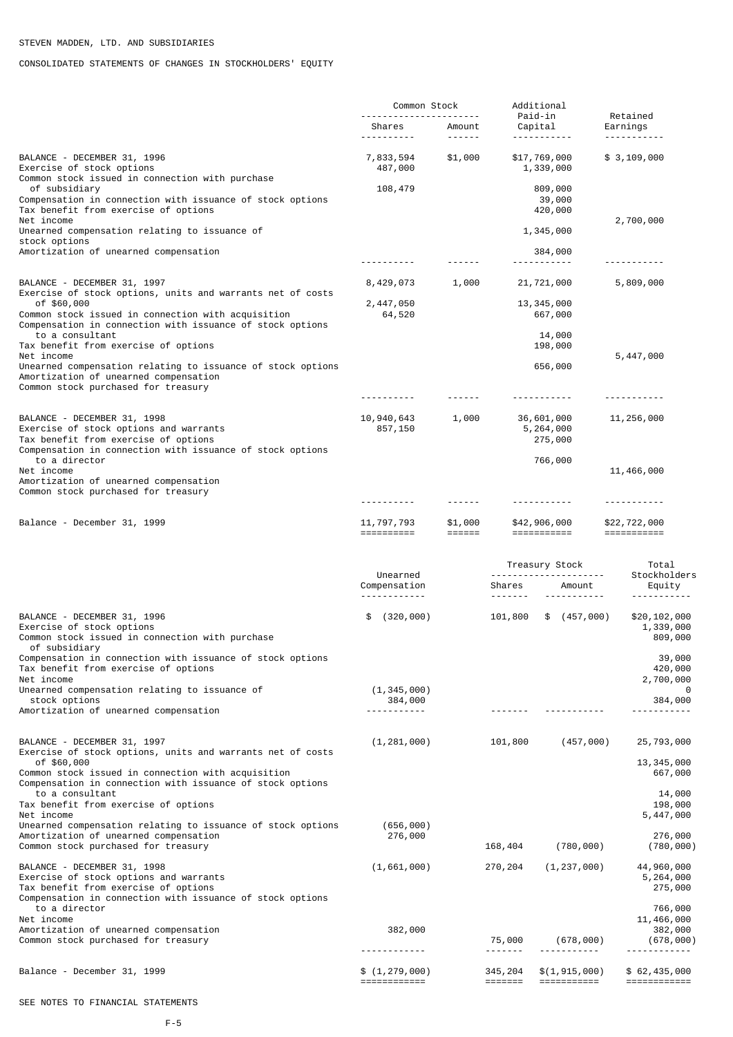STEVEN MADDEN, LTD. AND SUBSIDIARIES

CONSOLIDATED STATEMENTS OF CHANGES IN STOCKHOLDERS' EQUITY

| | Common Stock | | Additional Paid-in Capital | Retained Earnings |
|---|---|---|---|---|
| | Shares | Amount | | |
| BALANCE - DECEMBER 31, 1996 | 7,833,594 | $1,000 | $17,769,000 | $ 3,109,000 |
| Exercise of stock options | 487,000 | | 1,339,000 | |
| Common stock issued in connection with purchase of subsidiary | 108,479 | | 809,000 | |
| Compensation in connection with issuance of stock options | | | 39,000 | |
| Tax benefit from exercise of options | | | 420,000 | |
| Net income | | | | 2,700,000 |
| Unearned compensation relating to issuance of stock options | | | 1,345,000 | |
| Amortization of unearned compensation | | | 384,000 | |
| BALANCE - DECEMBER 31, 1997 | 8,429,073 | 1,000 | 21,721,000 | 5,809,000 |
| Exercise of stock options, units and warrants net of costs of $60,000 | 2,447,050 | | 13,345,000 | |
| Common stock issued in connection with acquisition | 64,520 | | 667,000 | |
| Compensation in connection with issuance of stock options to a consultant | | | 14,000 | |
| Tax benefit from exercise of options | | | 198,000 | |
| Net income | | | | 5,447,000 |
| Unearned compensation relating to issuance of stock options | | | 656,000 | |
| Amortization of unearned compensation | | | | |
| Common stock purchased for treasury | | | | |
| BALANCE - DECEMBER 31, 1998 | 10,940,643 | 1,000 | 36,601,000 | 11,256,000 |
| Exercise of stock options and warrants | 857,150 | | 5,264,000 | |
| Tax benefit from exercise of options | | | 275,000 | |
| Compensation in connection with issuance of stock options to a director | | | 766,000 | |
| Net income | | | | 11,466,000 |
| Amortization of unearned compensation | | | | |
| Common stock purchased for treasury | | | | |
| Balance - December 31, 1999 | 11,797,793 | $1,000 | $42,906,000 | $22,722,000 |

| | Unearned Compensation | Treasury Stock | | Total Stockholders Equity |
|---|---|---|---|---|
| | | Shares | Amount | |
| BALANCE - DECEMBER 31, 1996 | $ (320,000) | 101,800 | $ (457,000) | $20,102,000 |
| Exercise of stock options | | | | 1,339,000 |
| Common stock issued in connection with purchase of subsidiary | | | | 809,000 |
| Compensation in connection with issuance of stock options | | | | 39,000 |
| Tax benefit from exercise of options | | | | 420,000 |
| Net income | | | | 2,700,000 |
| Unearned compensation relating to issuance of stock options | (1,345,000) | | | 0 |
| Amortization of unearned compensation | 384,000 | | | 384,000 |
| BALANCE - DECEMBER 31, 1997 | (1,281,000) | 101,800 | (457,000) | 25,793,000 |
| Exercise of stock options, units and warrants net of costs of $60,000 | | | | 13,345,000 |
| Common stock issued in connection with acquisition | | | | 667,000 |
| Compensation in connection with issuance of stock options to a consultant | | | | 14,000 |
| Tax benefit from exercise of options | | | | 198,000 |
| Net income | | | | 5,447,000 |
| Unearned compensation relating to issuance of stock options | (656,000) | | | |
| Amortization of unearned compensation | 276,000 | | | 276,000 |
| Common stock purchased for treasury | | 168,404 | (780,000) | (780,000) |
| BALANCE - DECEMBER 31, 1998 | (1,661,000) | 270,204 | (1,237,000) | 44,960,000 |
| Exercise of stock options and warrants | | | | 5,264,000 |
| Tax benefit from exercise of options | | | | 275,000 |
| Compensation in connection with issuance of stock options to a director | | | | 766,000 |
| Net income | | | | 11,466,000 |
| Amortization of unearned compensation | 382,000 | | | 382,000 |
| Common stock purchased for treasury | | 75,000 | (678,000) | (678,000) |
| Balance - December 31, 1999 | $ (1,279,000) | 345,204 | $(1,915,000) | $ 62,435,000 |

SEE NOTES TO FINANCIAL STATEMENTS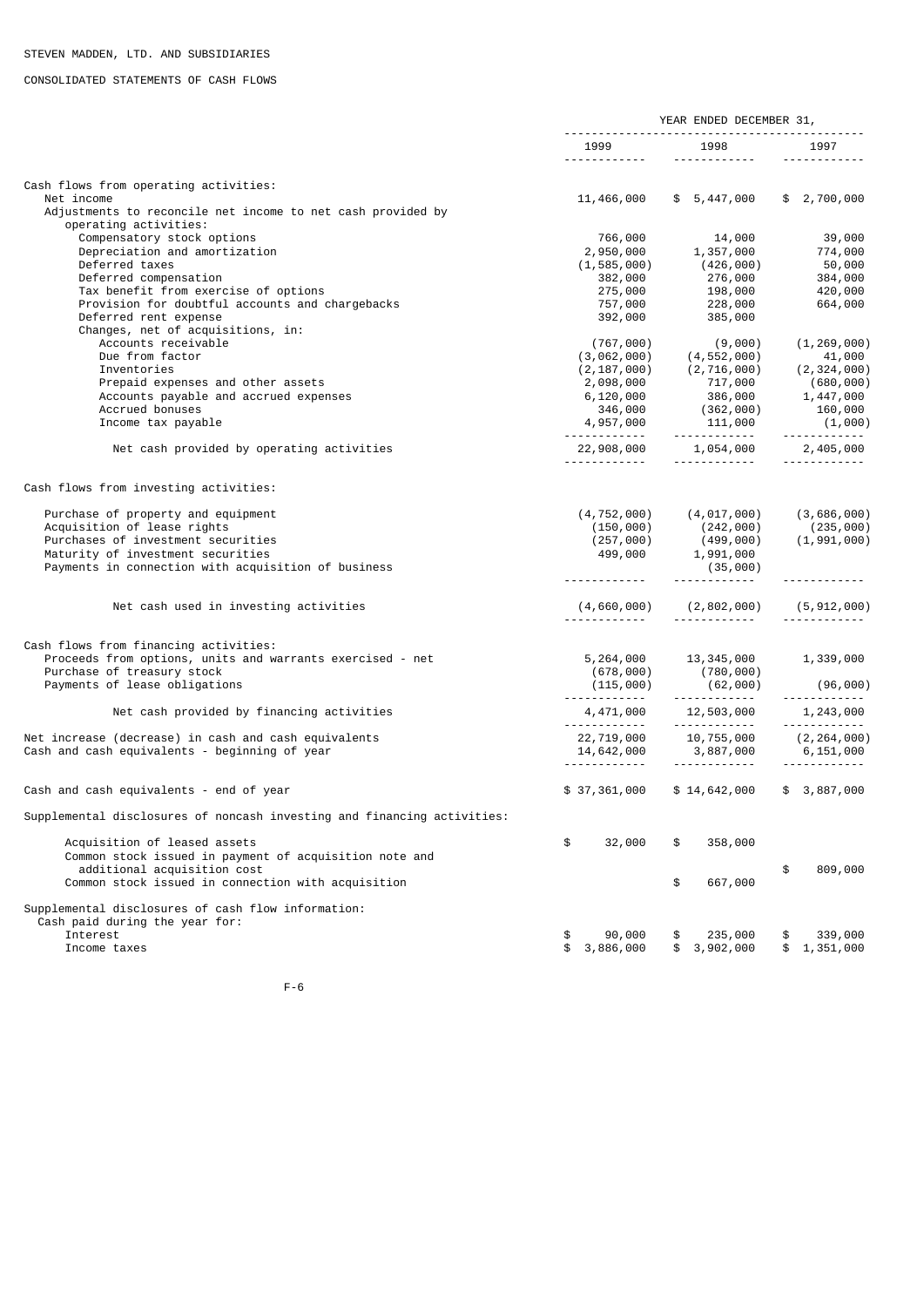STEVEN MADDEN, LTD. AND SUBSIDIARIES

CONSOLIDATED STATEMENTS OF CASH FLOWS

| | YEAR ENDED DECEMBER 31, | | |
|---|---|---|---|
| | 1999 | 1998 | 1997 |
| Cash flows from operating activities: | | | |
| Net income | 11,466,000 | $ 5,447,000 | $ 2,700,000 |
| Adjustments to reconcile net income to net cash provided by operating activities: | | | |
| Compensatory stock options | 766,000 | 14,000 | 39,000 |
| Depreciation and amortization | 2,950,000 | 1,357,000 | 774,000 |
| Deferred taxes | (1,585,000) | (426,000) | 50,000 |
| Deferred compensation | 382,000 | 276,000 | 384,000 |
| Tax benefit from exercise of options | 275,000 | 198,000 | 420,000 |
| Provision for doubtful accounts and chargebacks | 757,000 | 228,000 | 664,000 |
| Deferred rent expense | 392,000 | 385,000 | |
| Changes, net of acquisitions, in: | | | |
| Accounts receivable | (767,000) | (9,000) | (1,269,000) |
| Due from factor | (3,062,000) | (4,552,000) | 41,000 |
| Inventories | (2,187,000) | (2,716,000) | (2,324,000) |
| Prepaid expenses and other assets | 2,098,000 | 717,000 | (680,000) |
| Accounts payable and accrued expenses | 6,120,000 | 386,000 | 1,447,000 |
| Accrued bonuses | 346,000 | (362,000) | 160,000 |
| Income tax payable | 4,957,000 | 111,000 | (1,000) |
| Net cash provided by operating activities | 22,908,000 | 1,054,000 | 2,405,000 |
| Cash flows from investing activities: | | | |
| Purchase of property and equipment | (4,752,000) | (4,017,000) | (3,686,000) |
| Acquisition of lease rights | (150,000) | (242,000) | (235,000) |
| Purchases of investment securities | (257,000) | (499,000) | (1,991,000) |
| Maturity of investment securities | 499,000 | 1,991,000 | |
| Payments in connection with acquisition of business | | (35,000) | |
| Net cash used in investing activities | (4,660,000) | (2,802,000) | (5,912,000) |
| Cash flows from financing activities: | | | |
| Proceeds from options, units and warrants exercised - net | 5,264,000 | 13,345,000 | 1,339,000 |
| Purchase of treasury stock | (678,000) | (780,000) | |
| Payments of lease obligations | (115,000) | (62,000) | (96,000) |
| Net cash provided by financing activities | 4,471,000 | 12,503,000 | 1,243,000 |
| Net increase (decrease) in cash and cash equivalents | 22,719,000 | 10,755,000 | (2,264,000) |
| Cash and cash equivalents - beginning of year | 14,642,000 | 3,887,000 | 6,151,000 |
| Cash and cash equivalents - end of year | $ 37,361,000 | $ 14,642,000 | $ 3,887,000 |
| Supplemental disclosures of noncash investing and financing activities: | | | |
| Acquisition of leased assets | $ 32,000 | $ 358,000 | |
| Common stock issued in payment of acquisition note and additional acquisition cost | | | $ 809,000 |
| Common stock issued in connection with acquisition | | $ 667,000 | |
| Supplemental disclosures of cash flow information: | | | |
| Cash paid during the year for: | | | |
| Interest | $ 90,000 | $ 235,000 | $ 339,000 |
| Income taxes | $ 3,886,000 | $ 3,902,000 | $ 1,351,000 |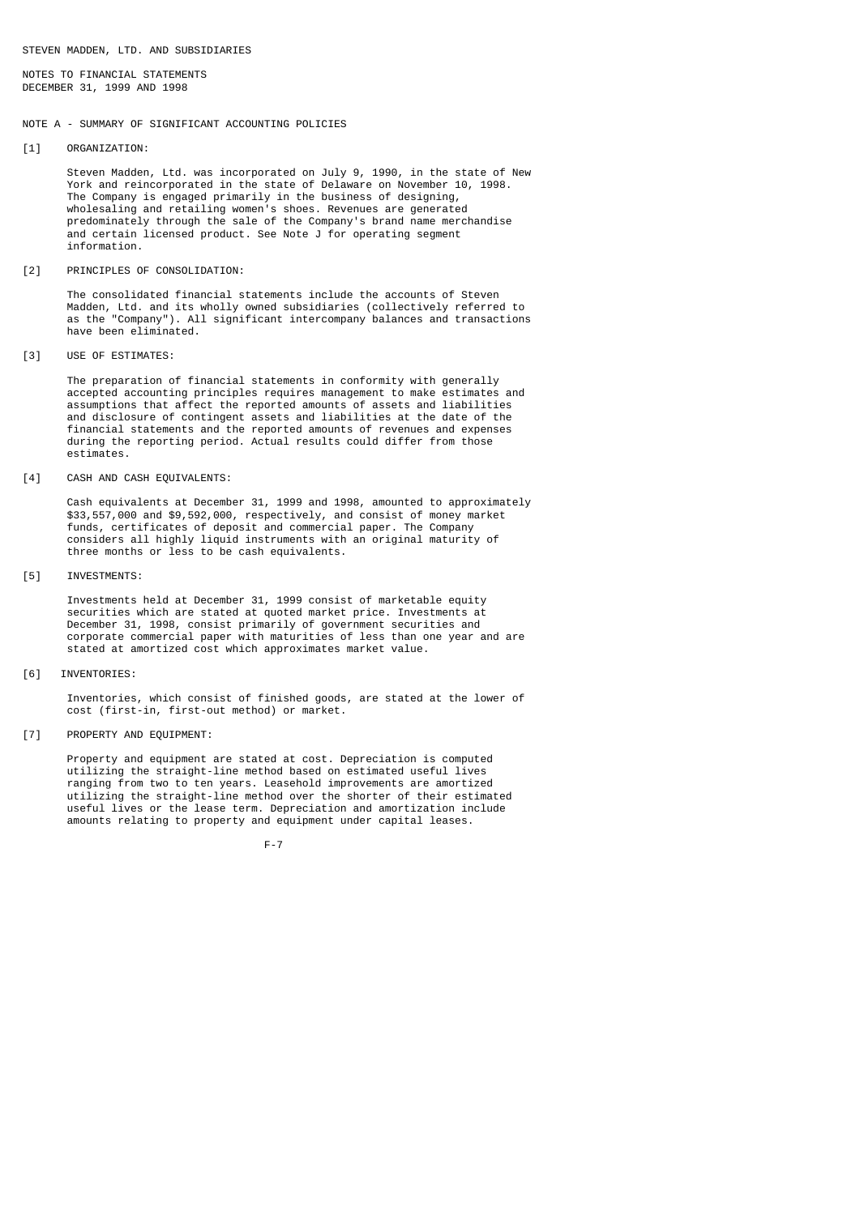STEVEN MADDEN, LTD. AND SUBSIDIARIES

NOTES TO FINANCIAL STATEMENTS
DECEMBER 31, 1999 AND 1998

## NOTE A - SUMMARY OF SIGNIFICANT ACCOUNTING POLICIES

[1] ORGANIZATION:

Steven Madden, Ltd. was incorporated on July 9, 1990, in the state of New York and reincorporated in the state of Delaware on November 10, 1998. The Company is engaged primarily in the business of designing, wholesaling and retailing women's shoes. Revenues are generated predominately through the sale of the Company's brand name merchandise and certain licensed product. See Note J for operating segment information.

[2] PRINCIPLES OF CONSOLIDATION:

The consolidated financial statements include the accounts of Steven Madden, Ltd. and its wholly owned subsidiaries (collectively referred to as the "Company"). All significant intercompany balances and transactions have been eliminated.

[3] USE OF ESTIMATES:

The preparation of financial statements in conformity with generally accepted accounting principles requires management to make estimates and assumptions that affect the reported amounts of assets and liabilities and disclosure of contingent assets and liabilities at the date of the financial statements and the reported amounts of revenues and expenses during the reporting period. Actual results could differ from those estimates.

[4] CASH AND CASH EQUIVALENTS:

Cash equivalents at December 31, 1999 and 1998, amounted to approximately $33,557,000 and $9,592,000, respectively, and consist of money market funds, certificates of deposit and commercial paper. The Company considers all highly liquid instruments with an original maturity of three months or less to be cash equivalents.

[5] INVESTMENTS:

Investments held at December 31, 1999 consist of marketable equity securities which are stated at quoted market price. Investments at December 31, 1998, consist primarily of government securities and corporate commercial paper with maturities of less than one year and are stated at amortized cost which approximates market value.

[6] INVENTORIES:

Inventories, which consist of finished goods, are stated at the lower of cost (first-in, first-out method) or market.

[7] PROPERTY AND EQUIPMENT:

Property and equipment are stated at cost. Depreciation is computed utilizing the straight-line method based on estimated useful lives ranging from two to ten years. Leasehold improvements are amortized utilizing the straight-line method over the shorter of their estimated useful lives or the lease term. Depreciation and amortization include amounts relating to property and equipment under capital leases.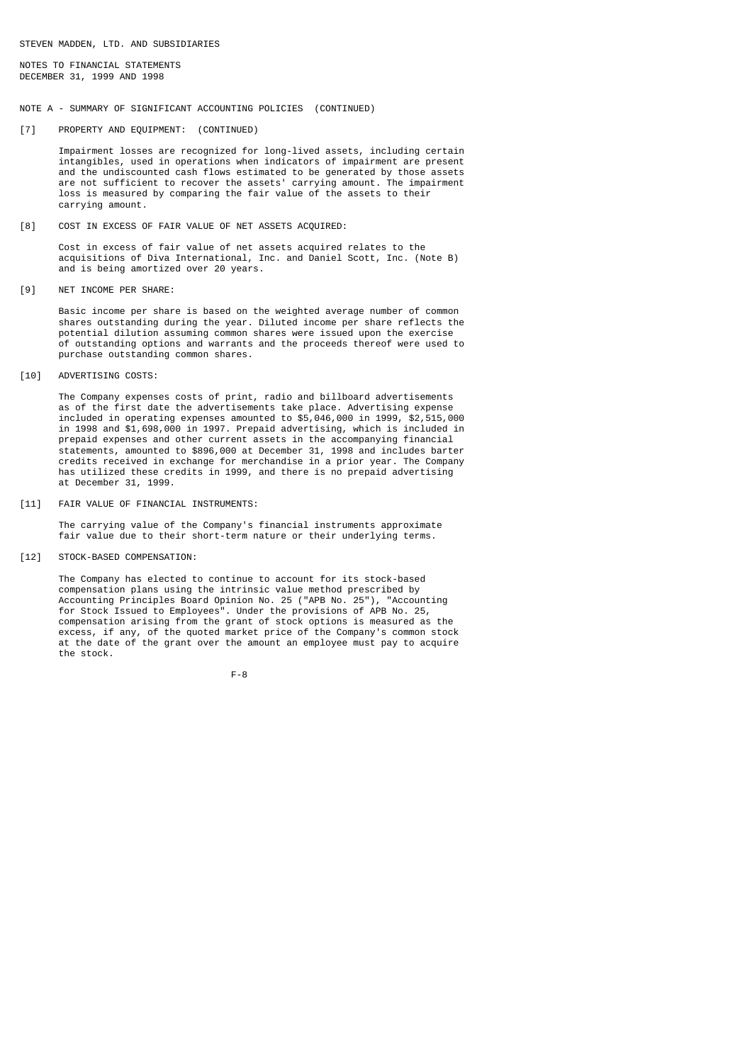STEVEN MADDEN, LTD. AND SUBSIDIARIES

NOTES TO FINANCIAL STATEMENTS
DECEMBER 31, 1999 AND 1998

NOTE A - SUMMARY OF SIGNIFICANT ACCOUNTING POLICIES (CONTINUED)

[7] PROPERTY AND EQUIPMENT: (CONTINUED)

Impairment losses are recognized for long-lived assets, including certain intangibles, used in operations when indicators of impairment are present and the undiscounted cash flows estimated to be generated by those assets are not sufficient to recover the assets' carrying amount. The impairment loss is measured by comparing the fair value of the assets to their carrying amount.

[8] COST IN EXCESS OF FAIR VALUE OF NET ASSETS ACQUIRED:

Cost in excess of fair value of net assets acquired relates to the acquisitions of Diva International, Inc. and Daniel Scott, Inc. (Note B) and is being amortized over 20 years.

[9] NET INCOME PER SHARE:

Basic income per share is based on the weighted average number of common shares outstanding during the year. Diluted income per share reflects the potential dilution assuming common shares were issued upon the exercise of outstanding options and warrants and the proceeds thereof were used to purchase outstanding common shares.

[10] ADVERTISING COSTS:

The Company expenses costs of print, radio and billboard advertisements as of the first date the advertisements take place. Advertising expense included in operating expenses amounted to $5,046,000 in 1999, $2,515,000 in 1998 and $1,698,000 in 1997. Prepaid advertising, which is included in prepaid expenses and other current assets in the accompanying financial statements, amounted to $896,000 at December 31, 1998 and includes barter credits received in exchange for merchandise in a prior year. The Company has utilized these credits in 1999, and there is no prepaid advertising at December 31, 1999.

[11] FAIR VALUE OF FINANCIAL INSTRUMENTS:

The carrying value of the Company's financial instruments approximate fair value due to their short-term nature or their underlying terms.

[12] STOCK-BASED COMPENSATION:

The Company has elected to continue to account for its stock-based compensation plans using the intrinsic value method prescribed by Accounting Principles Board Opinion No. 25 ("APB No. 25"), "Accounting for Stock Issued to Employees". Under the provisions of APB No. 25, compensation arising from the grant of stock options is measured as the excess, if any, of the quoted market price of the Company's common stock at the date of the grant over the amount an employee must pay to acquire the stock.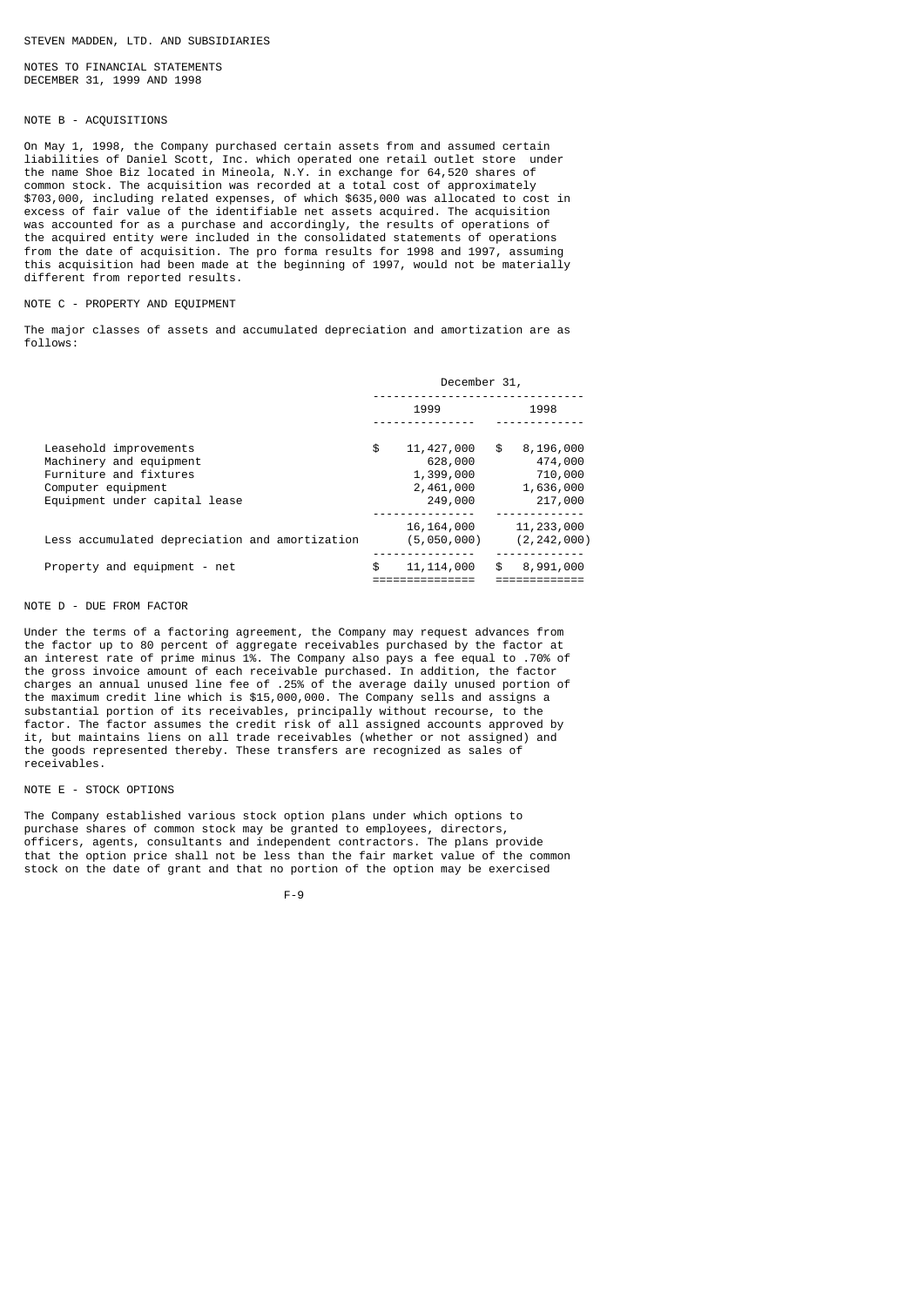STEVEN MADDEN, LTD. AND SUBSIDIARIES

NOTES TO FINANCIAL STATEMENTS
DECEMBER 31, 1999 AND 1998

## NOTE B - ACQUISITIONS

On May 1, 1998, the Company purchased certain assets from and assumed certain liabilities of Daniel Scott, Inc. which operated one retail outlet store under the name Shoe Biz located in Mineola, N.Y. in exchange for 64,520 shares of common stock. The acquisition was recorded at a total cost of approximately $703,000, including related expenses, of which $635,000 was allocated to cost in excess of fair value of the identifiable net assets acquired. The acquisition was accounted for as a purchase and accordingly, the results of operations of the acquired entity were included in the consolidated statements of operations from the date of acquisition. The pro forma results for 1998 and 1997, assuming this acquisition had been made at the beginning of 1997, would not be materially different from reported results.

## NOTE C - PROPERTY AND EQUIPMENT

The major classes of assets and accumulated depreciation and amortization are as follows:

| | December 31, 1999 | December 31, 1998 |
|---|---|---|
| Leasehold improvements | $ 11,427,000 | $ 8,196,000 |
| Machinery and equipment | 628,000 | 474,000 |
| Furniture and fixtures | 1,399,000 | 710,000 |
| Computer equipment | 2,461,000 | 1,636,000 |
| Equipment under capital lease | 249,000 | 217,000 |
| | 16,164,000 | 11,233,000 |
| Less accumulated depreciation and amortization | (5,050,000) | (2,242,000) |
| Property and equipment - net | $ 11,114,000 | $ 8,991,000 |

## NOTE D - DUE FROM FACTOR

Under the terms of a factoring agreement, the Company may request advances from the factor up to 80 percent of aggregate receivables purchased by the factor at an interest rate of prime minus 1%. The Company also pays a fee equal to .70% of the gross invoice amount of each receivable purchased. In addition, the factor charges an annual unused line fee of .25% of the average daily unused portion of the maximum credit line which is $15,000,000. The Company sells and assigns a substantial portion of its receivables, principally without recourse, to the factor. The factor assumes the credit risk of all assigned accounts approved by it, but maintains liens on all trade receivables (whether or not assigned) and the goods represented thereby. These transfers are recognized as sales of receivables.

## NOTE E - STOCK OPTIONS

The Company established various stock option plans under which options to purchase shares of common stock may be granted to employees, directors, officers, agents, consultants and independent contractors. The plans provide that the option price shall not be less than the fair market value of the common stock on the date of grant and that no portion of the option may be exercised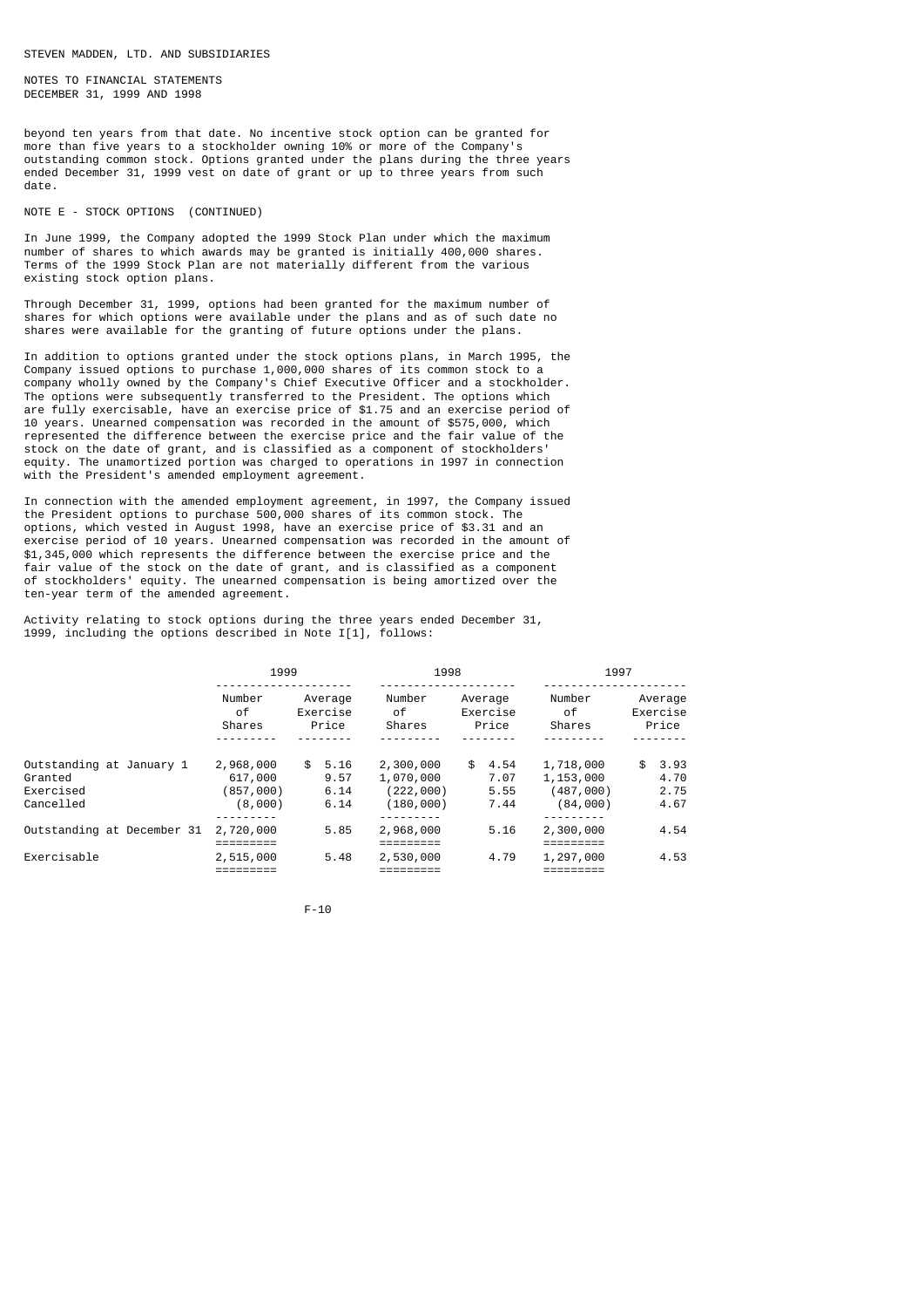beyond ten years from that date. No incentive stock option can be granted for more than five years to a stockholder owning 10% or more of the Company's outstanding common stock. Options granted under the plans during the three years ended December 31, 1999 vest on date of grant or up to three years from such date.

NOTE E - STOCK OPTIONS (CONTINUED)

In June 1999, the Company adopted the 1999 Stock Plan under which the maximum number of shares to which awards may be granted is initially 400,000 shares. Terms of the 1999 Stock Plan are not materially different from the various existing stock option plans.

Through December 31, 1999, options had been granted for the maximum number of shares for which options were available under the plans and as of such date no shares were available for the granting of future options under the plans.

In addition to options granted under the stock options plans, in March 1995, the Company issued options to purchase 1,000,000 shares of its common stock to a company wholly owned by the Company's Chief Executive Officer and a stockholder. The options were subsequently transferred to the President. The options which are fully exercisable, have an exercise price of $1.75 and an exercise period of 10 years. Unearned compensation was recorded in the amount of $575,000, which represented the difference between the exercise price and the fair value of the stock on the date of grant, and is classified as a component of stockholders' equity. The unamortized portion was charged to operations in 1997 in connection with the President's amended employment agreement.

In connection with the amended employment agreement, in 1997, the Company issued the President options to purchase 500,000 shares of its common stock. The options, which vested in August 1998, have an exercise price of $3.31 and an exercise period of 10 years. Unearned compensation was recorded in the amount of $1,345,000 which represents the difference between the exercise price and the fair value of the stock on the date of grant, and is classified as a component of stockholders' equity. The unearned compensation is being amortized over the ten-year term of the amended agreement.

Activity relating to stock options during the three years ended December 31, 1999, including the options described in Note I[1], follows:

| | 1999 | | 1998 | | 1997 | |
|---|---|---|---|---|---|---|
| | Number of Shares | Average Exercise Price | Number of Shares | Average Exercise Price | Number of Shares | Average Exercise Price |
| Outstanding at January 1 | 2,968,000 | $ 5.16 | 2,300,000 | $ 4.54 | 1,718,000 | $ 3.93 |
| Granted | 617,000 | 9.57 | 1,070,000 | 7.07 | 1,153,000 | 4.70 |
| Exercised | (857,000) | 6.14 | (222,000) | 5.55 | (487,000) | 2.75 |
| Cancelled | (8,000) | 6.14 | (180,000) | 7.44 | (84,000) | 4.67 |
| Outstanding at December 31 | 2,720,000 | 5.85 | 2,968,000 | 5.16 | 2,300,000 | 4.54 |
| Exercisable | 2,515,000 | 5.48 | 2,530,000 | 4.79 | 1,297,000 | 4.53 |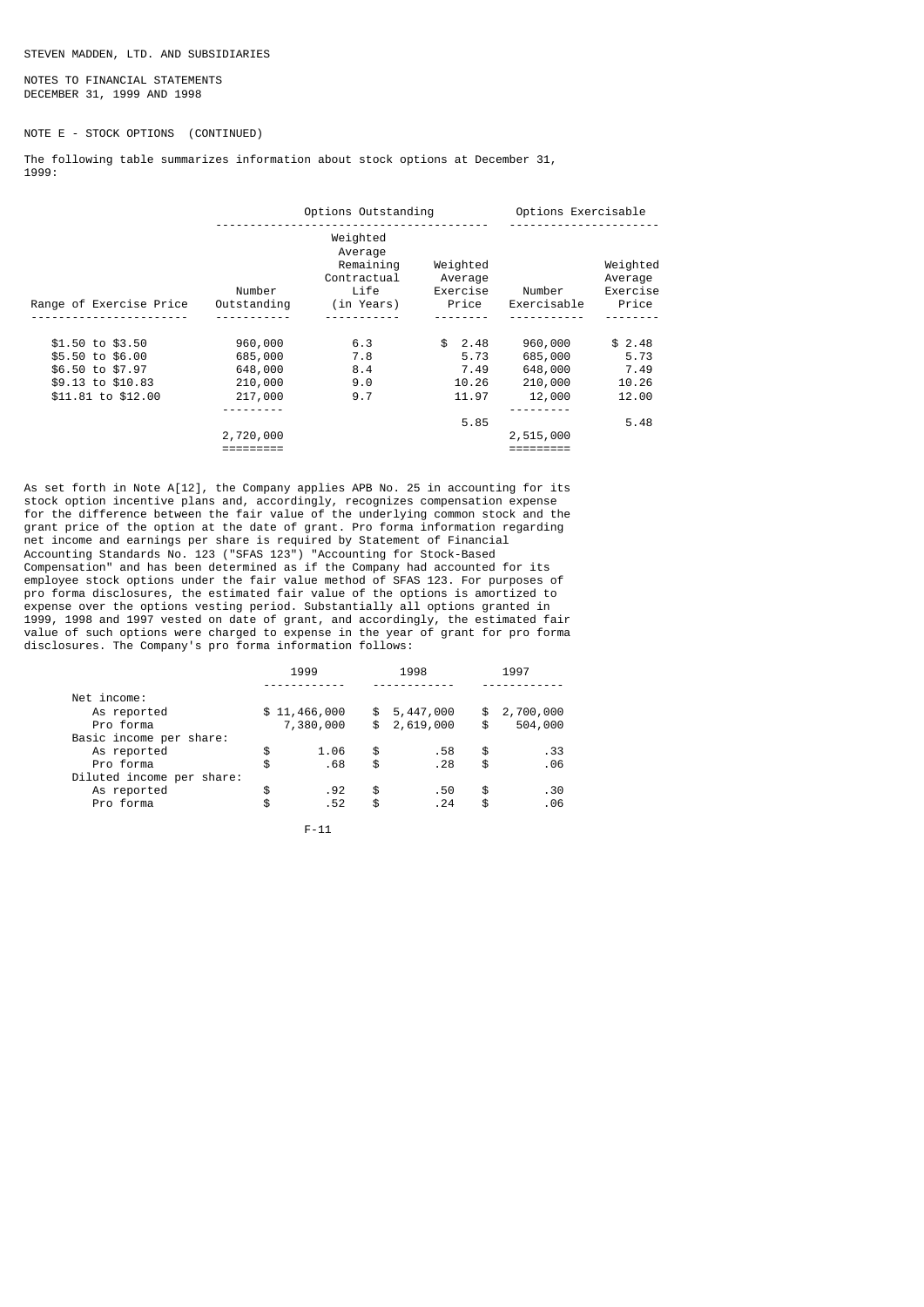STEVEN MADDEN, LTD. AND SUBSIDIARIES

NOTES TO FINANCIAL STATEMENTS
DECEMBER 31, 1999 AND 1998

NOTE E - STOCK OPTIONS (CONTINUED)

The following table summarizes information about stock options at December 31, 1999:

| | Options Outstanding | | | Options Exercisable | |
|---|---|---|---|---|---|
| Range of Exercise Price | Number Outstanding | Weighted Average Remaining Contractual Life (in Years) | Weighted Average Exercise Price | Number Exercisable | Weighted Average Exercise Price |
| $1.50 to $3.50 | 960,000 | 6.3 | $ 2.48 | 960,000 | $ 2.48 |
| $5.50 to $6.00 | 685,000 | 7.8 | 5.73 | 685,000 | 5.73 |
| $6.50 to $7.97 | 648,000 | 8.4 | 7.49 | 648,000 | 7.49 |
| $9.13 to $10.83 | 210,000 | 9.0 | 10.26 | 210,000 | 10.26 |
| $11.81 to $12.00 | 217,000 | 9.7 | 11.97 | 12,000 | 12.00 |
| | | | 5.85 | | 5.48 |
| | 2,720,000 | | | 2,515,000 | |

As set forth in Note A[12], the Company applies APB No. 25 in accounting for its stock option incentive plans and, accordingly, recognizes compensation expense for the difference between the fair value of the underlying common stock and the grant price of the option at the date of grant. Pro forma information regarding net income and earnings per share is required by Statement of Financial Accounting Standards No. 123 ("SFAS 123") "Accounting for Stock-Based Compensation" and has been determined as if the Company had accounted for its employee stock options under the fair value method of SFAS 123. For purposes of pro forma disclosures, the estimated fair value of the options is amortized to expense over the options vesting period. Substantially all options granted in 1999, 1998 and 1997 vested on date of grant, and accordingly, the estimated fair value of such options were charged to expense in the year of grant for pro forma disclosures. The Company's pro forma information follows:

| | 1999 | 1998 | 1997 |
|---|---|---|---|
| Net income: | | | |
| As reported | $ 11,466,000 | $ 5,447,000 | $ 2,700,000 |
| Pro forma | 7,380,000 | $ 2,619,000 | $ 504,000 |
| Basic income per share: | | | |
| As reported | $ 1.06 | $ .58 | $ .33 |
| Pro forma | $ .68 | $ .28 | $ .06 |
| Diluted income per share: | | | |
| As reported | $ .92 | $ .50 | $ .30 |
| Pro forma | $ .52 | $ .24 | $ .06 |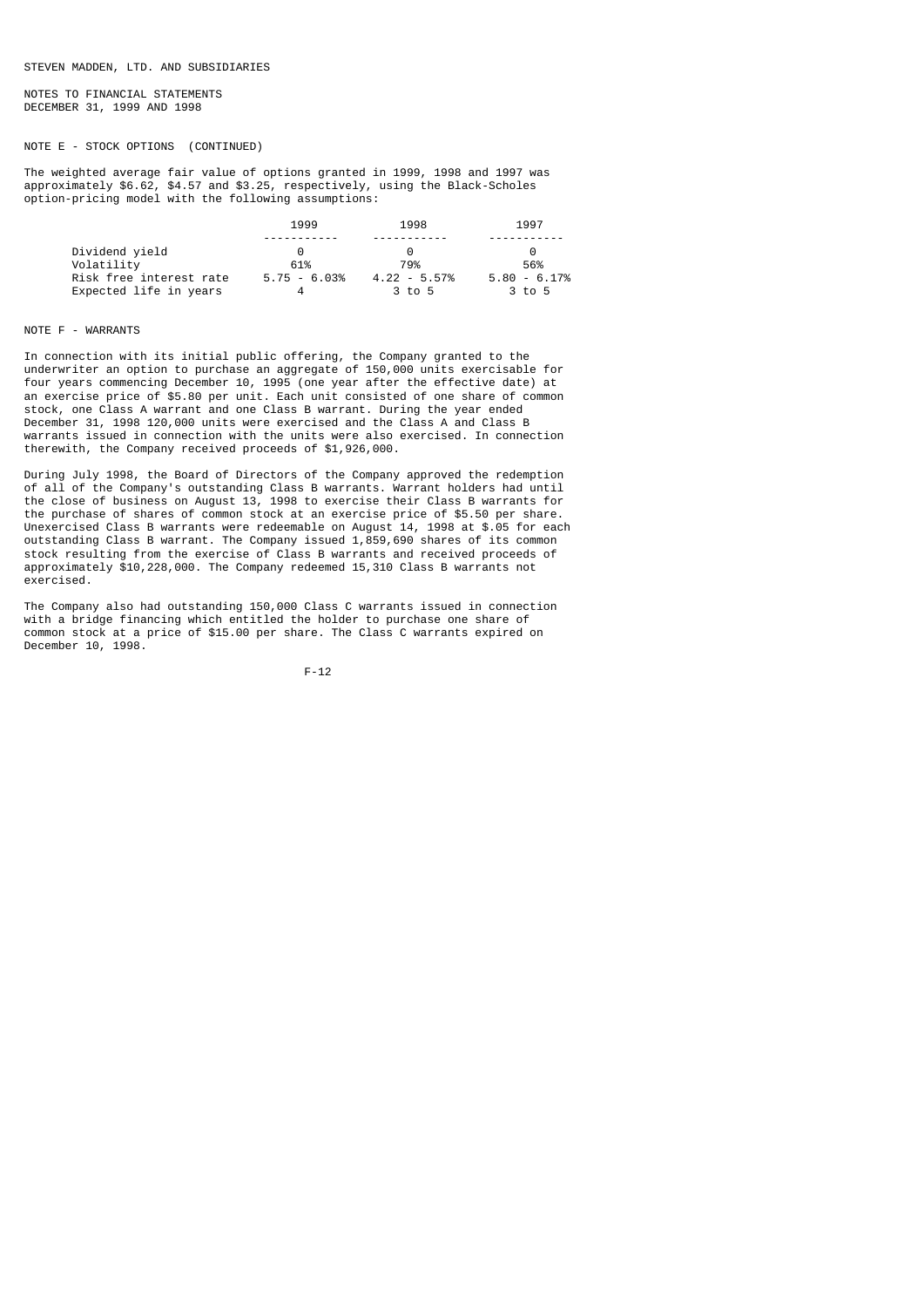STEVEN MADDEN, LTD. AND SUBSIDIARIES

NOTES TO FINANCIAL STATEMENTS
DECEMBER 31, 1999 AND 1998

NOTE E - STOCK OPTIONS (CONTINUED)

The weighted average fair value of options granted in 1999, 1998 and 1997 was approximately \$6.62, \$4.57 and \$3.25, respectively, using the Black-Scholes option-pricing model with the following assumptions:

| | 1999 | 1998 | 1997 |
|---|---|---|---|
| Dividend yield | 0 | 0 | 0 |
| Volatility | 61% | 79% | 56% |
| Risk free interest rate | 5.75 - 6.03% | 4.22 - 5.57% | 5.80 - 6.17% |
| Expected life in years | 4 | 3 to 5 | 3 to 5 |

NOTE F - WARRANTS

In connection with its initial public offering, the Company granted to the underwriter an option to purchase an aggregate of 150,000 units exercisable for four years commencing December 10, 1995 (one year after the effective date) at an exercise price of \$5.80 per unit. Each unit consisted of one share of common stock, one Class A warrant and one Class B warrant. During the year ended December 31, 1998 120,000 units were exercised and the Class A and Class B warrants issued in connection with the units were also exercised. In connection therewith, the Company received proceeds of \$1,926,000.

During July 1998, the Board of Directors of the Company approved the redemption of all of the Company's outstanding Class B warrants. Warrant holders had until the close of business on August 13, 1998 to exercise their Class B warrants for the purchase of shares of common stock at an exercise price of \$5.50 per share. Unexercised Class B warrants were redeemable on August 14, 1998 at \$.05 for each outstanding Class B warrant. The Company issued 1,859,690 shares of its common stock resulting from the exercise of Class B warrants and received proceeds of approximately \$10,228,000. The Company redeemed 15,310 Class B warrants not exercised.

The Company also had outstanding 150,000 Class C warrants issued in connection with a bridge financing which entitled the holder to purchase one share of common stock at a price of \$15.00 per share. The Class C warrants expired on December 10, 1998.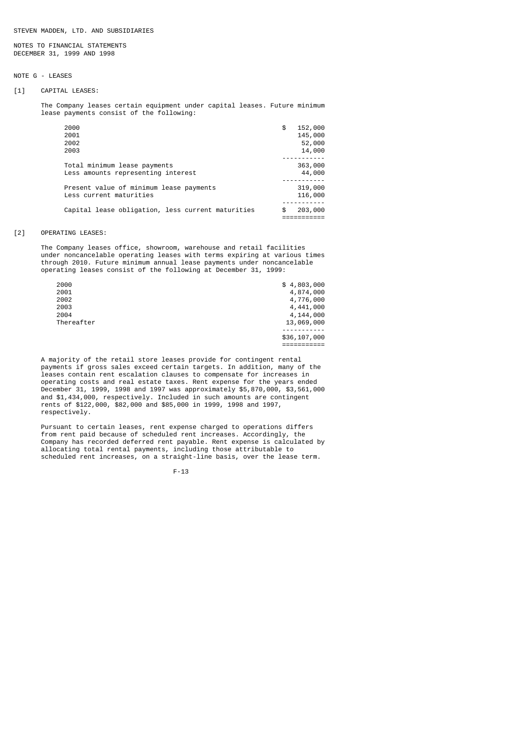STEVEN MADDEN, LTD. AND SUBSIDIARIES

NOTES TO FINANCIAL STATEMENTS
DECEMBER 31, 1999 AND 1998

## NOTE G - LEASES

[1] CAPITAL LEASES:

The Company leases certain equipment under capital leases. Future minimum lease payments consist of the following:

| | |
|---|---|
| 2000 | $ 152,000 |
| 2001 | 145,000 |
| 2002 | 52,000 |
| 2003 | 14,000 |
| Total minimum lease payments | 363,000 |
| Less amounts representing interest | 44,000 |
| Present value of minimum lease payments | 319,000 |
| Less current maturities | 116,000 |
| Capital lease obligation, less current maturities | $ 203,000 |

[2] OPERATING LEASES:

The Company leases office, showroom, warehouse and retail facilities under noncancelable operating leases with terms expiring at various times through 2010. Future minimum annual lease payments under noncancelable operating leases consist of the following at December 31, 1999:

| | |
|---|---|
| 2000 | $ 4,803,000 |
| 2001 | 4,874,000 |
| 2002 | 4,776,000 |
| 2003 | 4,441,000 |
| 2004 | 4,144,000 |
| Thereafter | 13,069,000 |
| | $36,107,000 |

A majority of the retail store leases provide for contingent rental payments if gross sales exceed certain targets. In addition, many of the leases contain rent escalation clauses to compensate for increases in operating costs and real estate taxes. Rent expense for the years ended December 31, 1999, 1998 and 1997 was approximately $5,870,000, $3,561,000 and $1,434,000, respectively. Included in such amounts are contingent rents of $122,000, $82,000 and $85,000 in 1999, 1998 and 1997, respectively.

Pursuant to certain leases, rent expense charged to operations differs from rent paid because of scheduled rent increases. Accordingly, the Company has recorded deferred rent payable. Rent expense is calculated by allocating total rental payments, including those attributable to scheduled rent increases, on a straight-line basis, over the lease term.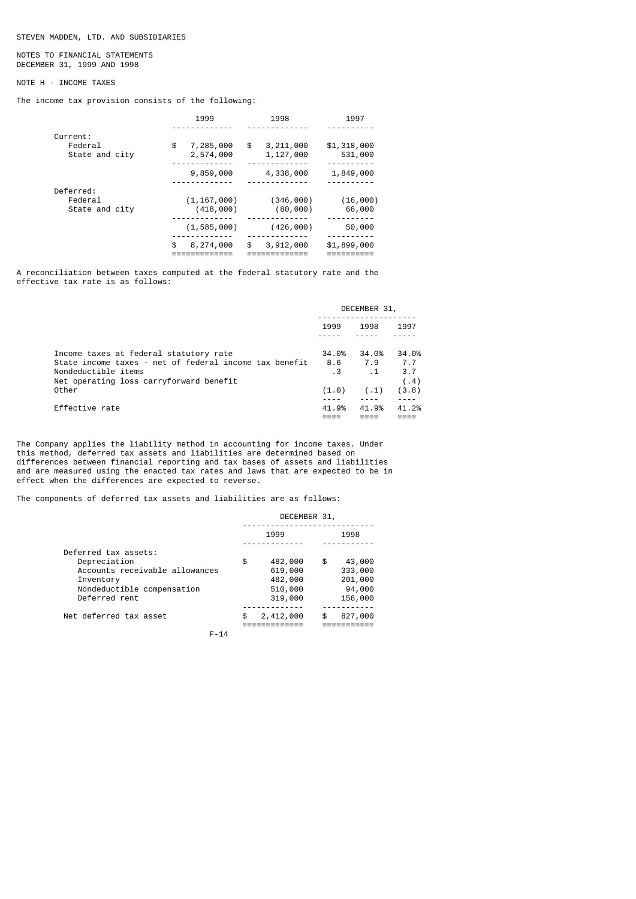STEVEN MADDEN, LTD. AND SUBSIDIARIES

NOTES TO FINANCIAL STATEMENTS
DECEMBER 31, 1999 AND 1998

NOTE H - INCOME TAXES

The income tax provision consists of the following:

| | 1999 | 1998 | 1997 |
|---|---|---|---|
| Current: | | | |
| Federal | $ 7,285,000 | $ 3,211,000 | $1,318,000 |
| State and city | 2,574,000 | 1,127,000 | 531,000 |
| | 9,859,000 | 4,338,000 | 1,849,000 |
| Deferred: | | | |
| Federal | (1,167,000) | (346,000) | (16,000) |
| State and city | (418,000) | (80,000) | 66,000 |
| | (1,585,000) | (426,000) | 50,000 |
| | $ 8,274,000 | $ 3,912,000 | $1,899,000 |

A reconciliation between taxes computed at the federal statutory rate and the effective tax rate is as follows:

| | DECEMBER 31, | | |
|---|---|---|---|
| | 1999 | 1998 | 1997 |
| Income taxes at federal statutory rate | 34.0% | 34.0% | 34.0% |
| State income taxes - net of federal income tax benefit | 8.6 | 7.9 | 7.7 |
| Nondeductible items | .3 | .1 | 3.7 |
| Net operating loss carryforward benefit | | | (.4) |
| Other | (1.0) | (.1) | (3.8) |
| Effective rate | 41.9% | 41.9% | 41.2% |

The Company applies the liability method in accounting for income taxes. Under this method, deferred tax assets and liabilities are determined based on differences between financial reporting and tax bases of assets and liabilities and are measured using the enacted tax rates and laws that are expected to be in effect when the differences are expected to reverse.

The components of deferred tax assets and liabilities are as follows:

| | DECEMBER 31, | |
|---|---|---|
| | 1999 | 1998 |
| Deferred tax assets: | | |
| Depreciation | $ 482,000 | $ 43,000 |
| Accounts receivable allowances | 619,000 | 333,000 |
| Inventory | 482,000 | 201,000 |
| Nondeductible compensation | 510,000 | 94,000 |
| Deferred rent | 319,000 | 156,000 |
| Net deferred tax asset | $ 2,412,000 | $ 827,000 |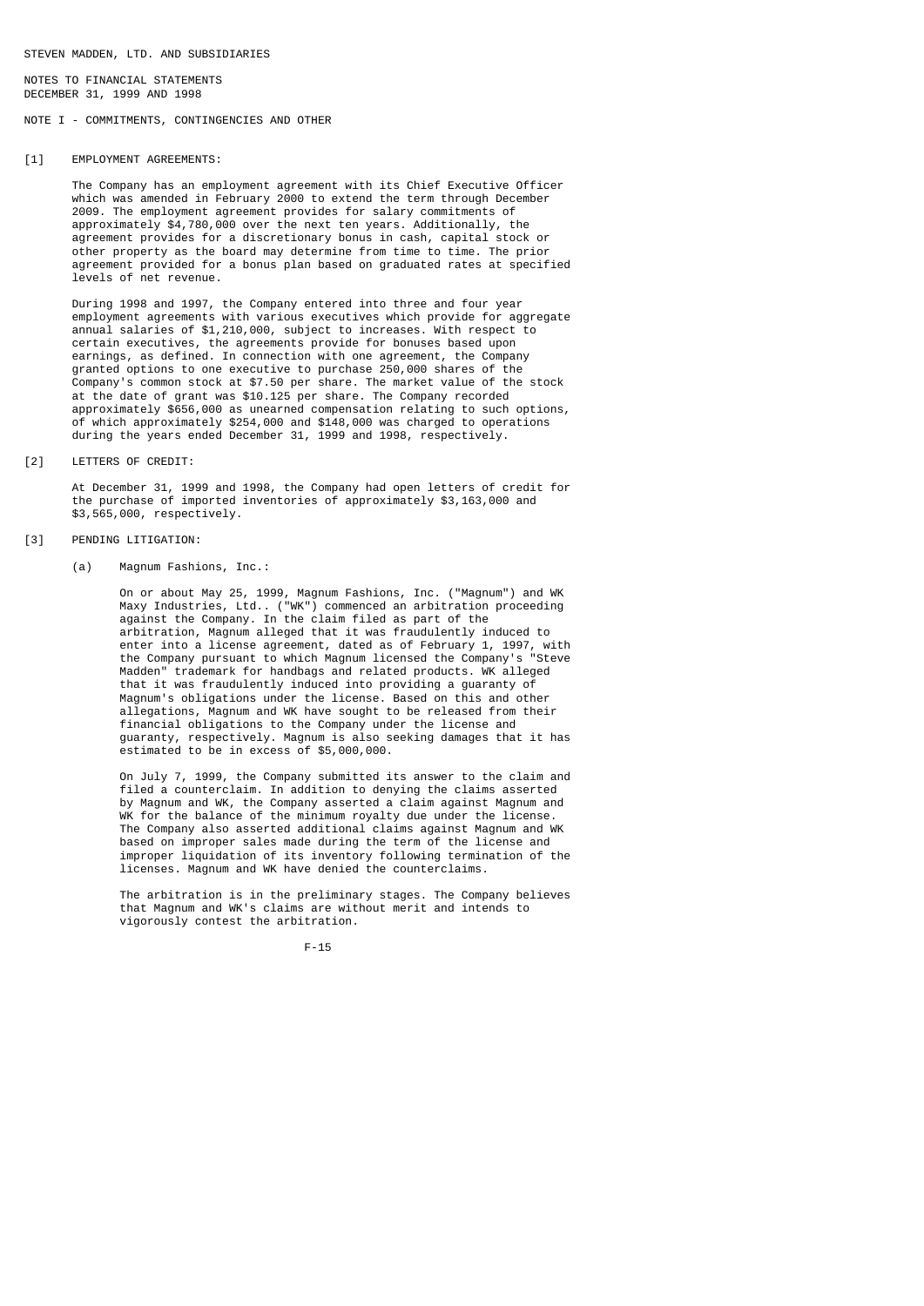STEVEN MADDEN, LTD. AND SUBSIDIARIES

NOTES TO FINANCIAL STATEMENTS
DECEMBER 31, 1999 AND 1998

## NOTE I - COMMITMENTS, CONTINGENCIES AND OTHER

### [1] EMPLOYMENT AGREEMENTS:

The Company has an employment agreement with its Chief Executive Officer which was amended in February 2000 to extend the term through December 2009. The employment agreement provides for salary commitments of approximately $4,780,000 over the next ten years. Additionally, the agreement provides for a discretionary bonus in cash, capital stock or other property as the board may determine from time to time. The prior agreement provided for a bonus plan based on graduated rates at specified levels of net revenue.

During 1998 and 1997, the Company entered into three and four year employment agreements with various executives which provide for aggregate annual salaries of $1,210,000, subject to increases. With respect to certain executives, the agreements provide for bonuses based upon earnings, as defined. In connection with one agreement, the Company granted options to one executive to purchase 250,000 shares of the Company's common stock at $7.50 per share. The market value of the stock at the date of grant was $10.125 per share. The Company recorded approximately $656,000 as unearned compensation relating to such options, of which approximately $254,000 and $148,000 was charged to operations during the years ended December 31, 1999 and 1998, respectively.

### [2] LETTERS OF CREDIT:

At December 31, 1999 and 1998, the Company had open letters of credit for the purchase of imported inventories of approximately $3,163,000 and $3,565,000, respectively.

### [3] PENDING LITIGATION:

(a) Magnum Fashions, Inc.:

On or about May 25, 1999, Magnum Fashions, Inc. ("Magnum") and WK Maxy Industries, Ltd.. ("WK") commenced an arbitration proceeding against the Company. In the claim filed as part of the arbitration, Magnum alleged that it was fraudulently induced to enter into a license agreement, dated as of February 1, 1997, with the Company pursuant to which Magnum licensed the Company's "Steve Madden" trademark for handbags and related products. WK alleged that it was fraudulently induced into providing a guaranty of Magnum's obligations under the license. Based on this and other allegations, Magnum and WK have sought to be released from their financial obligations to the Company under the license and guaranty, respectively. Magnum is also seeking damages that it has estimated to be in excess of $5,000,000.

On July 7, 1999, the Company submitted its answer to the claim and filed a counterclaim. In addition to denying the claims asserted by Magnum and WK, the Company asserted a claim against Magnum and WK for the balance of the minimum royalty due under the license. The Company also asserted additional claims against Magnum and WK based on improper sales made during the term of the license and improper liquidation of its inventory following termination of the licenses. Magnum and WK have denied the counterclaims.

The arbitration is in the preliminary stages. The Company believes that Magnum and WK's claims are without merit and intends to vigorously contest the arbitration.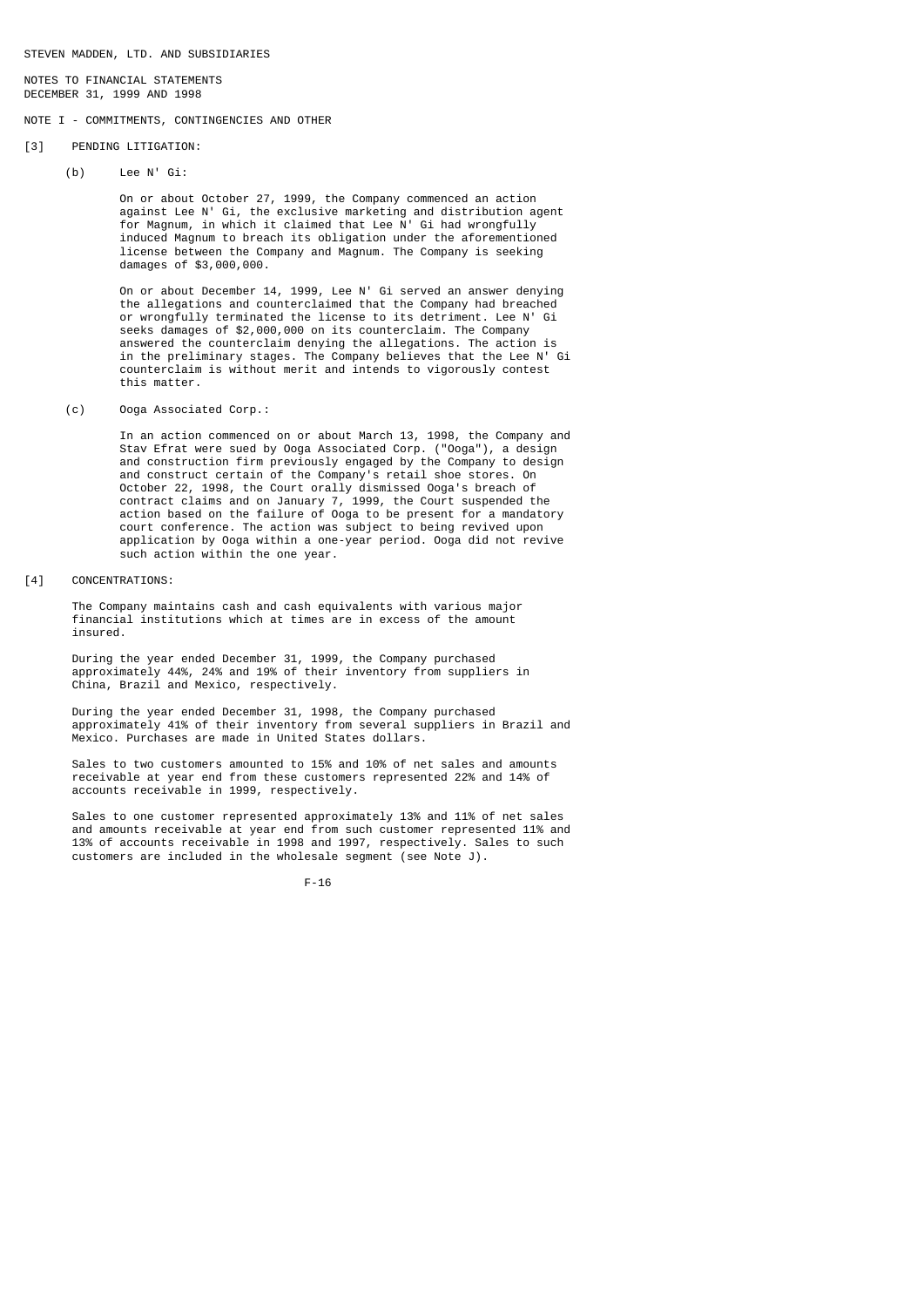STEVEN MADDEN, LTD. AND SUBSIDIARIES

NOTES TO FINANCIAL STATEMENTS
DECEMBER 31, 1999 AND 1998

## NOTE I - COMMITMENTS, CONTINGENCIES AND OTHER

### [3] PENDING LITIGATION:

(b) Lee N' Gi:

On or about October 27, 1999, the Company commenced an action against Lee N' Gi, the exclusive marketing and distribution agent for Magnum, in which it claimed that Lee N' Gi had wrongfully induced Magnum to breach its obligation under the aforementioned license between the Company and Magnum. The Company is seeking damages of $3,000,000.

On or about December 14, 1999, Lee N' Gi served an answer denying the allegations and counterclaimed that the Company had breached or wrongfully terminated the license to its detriment. Lee N' Gi seeks damages of $2,000,000 on its counterclaim. The Company answered the counterclaim denying the allegations. The action is in the preliminary stages. The Company believes that the Lee N' Gi counterclaim is without merit and intends to vigorously contest this matter.

(c) Ooga Associated Corp.:

In an action commenced on or about March 13, 1998, the Company and Stav Efrat were sued by Ooga Associated Corp. ("Ooga"), a design and construction firm previously engaged by the Company to design and construct certain of the Company's retail shoe stores. On October 22, 1998, the Court orally dismissed Ooga's breach of contract claims and on January 7, 1999, the Court suspended the action based on the failure of Ooga to be present for a mandatory court conference. The action was subject to being revived upon application by Ooga within a one-year period. Ooga did not revive such action within the one year.

### [4] CONCENTRATIONS:

The Company maintains cash and cash equivalents with various major financial institutions which at times are in excess of the amount insured.

During the year ended December 31, 1999, the Company purchased approximately 44%, 24% and 19% of their inventory from suppliers in China, Brazil and Mexico, respectively.

During the year ended December 31, 1998, the Company purchased approximately 41% of their inventory from several suppliers in Brazil and Mexico. Purchases are made in United States dollars.

Sales to two customers amounted to 15% and 10% of net sales and amounts receivable at year end from these customers represented 22% and 14% of accounts receivable in 1999, respectively.

Sales to one customer represented approximately 13% and 11% of net sales and amounts receivable at year end from such customer represented 11% and 13% of accounts receivable in 1998 and 1997, respectively. Sales to such customers are included in the wholesale segment (see Note J).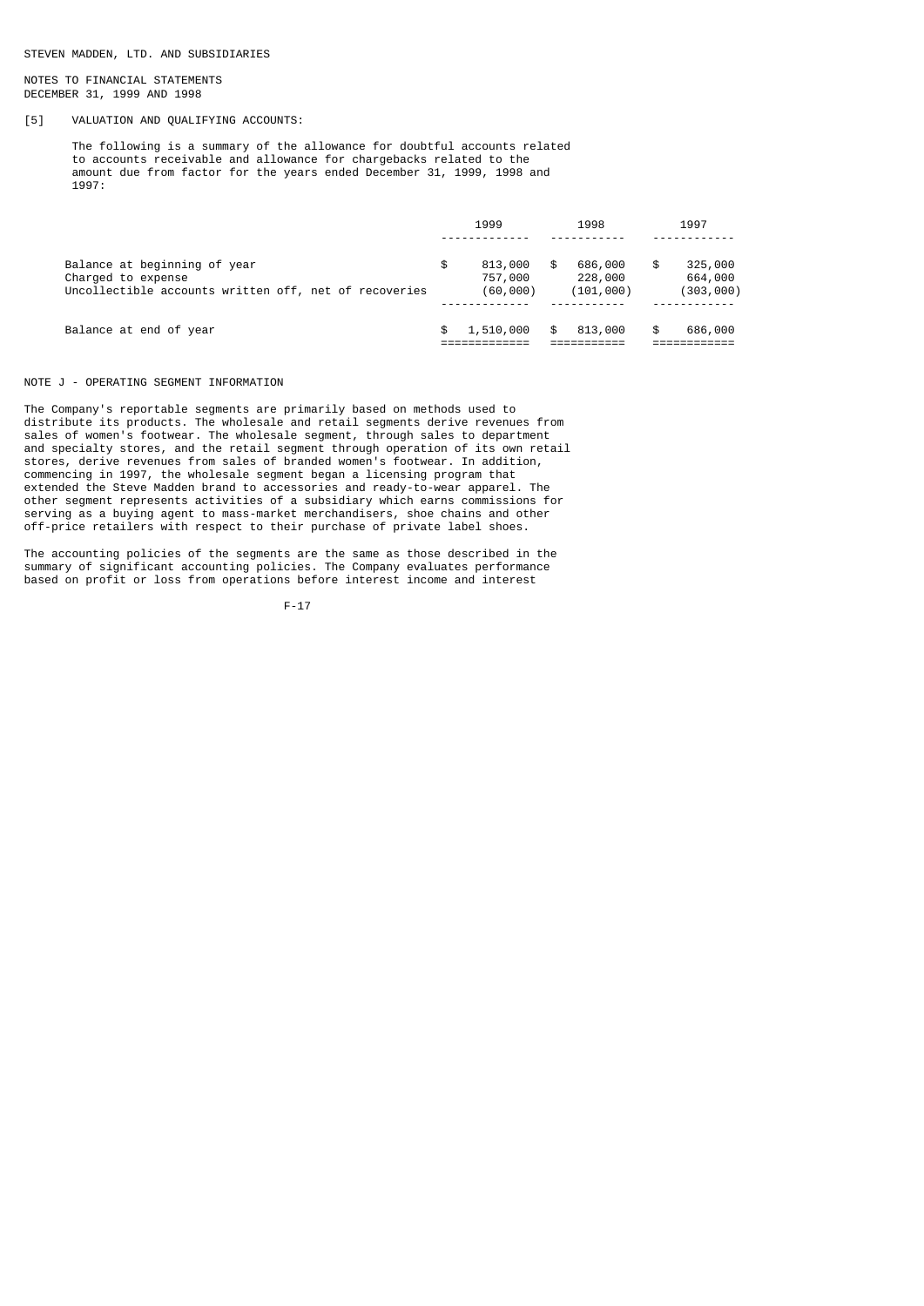STEVEN MADDEN, LTD. AND SUBSIDIARIES

NOTES TO FINANCIAL STATEMENTS
DECEMBER 31, 1999 AND 1998

[5] VALUATION AND QUALIFYING ACCOUNTS:

The following is a summary of the allowance for doubtful accounts related to accounts receivable and allowance for chargebacks related to the amount due from factor for the years ended December 31, 1999, 1998 and 1997:

| | 1999 | 1998 | 1997 |
|---|---|---|---|
| Balance at beginning of year | $ 813,000 | $ 686,000 | $ 325,000 |
| Charged to expense | 757,000 | 228,000 | 664,000 |
| Uncollectible accounts written off, net of recoveries | (60,000) | (101,000) | (303,000) |
| Balance at end of year | $ 1,510,000 | $ 813,000 | $ 686,000 |

## NOTE J - OPERATING SEGMENT INFORMATION

The Company's reportable segments are primarily based on methods used to distribute its products. The wholesale and retail segments derive revenues from sales of women's footwear. The wholesale segment, through sales to department and specialty stores, and the retail segment through operation of its own retail stores, derive revenues from sales of branded women's footwear. In addition, commencing in 1997, the wholesale segment began a licensing program that extended the Steve Madden brand to accessories and ready-to-wear apparel. The other segment represents activities of a subsidiary which earns commissions for serving as a buying agent to mass-market merchandisers, shoe chains and other off-price retailers with respect to their purchase of private label shoes.

The accounting policies of the segments are the same as those described in the summary of significant accounting policies. The Company evaluates performance based on profit or loss from operations before interest income and interest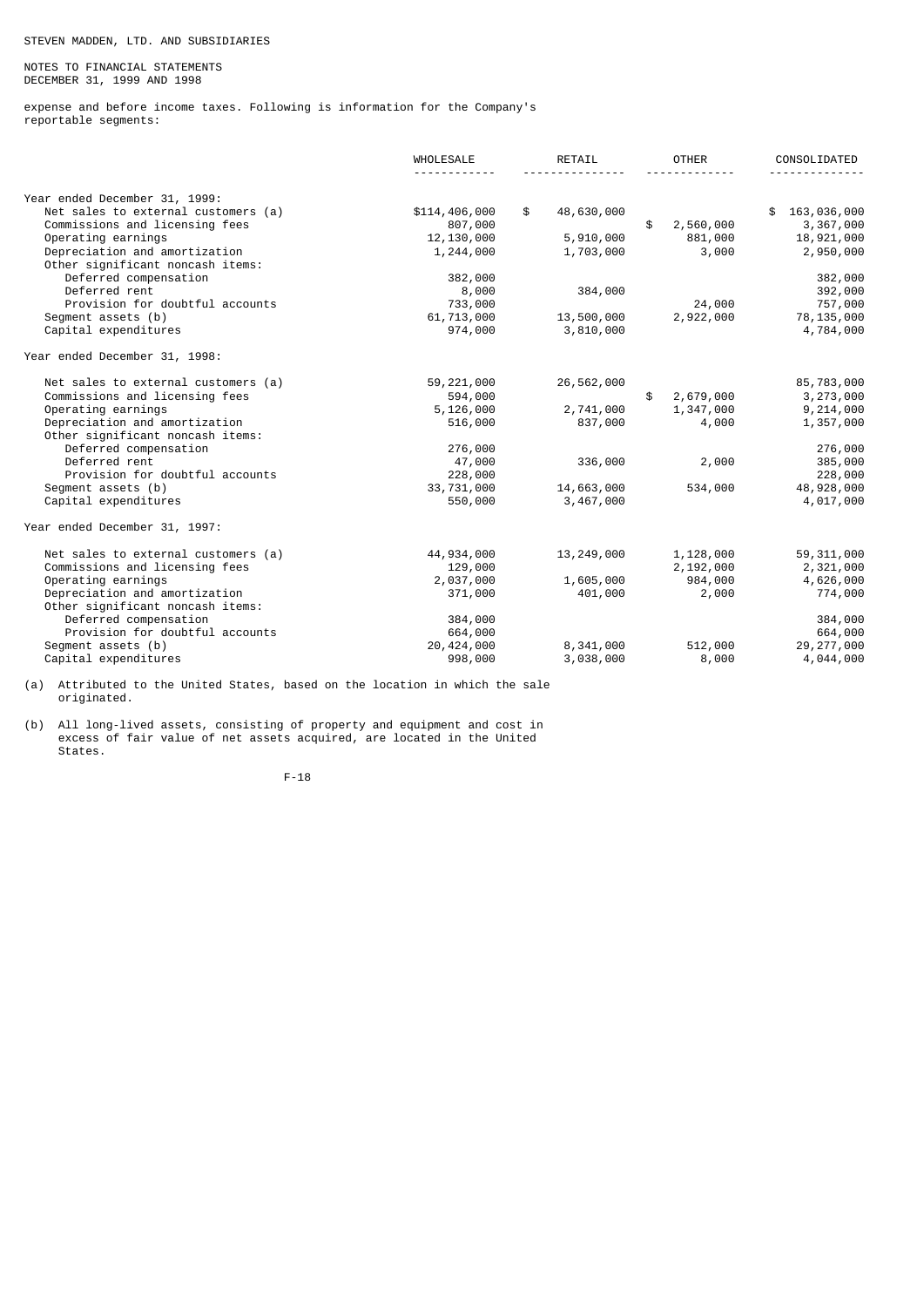expense and before income taxes. Following is information for the Company's reportable segments:

| | WHOLESALE | RETAIL | OTHER | CONSOLIDATED |
|---|---|---|---|---|
| Year ended December 31, 1999: | | | | |
| Net sales to external customers (a) | $114,406,000 | $ 48,630,000 | | $ 163,036,000 |
| Commissions and licensing fees | 807,000 | | $ 2,560,000 | 3,367,000 |
| Operating earnings | 12,130,000 | 5,910,000 | 881,000 | 18,921,000 |
| Depreciation and amortization | 1,244,000 | 1,703,000 | 3,000 | 2,950,000 |
| Other significant noncash items: | | | | |
| Deferred compensation | 382,000 | | | 382,000 |
| Deferred rent | 8,000 | 384,000 | | 392,000 |
| Provision for doubtful accounts | 733,000 | | 24,000 | 757,000 |
| Segment assets (b) | 61,713,000 | 13,500,000 | 2,922,000 | 78,135,000 |
| Capital expenditures | 974,000 | 3,810,000 | | 4,784,000 |
| Year ended December 31, 1998: | | | | |
| Net sales to external customers (a) | 59,221,000 | 26,562,000 | | 85,783,000 |
| Commissions and licensing fees | 594,000 | | $ 2,679,000 | 3,273,000 |
| Operating earnings | 5,126,000 | 2,741,000 | 1,347,000 | 9,214,000 |
| Depreciation and amortization | 516,000 | 837,000 | 4,000 | 1,357,000 |
| Other significant noncash items: | | | | |
| Deferred compensation | 276,000 | | | 276,000 |
| Deferred rent | 47,000 | 336,000 | 2,000 | 385,000 |
| Provision for doubtful accounts | 228,000 | | | 228,000 |
| Segment assets (b) | 33,731,000 | 14,663,000 | 534,000 | 48,928,000 |
| Capital expenditures | 550,000 | 3,467,000 | | 4,017,000 |
| Year ended December 31, 1997: | | | | |
| Net sales to external customers (a) | 44,934,000 | 13,249,000 | 1,128,000 | 59,311,000 |
| Commissions and licensing fees | 129,000 | | 2,192,000 | 2,321,000 |
| Operating earnings | 2,037,000 | 1,605,000 | 984,000 | 4,626,000 |
| Depreciation and amortization | 371,000 | 401,000 | 2,000 | 774,000 |
| Other significant noncash items: | | | | |
| Deferred compensation | 384,000 | | | 384,000 |
| Provision for doubtful accounts | 664,000 | | | 664,000 |
| Segment assets (b) | 20,424,000 | 8,341,000 | 512,000 | 29,277,000 |
| Capital expenditures | 998,000 | 3,038,000 | 8,000 | 4,044,000 |

(a) Attributed to the United States, based on the location in which the sale originated.

(b) All long-lived assets, consisting of property and equipment and cost in excess of fair value of net assets acquired, are located in the United States.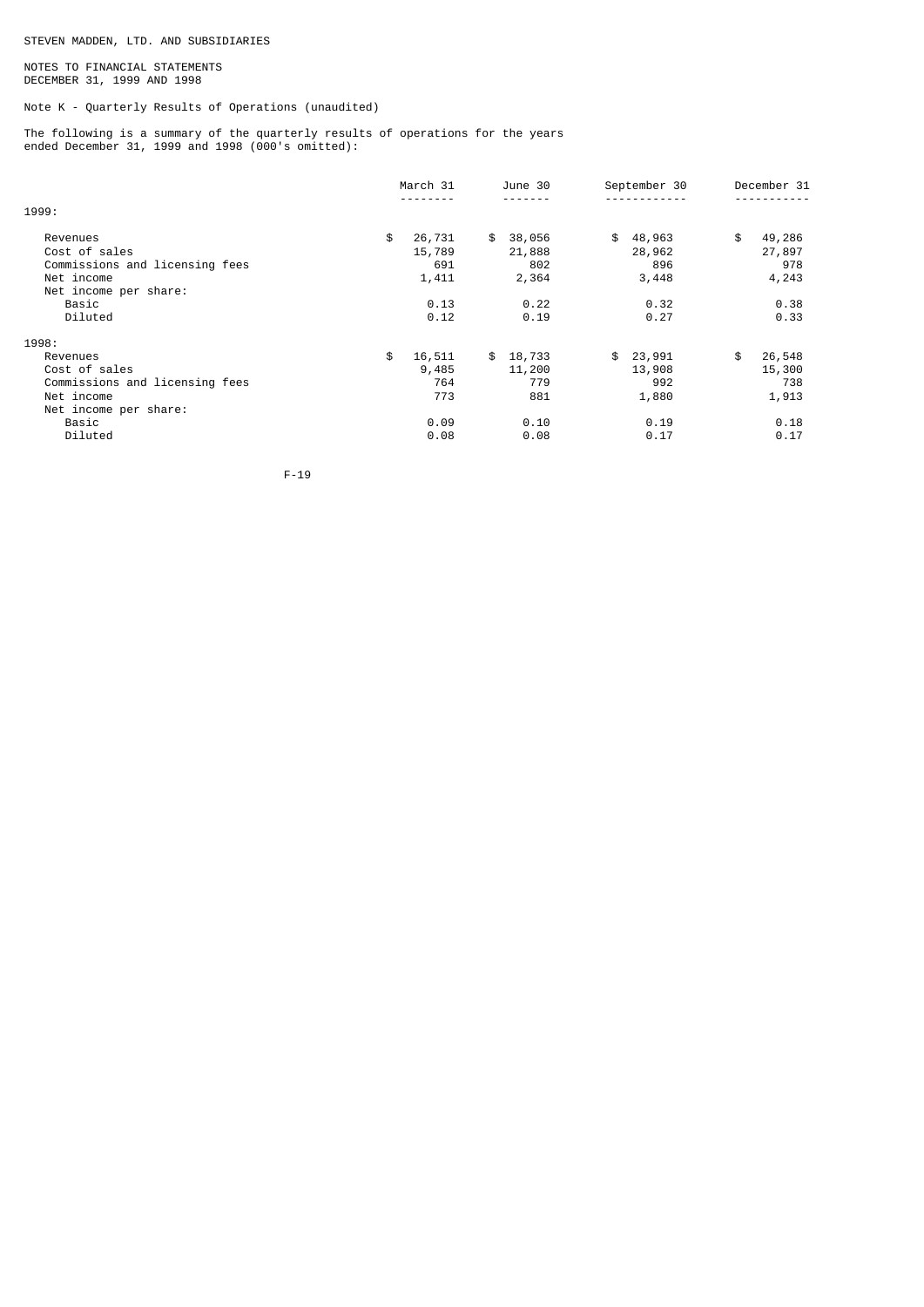STEVEN MADDEN, LTD. AND SUBSIDIARIES

NOTES TO FINANCIAL STATEMENTS
DECEMBER 31, 1999 AND 1998

Note K - Quarterly Results of Operations (unaudited)

The following is a summary of the quarterly results of operations for the years ended December 31, 1999 and 1998 (000's omitted):

| | March 31 | June 30 | September 30 | December 31 |
|---|---|---|---|---|
| **1999:** | | | | |
| Revenues | $ 26,731 | $ 38,056 | $ 48,963 | $ 49,286 |
| Cost of sales | 15,789 | 21,888 | 28,962 | 27,897 |
| Commissions and licensing fees | 691 | 802 | 896 | 978 |
| Net income | 1,411 | 2,364 | 3,448 | 4,243 |
| Net income per share: | | | | |
| Basic | 0.13 | 0.22 | 0.32 | 0.38 |
| Diluted | 0.12 | 0.19 | 0.27 | 0.33 |
| **1998:** | | | | |
| Revenues | $ 16,511 | $ 18,733 | $ 23,991 | $ 26,548 |
| Cost of sales | 9,485 | 11,200 | 13,908 | 15,300 |
| Commissions and licensing fees | 764 | 779 | 992 | 738 |
| Net income | 773 | 881 | 1,880 | 1,913 |
| Net income per share: | | | | |
| Basic | 0.09 | 0.10 | 0.19 | 0.18 |
| Diluted | 0.08 | 0.08 | 0.17 | 0.17 |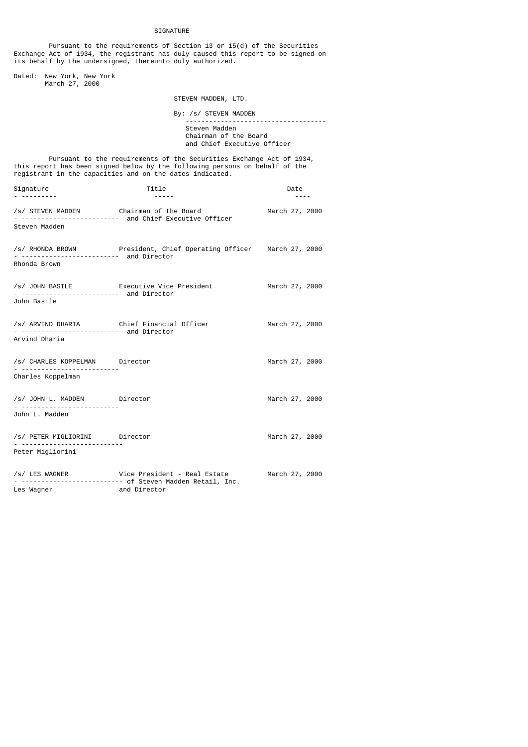# SIGNATURE

Pursuant to the requirements of Section 13 or 15(d) of the Securities Exchange Act of 1934, the registrant has duly caused this report to be signed on its behalf by the undersigned, thereunto duly authorized.

Dated: New York, New York
March 27, 2000

STEVEN MADDEN, LTD.

By: /s/ STEVEN MADDEN
Steven Madden
Chairman of the Board
and Chief Executive Officer

Pursuant to the requirements of the Securities Exchange Act of 1934, this report has been signed below by the following persons on behalf of the registrant in the capacities and on the dates indicated.

| Signature | Title | Date |
|---|---|---|
| /s/ STEVEN MADDEN<br>Steven Madden | Chairman of the Board and Chief Executive Officer | March 27, 2000 |
| /s/ RHONDA BROWN<br>Rhonda Brown | President, Chief Operating Officer and Director | March 27, 2000 |
| /s/ JOHN BASILE<br>John Basile | Executive Vice President and Director | March 27, 2000 |
| /s/ ARVIND DHARIA<br>Arvind Dharia | Chief Financial Officer and Director | March 27, 2000 |
| /s/ CHARLES KOPPELMAN<br>Charles Koppelman | Director | March 27, 2000 |
| /s/ JOHN L. MADDEN<br>John L. Madden | Director | March 27, 2000 |
| /s/ PETER MIGLIORINI<br>Peter Migliorini | Director | March 27, 2000 |
| /s/ LES WAGNER<br>Les Wagner | Vice President - Real Estate of Steven Madden Retail, Inc. and Director | March 27, 2000 |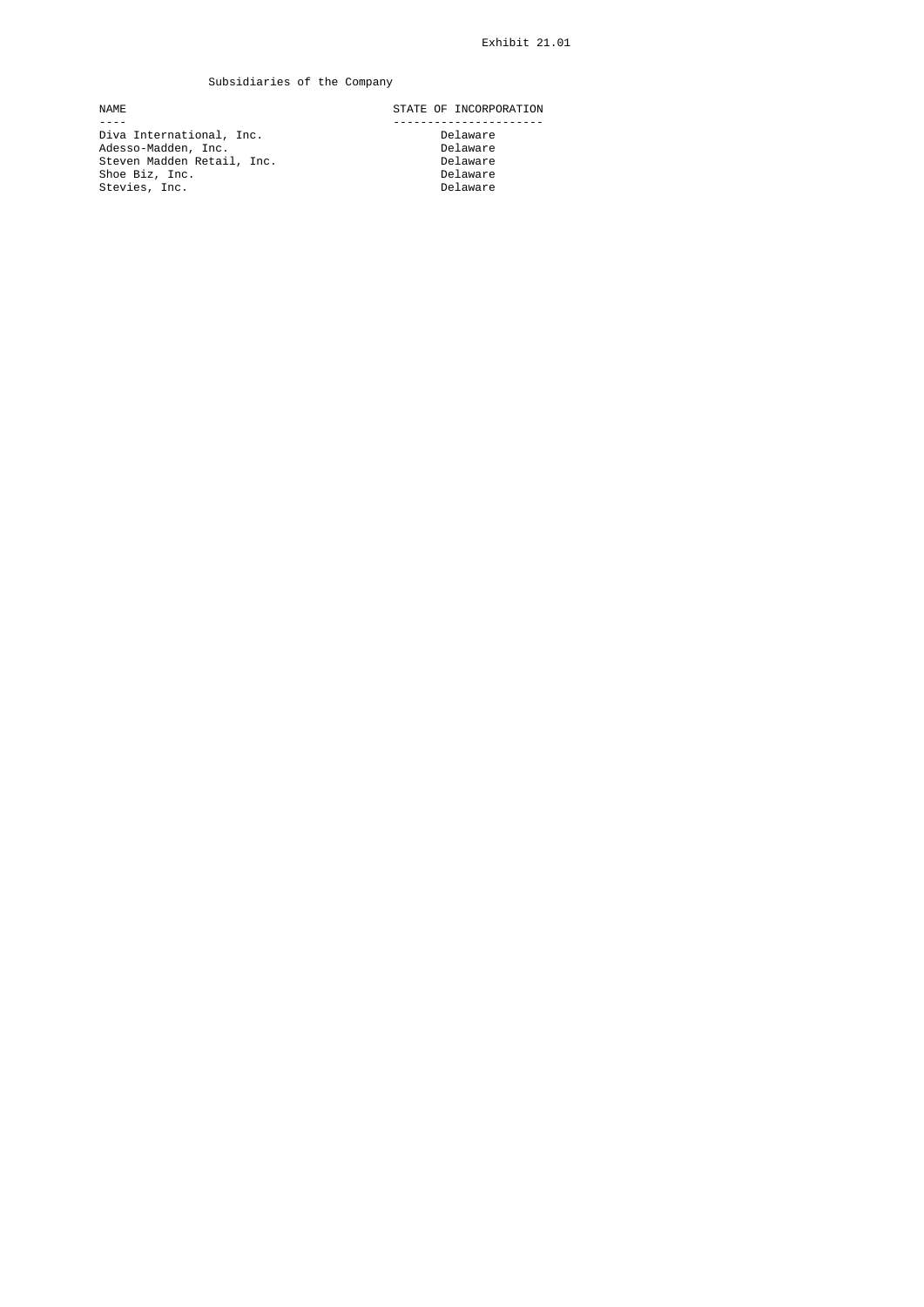Exhibit 21.01

# Subsidiaries of the Company

| NAME | STATE OF INCORPORATION |
| --- | --- |
| Diva International, Inc. | Delaware |
| Adesso-Madden, Inc. | Delaware |
| Steven Madden Retail, Inc. | Delaware |
| Shoe Biz, Inc. | Delaware |
| Stevies, Inc. | Delaware |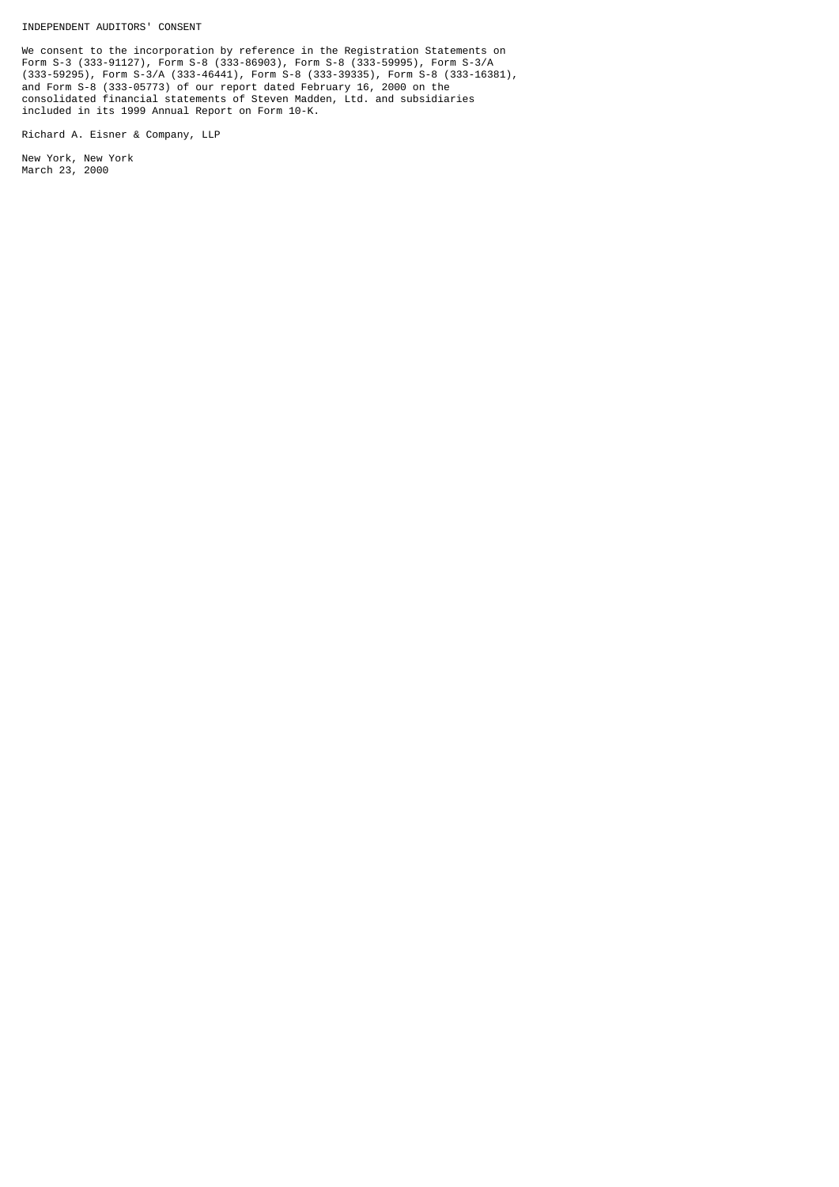# INDEPENDENT AUDITORS' CONSENT

We consent to the incorporation by reference in the Registration Statements on Form S-3 (333-91127), Form S-8 (333-86903), Form S-8 (333-59995), Form S-3/A (333-59295), Form S-3/A (333-46441), Form S-8 (333-39335), Form S-8 (333-16381), and Form S-8 (333-05773) of our report dated February 16, 2000 on the consolidated financial statements of Steven Madden, Ltd. and subsidiaries included in its 1999 Annual Report on Form 10-K.

Richard A. Eisner & Company, LLP

New York, New York
March 23, 2000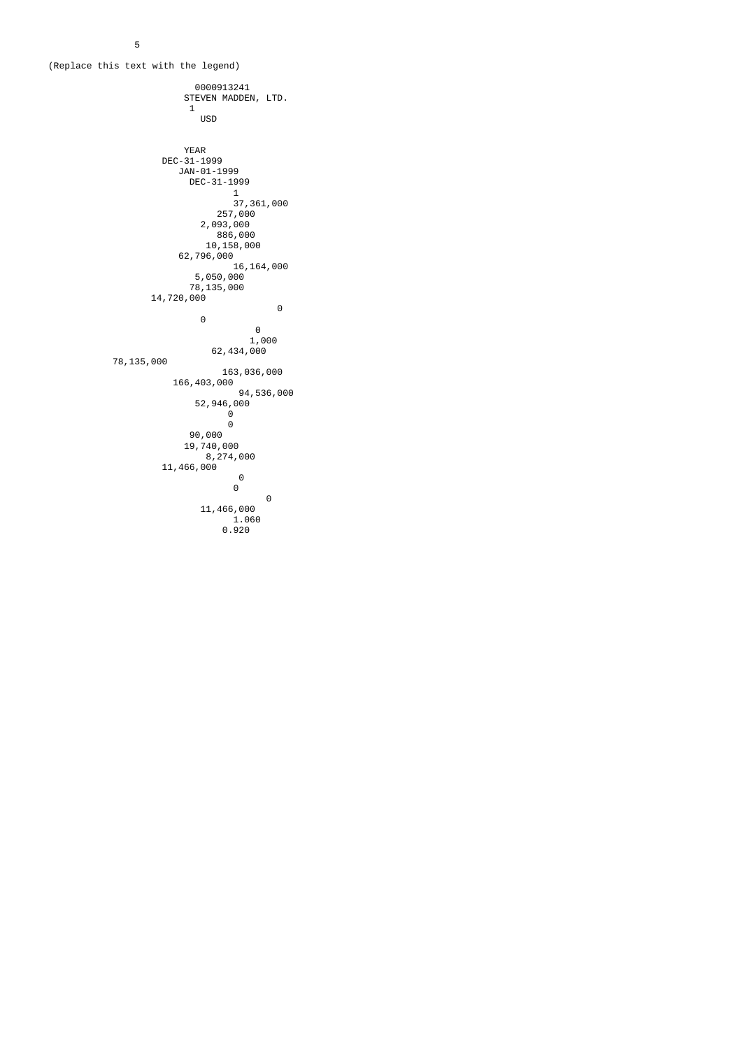5

(Replace this text with the legend)

0000913241
STEVEN MADDEN, LTD.
1
USD

YEAR
DEC-31-1999
JAN-01-1999
DEC-31-1999
1
37,361,000
257,000
2,093,000
886,000
10,158,000
62,796,000
16,164,000
5,050,000
78,135,000
14,720,000
0
0
0
1,000
62,434,000
78,135,000
163,036,000
166,403,000
94,536,000
52,946,000
0
0
90,000
19,740,000
8,274,000
11,466,000
0
0
0
11,466,000
1.060
0.920